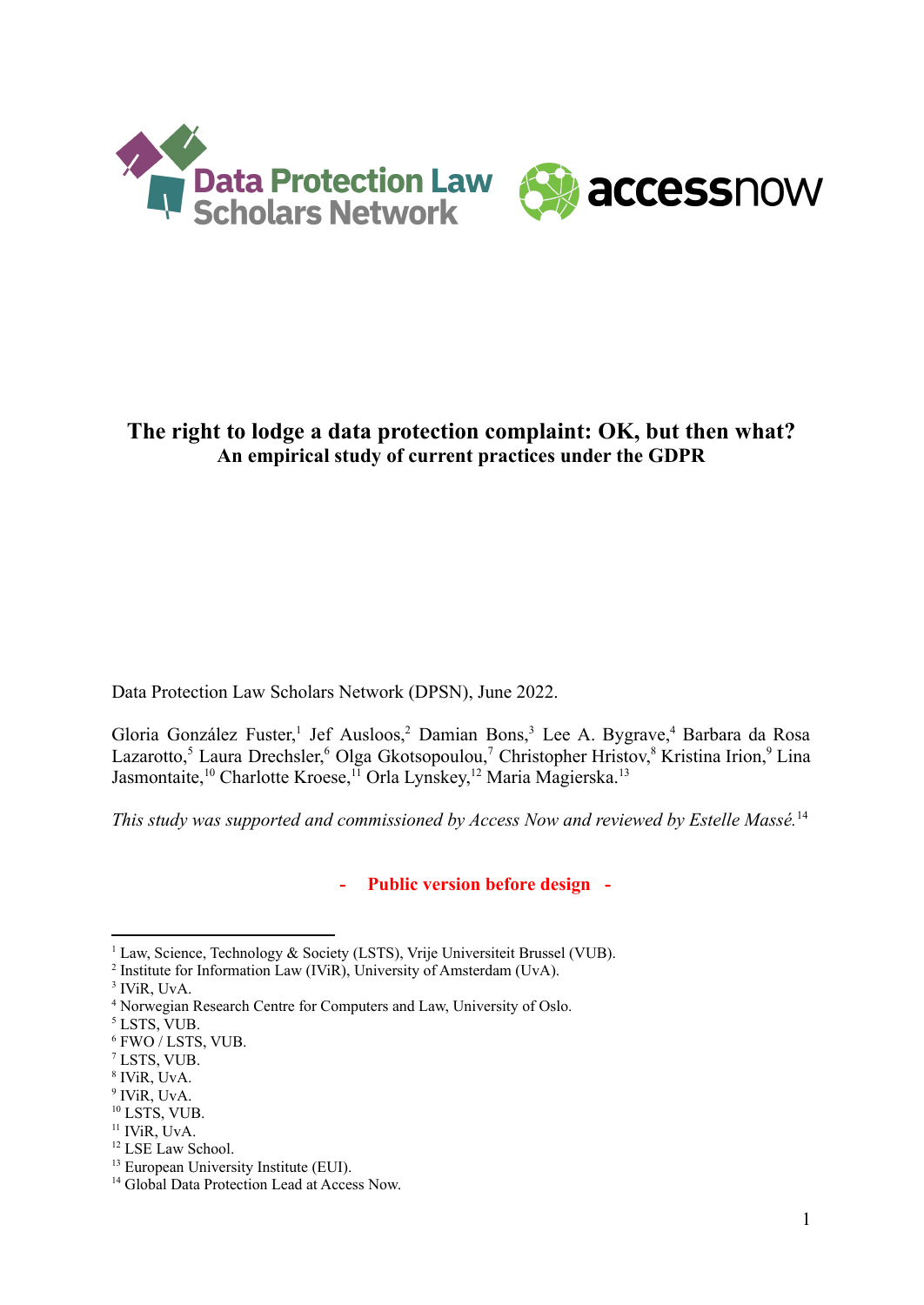Data Protection Law Scholars Network

accessnow

# The right to lodge a data protection complaint: OK, but then what?

## An empirical study of current practices under the GDPR

Data Protection Law Scholars Network (DPSN), June 2022.

Gloria González Fuster,[1] Jef Ausloos,[2] Damian Bons,[3] Lee A. Bygrave,[4] Barbara da Rosa Lazarotto,[5] Laura Drechsler,[6] Olga Gkotsopoulou,[7] Christopher Hristov,[8] Kristina Irion,[9] Lina Jasmontaite,[10] Charlotte Kroese,[11] Orla Lynskey,[12] Maria Magierska.[13]

*This study was supported and commissioned by Access Now and reviewed by Estelle Massé.*[14]

**- Public version before design -**

---

[1] Law, Science, Technology & Society (LSTS), Vrije Universiteit Brussel (VUB).
[2] Institute for Information Law (IViR), University of Amsterdam (UvA).
[3] IViR, UvA.
[4] Norwegian Research Centre for Computers and Law, University of Oslo.
[5] LSTS, VUB.
[6] FWO / LSTS, VUB.
[7] LSTS, VUB.
[8] IViR, UvA.
[9] IViR, UvA.
[10] LSTS, VUB.
[11] IViR, UvA.
[12] LSE Law School.
[13] European University Institute (EUI).
[14] Global Data Protection Lead at Access Now.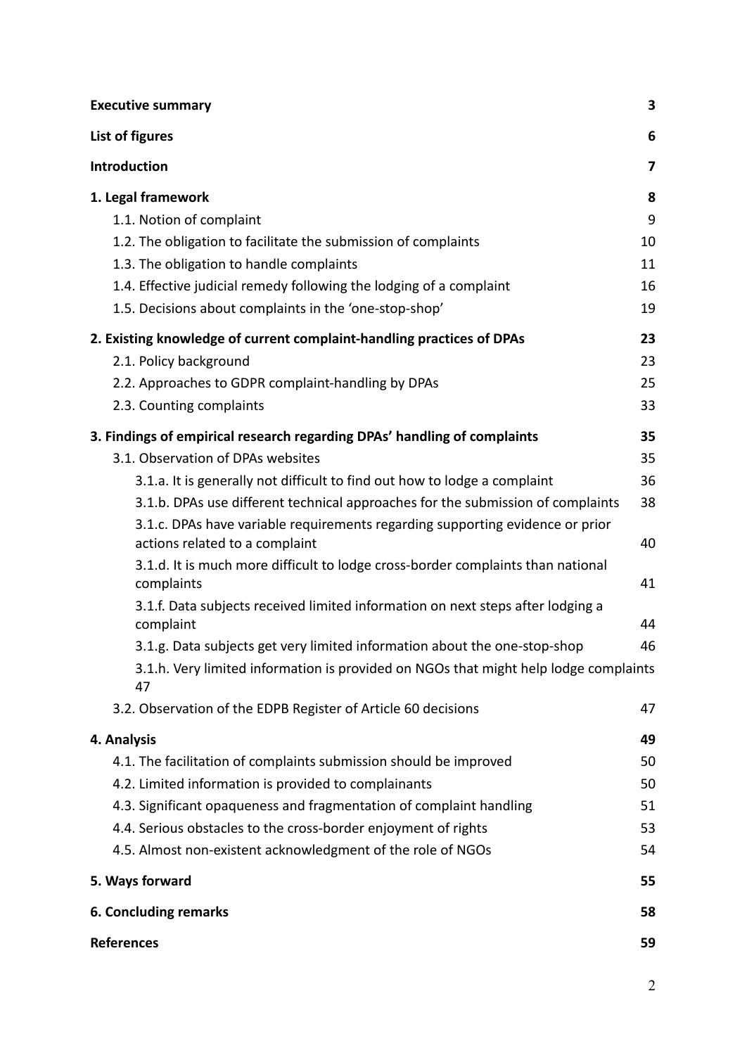| | |
|---|---|
| **Executive summary** | **3** |
| **List of figures** | **6** |
| **Introduction** | **7** |
| **1. Legal framework** | **8** |
| 1.1. Notion of complaint | 9 |
| 1.2. The obligation to facilitate the submission of complaints | 10 |
| 1.3. The obligation to handle complaints | 11 |
| 1.4. Effective judicial remedy following the lodging of a complaint | 16 |
| 1.5. Decisions about complaints in the 'one-stop-shop' | 19 |
| **2. Existing knowledge of current complaint-handling practices of DPAs** | **23** |
| 2.1. Policy background | 23 |
| 2.2. Approaches to GDPR complaint-handling by DPAs | 25 |
| 2.3. Counting complaints | 33 |
| **3. Findings of empirical research regarding DPAs' handling of complaints** | **35** |
| 3.1. Observation of DPAs websites | 35 |
| 3.1.a. It is generally not difficult to find out how to lodge a complaint | 36 |
| 3.1.b. DPAs use different technical approaches for the submission of complaints | 38 |
| 3.1.c. DPAs have variable requirements regarding supporting evidence or prior actions related to a complaint | 40 |
| 3.1.d. It is much more difficult to lodge cross-border complaints than national complaints | 41 |
| 3.1.f. Data subjects received limited information on next steps after lodging a complaint | 44 |
| 3.1.g. Data subjects get very limited information about the one-stop-shop | 46 |
| 3.1.h. Very limited information is provided on NGOs that might help lodge complaints | 47 |
| 3.2. Observation of the EDPB Register of Article 60 decisions | 47 |
| **4. Analysis** | **49** |
| 4.1. The facilitation of complaints submission should be improved | 50 |
| 4.2. Limited information is provided to complainants | 50 |
| 4.3. Significant opaqueness and fragmentation of complaint handling | 51 |
| 4.4. Serious obstacles to the cross-border enjoyment of rights | 53 |
| 4.5. Almost non-existent acknowledgment of the role of NGOs | 54 |
| **5. Ways forward** | **55** |
| **6. Concluding remarks** | **58** |
| **References** | **59** |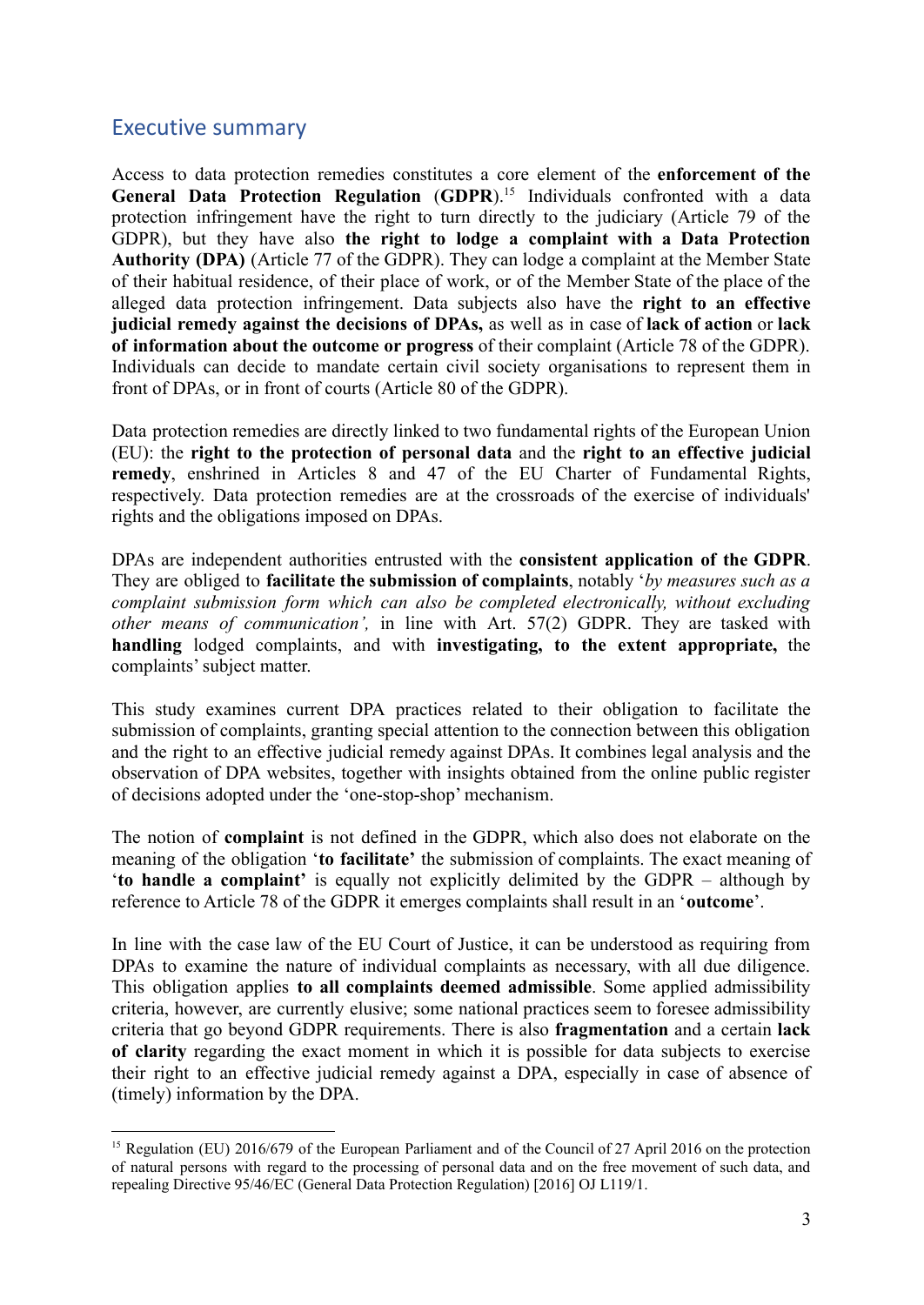## Executive summary

Access to data protection remedies constitutes a core element of the **enforcement of the General Data Protection Regulation** (**GDPR**).[15] Individuals confronted with a data protection infringement have the right to turn directly to the judiciary (Article 79 of the GDPR), but they have also **the right to lodge a complaint with a Data Protection Authority (DPA)** (Article 77 of the GDPR). They can lodge a complaint at the Member State of their habitual residence, of their place of work, or of the Member State of the place of the alleged data protection infringement. Data subjects also have the **right to an effective judicial remedy against the decisions of DPAs,** as well as in case of **lack of action** or **lack of information about the outcome or progress** of their complaint (Article 78 of the GDPR). Individuals can decide to mandate certain civil society organisations to represent them in front of DPAs, or in front of courts (Article 80 of the GDPR).

Data protection remedies are directly linked to two fundamental rights of the European Union (EU): the **right to the protection of personal data** and the **right to an effective judicial remedy**, enshrined in Articles 8 and 47 of the EU Charter of Fundamental Rights, respectively. Data protection remedies are at the crossroads of the exercise of individuals' rights and the obligations imposed on DPAs.

DPAs are independent authorities entrusted with the **consistent application of the GDPR**. They are obliged to **facilitate the submission of complaints**, notably '*by measures such as a complaint submission form which can also be completed electronically, without excluding other means of communication',* in line with Art. 57(2) GDPR. They are tasked with **handling** lodged complaints, and with **investigating, to the extent appropriate,** the complaints' subject matter.

This study examines current DPA practices related to their obligation to facilitate the submission of complaints, granting special attention to the connection between this obligation and the right to an effective judicial remedy against DPAs. It combines legal analysis and the observation of DPA websites, together with insights obtained from the online public register of decisions adopted under the 'one-stop-shop' mechanism.

The notion of **complaint** is not defined in the GDPR, which also does not elaborate on the meaning of the obligation '**to facilitate'** the submission of complaints. The exact meaning of '**to handle a complaint'** is equally not explicitly delimited by the GDPR – although by reference to Article 78 of the GDPR it emerges complaints shall result in an '**outcome**'.

In line with the case law of the EU Court of Justice, it can be understood as requiring from DPAs to examine the nature of individual complaints as necessary, with all due diligence. This obligation applies **to all complaints deemed admissible**. Some applied admissibility criteria, however, are currently elusive; some national practices seem to foresee admissibility criteria that go beyond GDPR requirements. There is also **fragmentation** and a certain **lack of clarity** regarding the exact moment in which it is possible for data subjects to exercise their right to an effective judicial remedy against a DPA, especially in case of absence of (timely) information by the DPA.

[15] Regulation (EU) 2016/679 of the European Parliament and of the Council of 27 April 2016 on the protection of natural persons with regard to the processing of personal data and on the free movement of such data, and repealing Directive 95/46/EC (General Data Protection Regulation) [2016] OJ L119/1.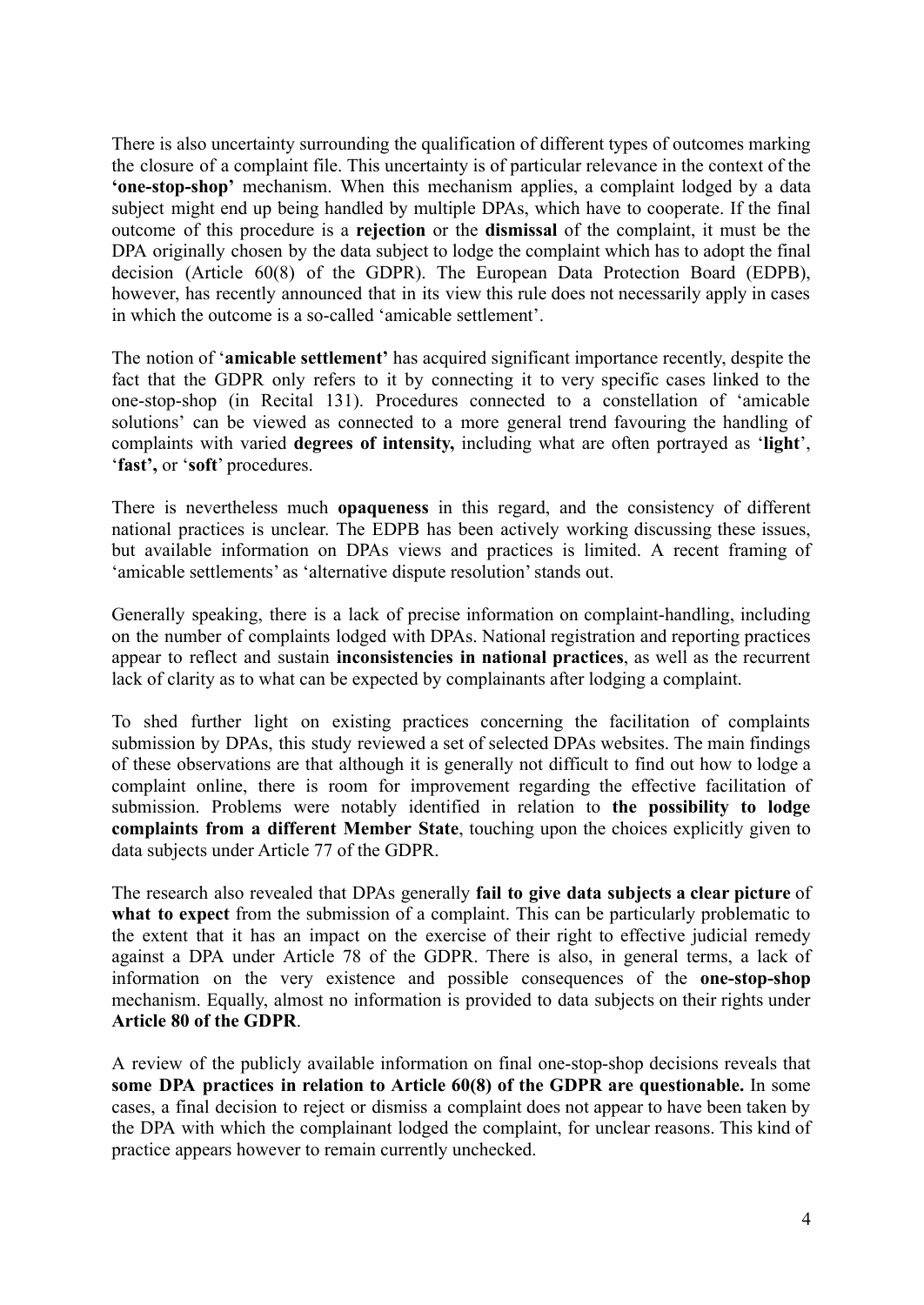There is also uncertainty surrounding the qualification of different types of outcomes marking the closure of a complaint file. This uncertainty is of particular relevance in the context of the **'one-stop-shop'** mechanism. When this mechanism applies, a complaint lodged by a data subject might end up being handled by multiple DPAs, which have to cooperate. If the final outcome of this procedure is a **rejection** or the **dismissal** of the complaint, it must be the DPA originally chosen by the data subject to lodge the complaint which has to adopt the final decision (Article 60(8) of the GDPR). The European Data Protection Board (EDPB), however, has recently announced that in its view this rule does not necessarily apply in cases in which the outcome is a so-called 'amicable settlement'.

The notion of '**amicable settlement'** has acquired significant importance recently, despite the fact that the GDPR only refers to it by connecting it to very specific cases linked to the one-stop-shop (in Recital 131). Procedures connected to a constellation of 'amicable solutions' can be viewed as connected to a more general trend favouring the handling of complaints with varied **degrees of intensity,** including what are often portrayed as '**light**', '**fast',** or '**soft**' procedures.

There is nevertheless much **opaqueness** in this regard, and the consistency of different national practices is unclear. The EDPB has been actively working discussing these issues, but available information on DPAs views and practices is limited. A recent framing of 'amicable settlements' as 'alternative dispute resolution' stands out.

Generally speaking, there is a lack of precise information on complaint-handling, including on the number of complaints lodged with DPAs. National registration and reporting practices appear to reflect and sustain **inconsistencies in national practices**, as well as the recurrent lack of clarity as to what can be expected by complainants after lodging a complaint.

To shed further light on existing practices concerning the facilitation of complaints submission by DPAs, this study reviewed a set of selected DPAs websites. The main findings of these observations are that although it is generally not difficult to find out how to lodge a complaint online, there is room for improvement regarding the effective facilitation of submission. Problems were notably identified in relation to **the possibility to lodge complaints from a different Member State**, touching upon the choices explicitly given to data subjects under Article 77 of the GDPR.

The research also revealed that DPAs generally **fail to give data subjects a clear picture** of **what to expect** from the submission of a complaint. This can be particularly problematic to the extent that it has an impact on the exercise of their right to effective judicial remedy against a DPA under Article 78 of the GDPR. There is also, in general terms, a lack of information on the very existence and possible consequences of the **one-stop-shop** mechanism. Equally, almost no information is provided to data subjects on their rights under **Article 80 of the GDPR**.

A review of the publicly available information on final one-stop-shop decisions reveals that **some DPA practices in relation to Article 60(8) of the GDPR are questionable.** In some cases, a final decision to reject or dismiss a complaint does not appear to have been taken by the DPA with which the complainant lodged the complaint, for unclear reasons. This kind of practice appears however to remain currently unchecked.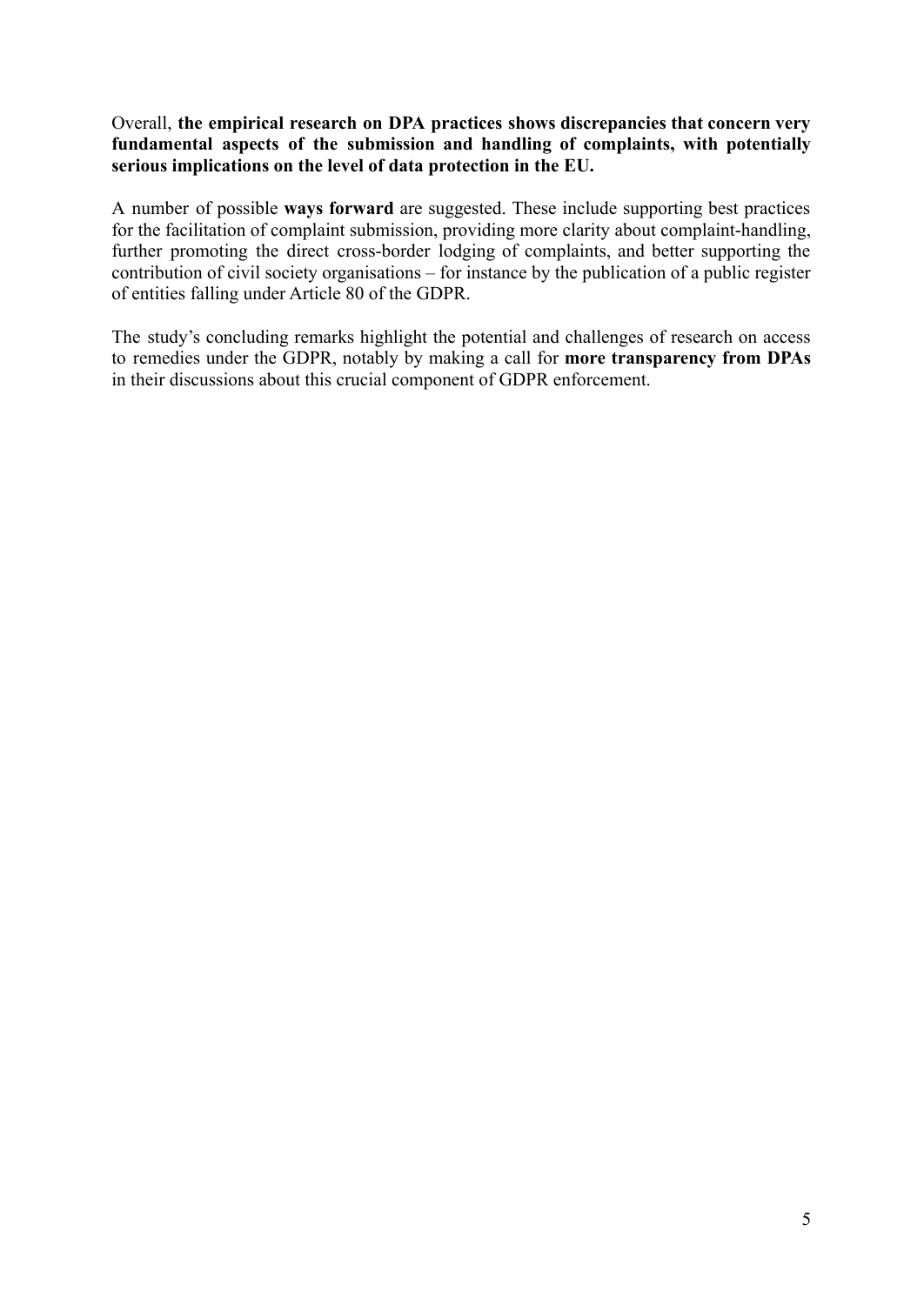Overall, **the empirical research on DPA practices shows discrepancies that concern very fundamental aspects of the submission and handling of complaints, with potentially serious implications on the level of data protection in the EU.**

A number of possible **ways forward** are suggested. These include supporting best practices for the facilitation of complaint submission, providing more clarity about complaint-handling, further promoting the direct cross-border lodging of complaints, and better supporting the contribution of civil society organisations – for instance by the publication of a public register of entities falling under Article 80 of the GDPR.

The study's concluding remarks highlight the potential and challenges of research on access to remedies under the GDPR, notably by making a call for **more transparency from DPAs** in their discussions about this crucial component of GDPR enforcement.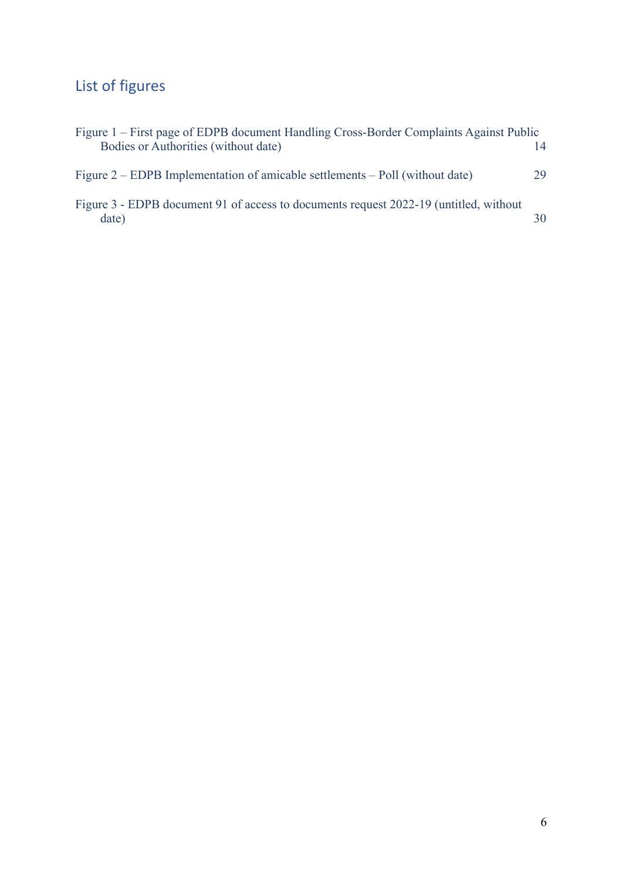## List of figures

Figure 1 – First page of EDPB document Handling Cross-Border Complaints Against Public Bodies or Authorities (without date) 14

Figure 2 – EDPB Implementation of amicable settlements – Poll (without date) 29

Figure 3 - EDPB document 91 of access to documents request 2022-19 (untitled, without date) 30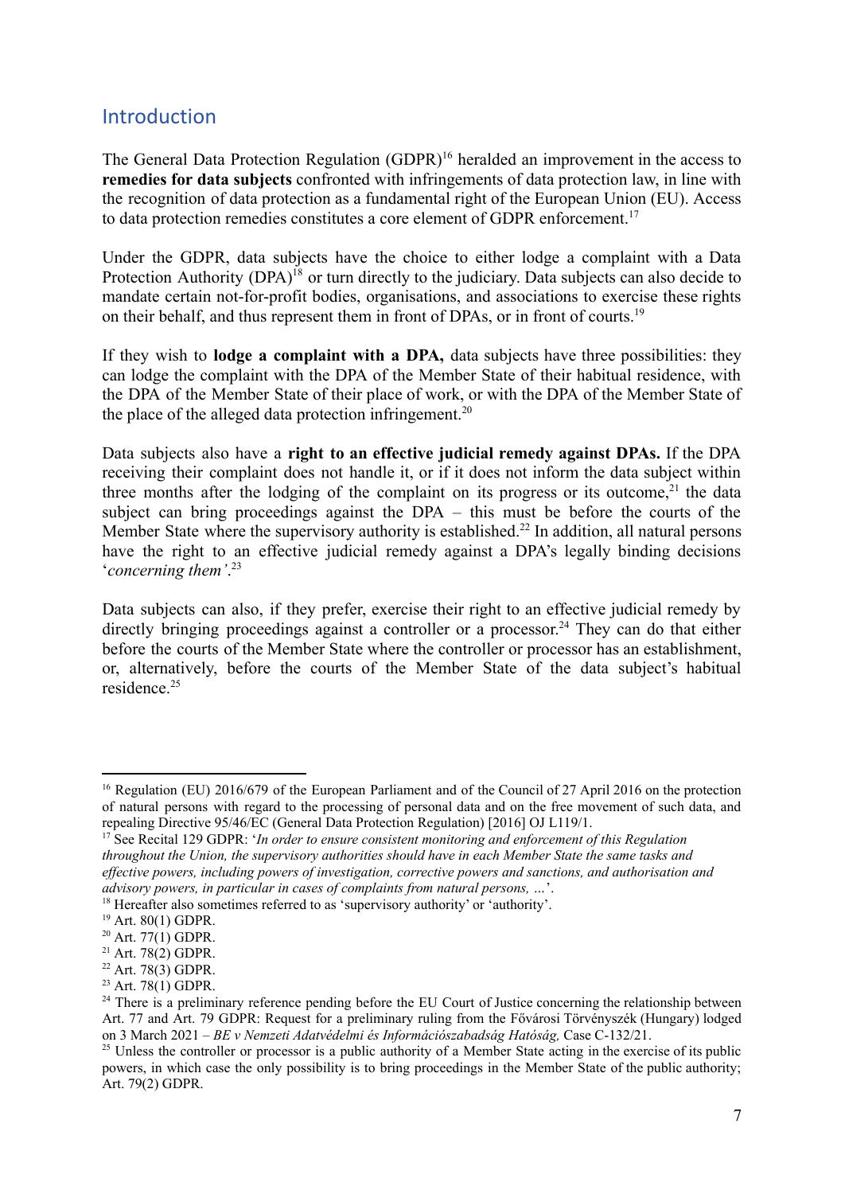## Introduction

The General Data Protection Regulation (GDPR)[16] heralded an improvement in the access to **remedies for data subjects** confronted with infringements of data protection law, in line with the recognition of data protection as a fundamental right of the European Union (EU). Access to data protection remedies constitutes a core element of GDPR enforcement.[17]

Under the GDPR, data subjects have the choice to either lodge a complaint with a Data Protection Authority (DPA)[18] or turn directly to the judiciary. Data subjects can also decide to mandate certain not-for-profit bodies, organisations, and associations to exercise these rights on their behalf, and thus represent them in front of DPAs, or in front of courts.[19]

If they wish to **lodge a complaint with a DPA,** data subjects have three possibilities: they can lodge the complaint with the DPA of the Member State of their habitual residence, with the DPA of the Member State of their place of work, or with the DPA of the Member State of the place of the alleged data protection infringement.[20]

Data subjects also have a **right to an effective judicial remedy against DPAs.** If the DPA receiving their complaint does not handle it, or if it does not inform the data subject within three months after the lodging of the complaint on its progress or its outcome,[21] the data subject can bring proceedings against the DPA – this must be before the courts of the Member State where the supervisory authority is established.[22] In addition, all natural persons have the right to an effective judicial remedy against a DPA's legally binding decisions '*concerning them'*.[23]

Data subjects can also, if they prefer, exercise their right to an effective judicial remedy by directly bringing proceedings against a controller or a processor.[24] They can do that either before the courts of the Member State where the controller or processor has an establishment, or, alternatively, before the courts of the Member State of the data subject's habitual residence.[25]

---

[16] Regulation (EU) 2016/679 of the European Parliament and of the Council of 27 April 2016 on the protection of natural persons with regard to the processing of personal data and on the free movement of such data, and repealing Directive 95/46/EC (General Data Protection Regulation) [2016] OJ L119/1.

[17] See Recital 129 GDPR: '*In order to ensure consistent monitoring and enforcement of this Regulation throughout the Union, the supervisory authorities should have in each Member State the same tasks and effective powers, including powers of investigation, corrective powers and sanctions, and authorisation and advisory powers, in particular in cases of complaints from natural persons, …*'.

[18] Hereafter also sometimes referred to as 'supervisory authority' or 'authority'.

[19] Art. 80(1) GDPR.

[20] Art. 77(1) GDPR.

[21] Art. 78(2) GDPR.

[22] Art. 78(3) GDPR.

[23] Art. 78(1) GDPR.

[24] There is a preliminary reference pending before the EU Court of Justice concerning the relationship between Art. 77 and Art. 79 GDPR: Request for a preliminary ruling from the Fővárosi Törvényszék (Hungary) lodged on 3 March 2021 – *BE v Nemzeti Adatvédelmi és Információszabadság Hatóság,* Case C-132/21.

[25] Unless the controller or processor is a public authority of a Member State acting in the exercise of its public powers, in which case the only possibility is to bring proceedings in the Member State of the public authority; Art. 79(2) GDPR.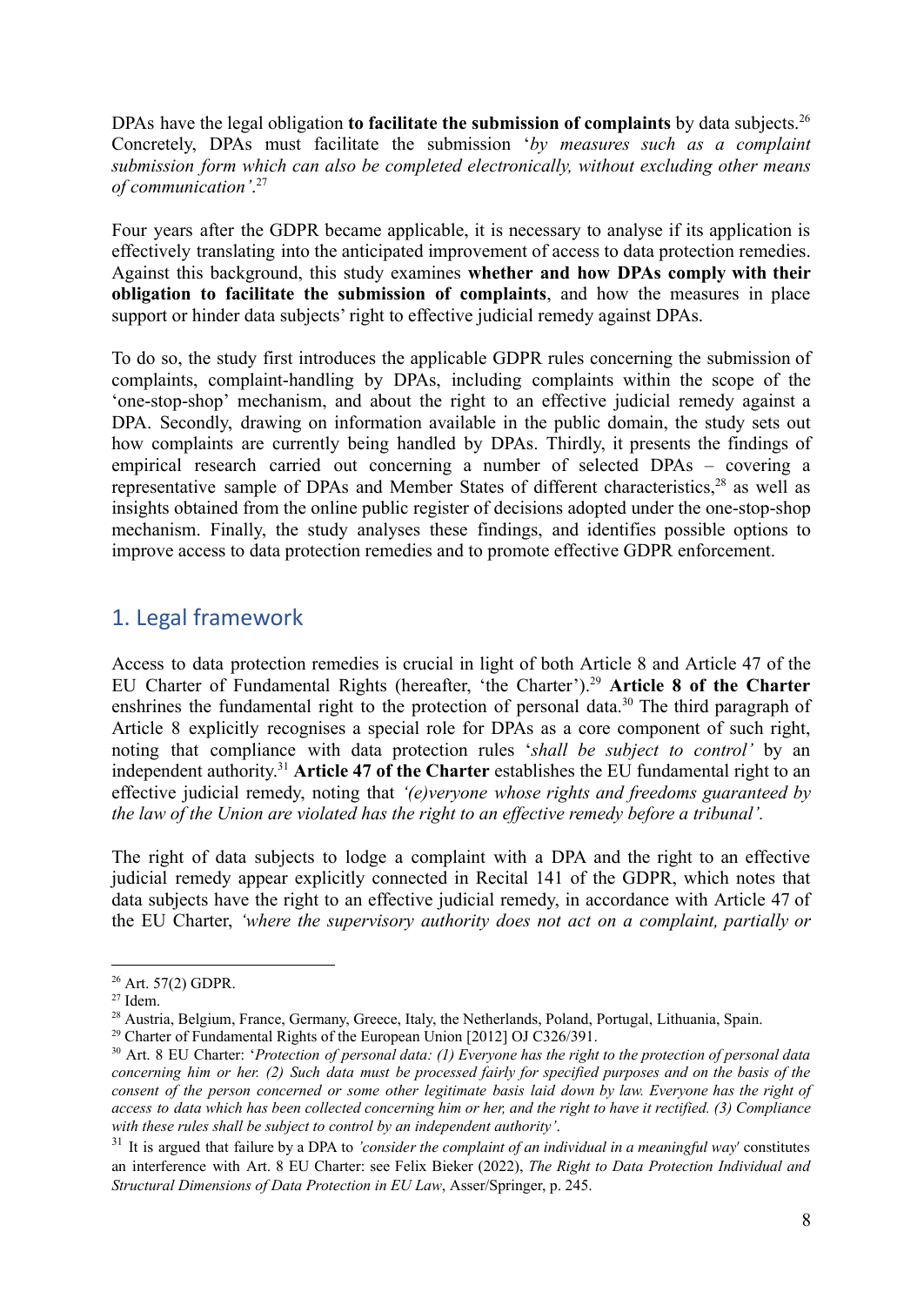DPAs have the legal obligation **to facilitate the submission of complaints** by data subjects.[26] Concretely, DPAs must facilitate the submission '*by measures such as a complaint submission form which can also be completed electronically, without excluding other means of communication'*.[27]

Four years after the GDPR became applicable, it is necessary to analyse if its application is effectively translating into the anticipated improvement of access to data protection remedies. Against this background, this study examines **whether and how DPAs comply with their obligation to facilitate the submission of complaints**, and how the measures in place support or hinder data subjects' right to effective judicial remedy against DPAs.

To do so, the study first introduces the applicable GDPR rules concerning the submission of complaints, complaint-handling by DPAs, including complaints within the scope of the 'one-stop-shop' mechanism, and about the right to an effective judicial remedy against a DPA. Secondly, drawing on information available in the public domain, the study sets out how complaints are currently being handled by DPAs. Thirdly, it presents the findings of empirical research carried out concerning a number of selected DPAs – covering a representative sample of DPAs and Member States of different characteristics,[28] as well as insights obtained from the online public register of decisions adopted under the one-stop-shop mechanism. Finally, the study analyses these findings, and identifies possible options to improve access to data protection remedies and to promote effective GDPR enforcement.

## 1. Legal framework

Access to data protection remedies is crucial in light of both Article 8 and Article 47 of the EU Charter of Fundamental Rights (hereafter, 'the Charter').[29] **Article 8 of the Charter** enshrines the fundamental right to the protection of personal data.[30] The third paragraph of Article 8 explicitly recognises a special role for DPAs as a core component of such right, noting that compliance with data protection rules '*shall be subject to control'* by an independent authority.[31] **Article 47 of the Charter** establishes the EU fundamental right to an effective judicial remedy, noting that *'(e)veryone whose rights and freedoms guaranteed by the law of the Union are violated has the right to an effective remedy before a tribunal'.*

The right of data subjects to lodge a complaint with a DPA and the right to an effective judicial remedy appear explicitly connected in Recital 141 of the GDPR, which notes that data subjects have the right to an effective judicial remedy, in accordance with Article 47 of the EU Charter, *'where the supervisory authority does not act on a complaint, partially or*

---

[26] Art. 57(2) GDPR.

[27] Idem.

[28] Austria, Belgium, France, Germany, Greece, Italy, the Netherlands, Poland, Portugal, Lithuania, Spain.

[29] Charter of Fundamental Rights of the European Union [2012] OJ C326/391.

[30] Art. 8 EU Charter: '*Protection of personal data: (1) Everyone has the right to the protection of personal data concerning him or her. (2) Such data must be processed fairly for specified purposes and on the basis of the consent of the person concerned or some other legitimate basis laid down by law. Everyone has the right of access to data which has been collected concerning him or her, and the right to have it rectified. (3) Compliance with these rules shall be subject to control by an independent authority'*.

[31] It is argued that failure by a DPA to *'consider the complaint of an individual in a meaningful way'* constitutes an interference with Art. 8 EU Charter: see Felix Bieker (2022), *The Right to Data Protection Individual and Structural Dimensions of Data Protection in EU Law*, Asser/Springer, p. 245.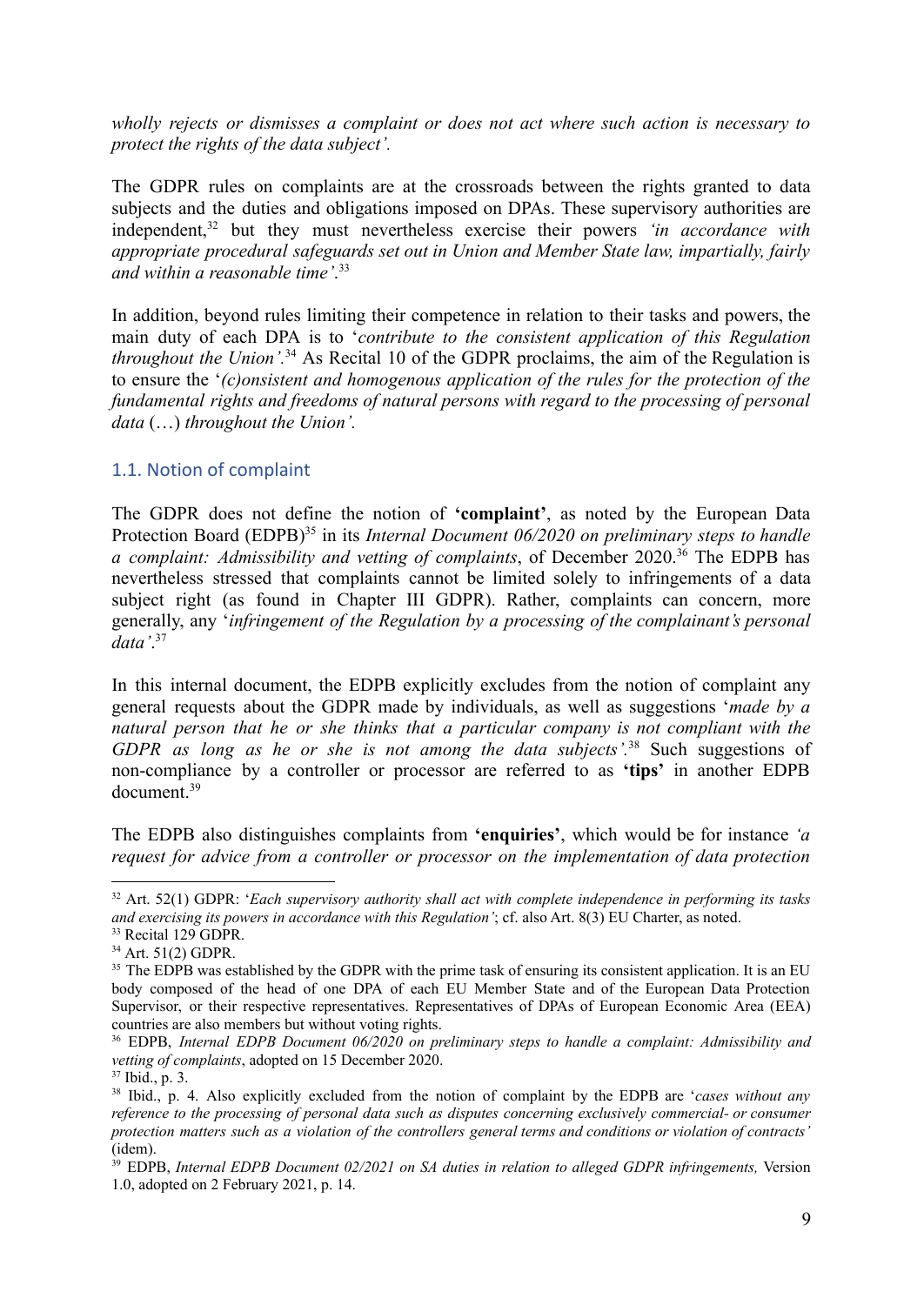*wholly rejects or dismisses a complaint or does not act where such action is necessary to protect the rights of the data subject'.*

The GDPR rules on complaints are at the crossroads between the rights granted to data subjects and the duties and obligations imposed on DPAs. These supervisory authorities are independent,[32] but they must nevertheless exercise their powers *'in accordance with appropriate procedural safeguards set out in Union and Member State law, impartially, fairly and within a reasonable time'*.[33]

In addition, beyond rules limiting their competence in relation to their tasks and powers, the main duty of each DPA is to '*contribute to the consistent application of this Regulation throughout the Union'*.[34] As Recital 10 of the GDPR proclaims, the aim of the Regulation is to ensure the '*(c)onsistent and homogenous application of the rules for the protection of the fundamental rights and freedoms of natural persons with regard to the processing of personal data* (…) *throughout the Union'.*

### 1.1. Notion of complaint

The GDPR does not define the notion of **'complaint'**, as noted by the European Data Protection Board (EDPB)[35] in its *Internal Document 06/2020 on preliminary steps to handle a complaint: Admissibility and vetting of complaints*, of December 2020.[36] The EDPB has nevertheless stressed that complaints cannot be limited solely to infringements of a data subject right (as found in Chapter III GDPR). Rather, complaints can concern, more generally, any '*infringement of the Regulation by a processing of the complainant's personal data'*.[37]

In this internal document, the EDPB explicitly excludes from the notion of complaint any general requests about the GDPR made by individuals, as well as suggestions '*made by a natural person that he or she thinks that a particular company is not compliant with the GDPR as long as he or she is not among the data subjects'*.[38] Such suggestions of non-compliance by a controller or processor are referred to as **'tips'** in another EDPB document.[39]

The EDPB also distinguishes complaints from **'enquiries'**, which would be for instance *'a request for advice from a controller or processor on the implementation of data protection*

---

[32] Art. 52(1) GDPR: '*Each supervisory authority shall act with complete independence in performing its tasks and exercising its powers in accordance with this Regulation'*; cf. also Art. 8(3) EU Charter, as noted.

[33] Recital 129 GDPR.

[34] Art. 51(2) GDPR.

[35] The EDPB was established by the GDPR with the prime task of ensuring its consistent application. It is an EU body composed of the head of one DPA of each EU Member State and of the European Data Protection Supervisor, or their respective representatives. Representatives of DPAs of European Economic Area (EEA) countries are also members but without voting rights.

[36] EDPB, *Internal EDPB Document 06/2020 on preliminary steps to handle a complaint: Admissibility and vetting of complaints*, adopted on 15 December 2020.

[37] Ibid., p. 3.

[38] Ibid., p. 4. Also explicitly excluded from the notion of complaint by the EDPB are '*cases without any reference to the processing of personal data such as disputes concerning exclusively commercial- or consumer protection matters such as a violation of the controllers general terms and conditions or violation of contracts'* (idem).

[39] EDPB, *Internal EDPB Document 02/2021 on SA duties in relation to alleged GDPR infringements,* Version 1.0, adopted on 2 February 2021, p. 14.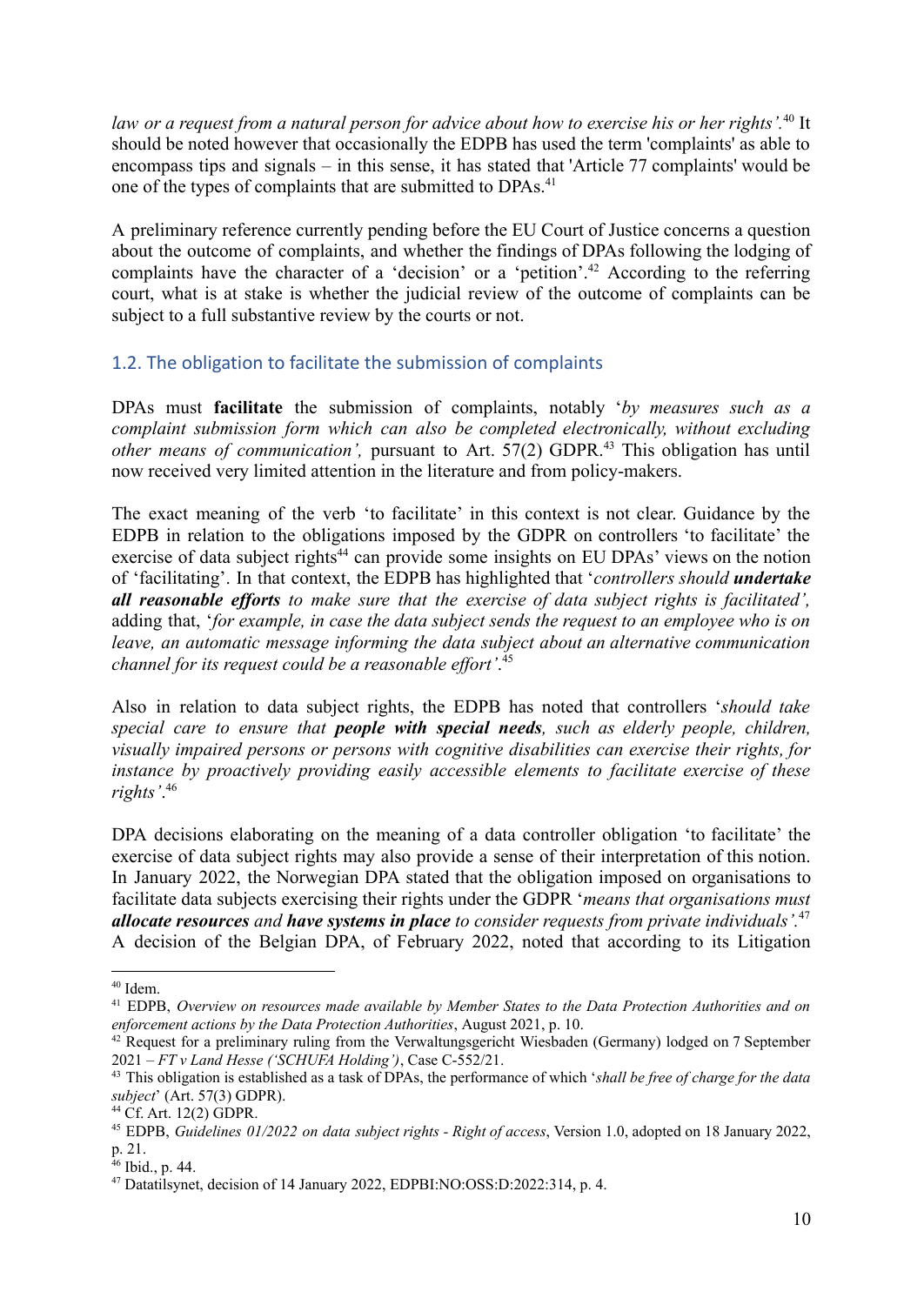*law or a request from a natural person for advice about how to exercise his or her rights'*.[40] It should be noted however that occasionally the EDPB has used the term 'complaints' as able to encompass tips and signals – in this sense, it has stated that 'Article 77 complaints' would be one of the types of complaints that are submitted to DPAs.[41]

A preliminary reference currently pending before the EU Court of Justice concerns a question about the outcome of complaints, and whether the findings of DPAs following the lodging of complaints have the character of a 'decision' or a 'petition'.[42] According to the referring court, what is at stake is whether the judicial review of the outcome of complaints can be subject to a full substantive review by the courts or not.

## 1.2. The obligation to facilitate the submission of complaints

DPAs must **facilitate** the submission of complaints, notably '*by measures such as a complaint submission form which can also be completed electronically, without excluding other means of communication',* pursuant to Art. 57(2) GDPR.[43] This obligation has until now received very limited attention in the literature and from policy-makers.

The exact meaning of the verb 'to facilitate' in this context is not clear. Guidance by the EDPB in relation to the obligations imposed by the GDPR on controllers 'to facilitate' the exercise of data subject rights[44] can provide some insights on EU DPAs' views on the notion of 'facilitating'. In that context, the EDPB has highlighted that '*controllers should **undertake all reasonable efforts** to make sure that the exercise of data subject rights is facilitated',* adding that, '*for example, in case the data subject sends the request to an employee who is on leave, an automatic message informing the data subject about an alternative communication channel for its request could be a reasonable effort'*.[45]

Also in relation to data subject rights, the EDPB has noted that controllers '*should take special care to ensure that **people with special needs**, such as elderly people, children, visually impaired persons or persons with cognitive disabilities can exercise their rights, for instance by proactively providing easily accessible elements to facilitate exercise of these rights'*.[46]

DPA decisions elaborating on the meaning of a data controller obligation 'to facilitate' the exercise of data subject rights may also provide a sense of their interpretation of this notion. In January 2022, the Norwegian DPA stated that the obligation imposed on organisations to facilitate data subjects exercising their rights under the GDPR '*means that organisations must **allocate resources** and **have systems in place** to consider requests from private individuals'*.[47] A decision of the Belgian DPA, of February 2022, noted that according to its Litigation

---

[40] Idem.

[41] EDPB, *Overview on resources made available by Member States to the Data Protection Authorities and on enforcement actions by the Data Protection Authorities*, August 2021, p. 10.

[42] Request for a preliminary ruling from the Verwaltungsgericht Wiesbaden (Germany) lodged on 7 September 2021 – *FT v Land Hesse ('SCHUFA Holding')*, Case C-552/21.

[43] This obligation is established as a task of DPAs, the performance of which '*shall be free of charge for the data subject*' (Art. 57(3) GDPR).

[44] Cf. Art. 12(2) GDPR.

[45] EDPB, *Guidelines 01/2022 on data subject rights - Right of access*, Version 1.0, adopted on 18 January 2022, p. 21.

[46] Ibid., p. 44.

[47] Datatilsynet, decision of 14 January 2022, EDPBI:NO:OSS:D:2022:314, p. 4.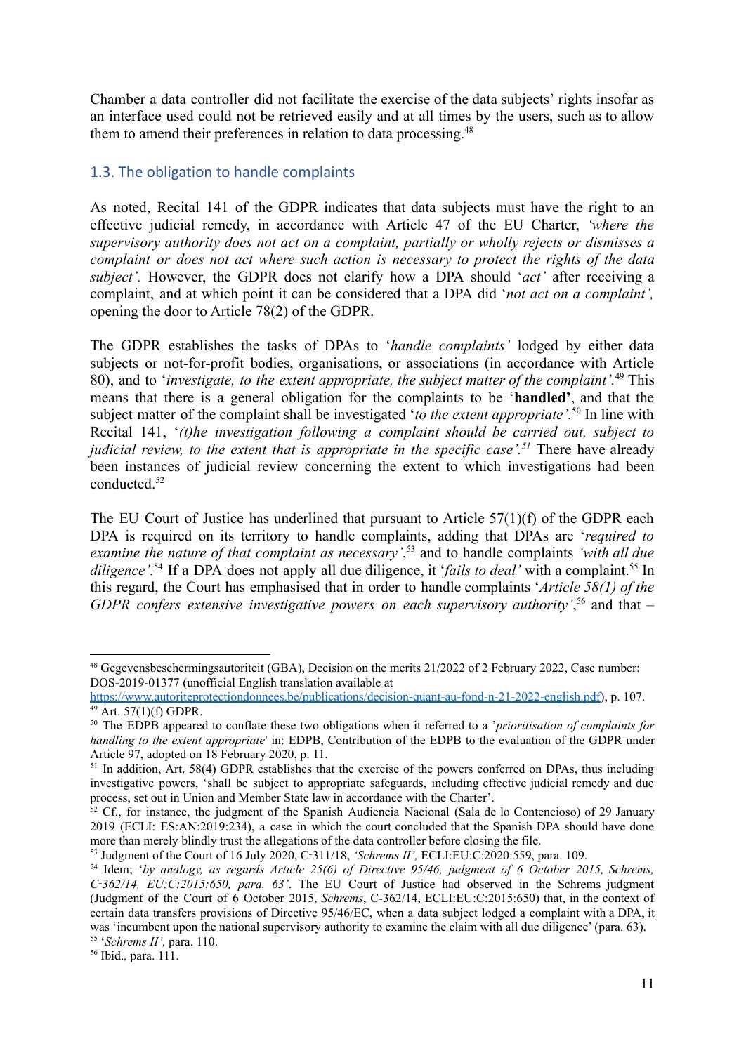Chamber a data controller did not facilitate the exercise of the data subjects' rights insofar as an interface used could not be retrieved easily and at all times by the users, such as to allow them to amend their preferences in relation to data processing.[48]

## 1.3. The obligation to handle complaints

As noted, Recital 141 of the GDPR indicates that data subjects must have the right to an effective judicial remedy, in accordance with Article 47 of the EU Charter, *'where the supervisory authority does not act on a complaint, partially or wholly rejects or dismisses a complaint or does not act where such action is necessary to protect the rights of the data subject'.* However, the GDPR does not clarify how a DPA should '*act'* after receiving a complaint, and at which point it can be considered that a DPA did '*not act on a complaint',* opening the door to Article 78(2) of the GDPR.

The GDPR establishes the tasks of DPAs to '*handle complaints'* lodged by either data subjects or not-for-profit bodies, organisations, or associations (in accordance with Article 80), and to '*investigate, to the extent appropriate, the subject matter of the complaint'.*[49] This means that there is a general obligation for the complaints to be '**handled'**, and that the subject matter of the complaint shall be investigated '*to the extent appropriate'.*[50] In line with Recital 141, '*(t)he investigation following a complaint should be carried out, subject to judicial review, to the extent that is appropriate in the specific case'.*[51] There have already been instances of judicial review concerning the extent to which investigations had been conducted.[52]

The EU Court of Justice has underlined that pursuant to Article 57(1)(f) of the GDPR each DPA is required on its territory to handle complaints, adding that DPAs are '*required to examine the nature of that complaint as necessary'*,[53] and to handle complaints *'with all due diligence'.*[54] If a DPA does not apply all due diligence, it '*fails to deal'* with a complaint.[55] In this regard, the Court has emphasised that in order to handle complaints '*Article 58(1) of the GDPR confers extensive investigative powers on each supervisory authority'*,[56] and that –

---

[48] Gegevensbeschermingsautoriteit (GBA), Decision on the merits 21/2022 of 2 February 2022, Case number: DOS-2019-01377 (unofficial English translation available at https://www.autoriteprotectiondonnees.be/publications/decision-quant-au-fond-n-21-2022-english.pdf), p. 107.

[49] Art. 57(1)(f) GDPR.

[50] The EDPB appeared to conflate these two obligations when it referred to a '*prioritisation of complaints for handling to the extent appropriate*' in: EDPB, Contribution of the EDPB to the evaluation of the GDPR under Article 97, adopted on 18 February 2020, p. 11.

[51] In addition, Art. 58(4) GDPR establishes that the exercise of the powers conferred on DPAs, thus including investigative powers, 'shall be subject to appropriate safeguards, including effective judicial remedy and due process, set out in Union and Member State law in accordance with the Charter'.

[52] Cf., for instance, the judgment of the Spanish Audiencia Nacional (Sala de lo Contencioso) of 29 January 2019 (ECLI: ES:AN:2019:234), a case in which the court concluded that the Spanish DPA should have done more than merely blindly trust the allegations of the data controller before closing the file.

[53] Judgment of the Court of 16 July 2020, C‑311/18, *'Schrems II',* ECLI:EU:C:2020:559, para. 109.

[54] Idem; '*by analogy, as regards Article 25(6) of Directive 95/46, judgment of 6 October 2015, Schrems, C‑362/14, EU:C:2015:650, para. 63'.* The EU Court of Justice had observed in the Schrems judgment (Judgment of the Court of 6 October 2015, *Schrems*, C-362/14, ECLI:EU:C:2015:650) that, in the context of certain data transfers provisions of Directive 95/46/EC, when a data subject lodged a complaint with a DPA, it was 'incumbent upon the national supervisory authority to examine the claim with all due diligence' (para. 63).

[55] '*Schrems II',* para. 110.

[56] Ibid.*,* para. 111.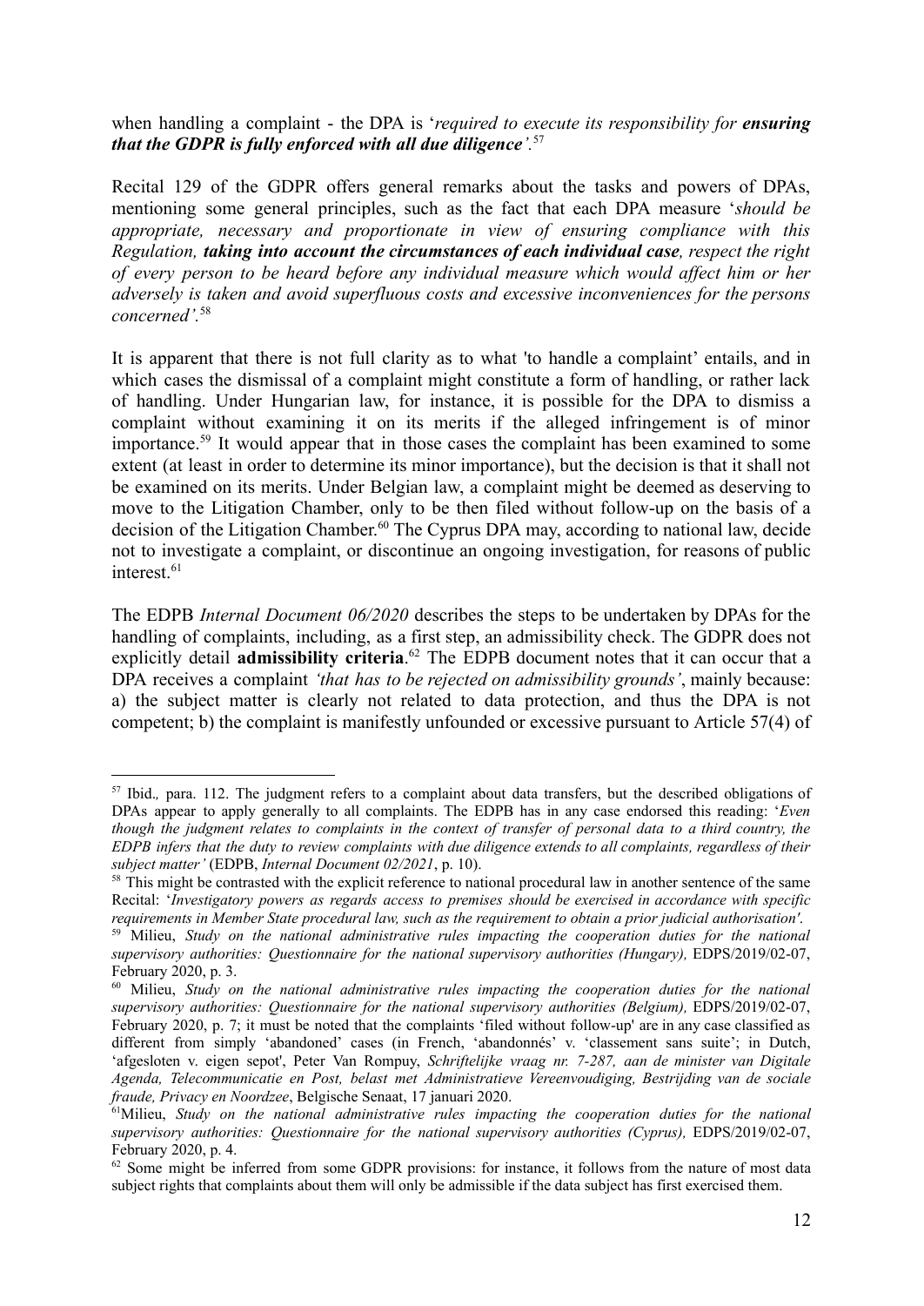when handling a complaint - the DPA is '*required to execute its responsibility for **ensuring that the GDPR is fully enforced with all due diligence***'.[57]

Recital 129 of the GDPR offers general remarks about the tasks and powers of DPAs, mentioning some general principles, such as the fact that each DPA measure '*should be appropriate, necessary and proportionate in view of ensuring compliance with this Regulation, **taking into account the circumstances of each individual case**, respect the right of every person to be heard before any individual measure which would affect him or her adversely is taken and avoid superfluous costs and excessive inconveniences for the persons concerned*'.[58]

It is apparent that there is not full clarity as to what 'to handle a complaint' entails, and in which cases the dismissal of a complaint might constitute a form of handling, or rather lack of handling. Under Hungarian law, for instance, it is possible for the DPA to dismiss a complaint without examining it on its merits if the alleged infringement is of minor importance.[59] It would appear that in those cases the complaint has been examined to some extent (at least in order to determine its minor importance), but the decision is that it shall not be examined on its merits. Under Belgian law, a complaint might be deemed as deserving to move to the Litigation Chamber, only to be then filed without follow-up on the basis of a decision of the Litigation Chamber.[60] The Cyprus DPA may, according to national law, decide not to investigate a complaint, or discontinue an ongoing investigation, for reasons of public interest.[61]

The EDPB *Internal Document 06/2020* describes the steps to be undertaken by DPAs for the handling of complaints, including, as a first step, an admissibility check. The GDPR does not explicitly detail **admissibility criteria**.[62] The EDPB document notes that it can occur that a DPA receives a complaint *'that has to be rejected on admissibility grounds'*, mainly because: a) the subject matter is clearly not related to data protection, and thus the DPA is not competent; b) the complaint is manifestly unfounded or excessive pursuant to Article 57(4) of

---

[57] Ibid., para. 112. The judgment refers to a complaint about data transfers, but the described obligations of DPAs appear to apply generally to all complaints. The EDPB has in any case endorsed this reading: '*Even though the judgment relates to complaints in the context of transfer of personal data to a third country, the EDPB infers that the duty to review complaints with due diligence extends to all complaints, regardless of their subject matter*' (EDPB, *Internal Document 02/2021*, p. 10).

[58] This might be contrasted with the explicit reference to national procedural law in another sentence of the same Recital: '*Investigatory powers as regards access to premises should be exercised in accordance with specific requirements in Member State procedural law, such as the requirement to obtain a prior judicial authorisation'*.

[59] Milieu, *Study on the national administrative rules impacting the cooperation duties for the national supervisory authorities: Questionnaire for the national supervisory authorities (Hungary),* EDPS/2019/02-07, February 2020, p. 3.

[60] Milieu, *Study on the national administrative rules impacting the cooperation duties for the national supervisory authorities: Questionnaire for the national supervisory authorities (Belgium),* EDPS/2019/02-07, February 2020, p. 7; it must be noted that the complaints 'filed without follow-up' are in any case classified as different from simply 'abandoned' cases (in French, 'abandonnés' v. 'classement sans suite'; in Dutch, 'afgesloten v. eigen sepot', Peter Van Rompuy, *Schriftelijke vraag nr. 7-287, aan de minister van Digitale Agenda, Telecommunicatie en Post, belast met Administratieve Vereenvoudiging, Bestrijding van de sociale fraude, Privacy en Noordzee*, Belgische Senaat, 17 januari 2020.

[61] Milieu, *Study on the national administrative rules impacting the cooperation duties for the national supervisory authorities: Questionnaire for the national supervisory authorities (Cyprus),* EDPS/2019/02-07, February 2020, p. 4.

[62] Some might be inferred from some GDPR provisions: for instance, it follows from the nature of most data subject rights that complaints about them will only be admissible if the data subject has first exercised them.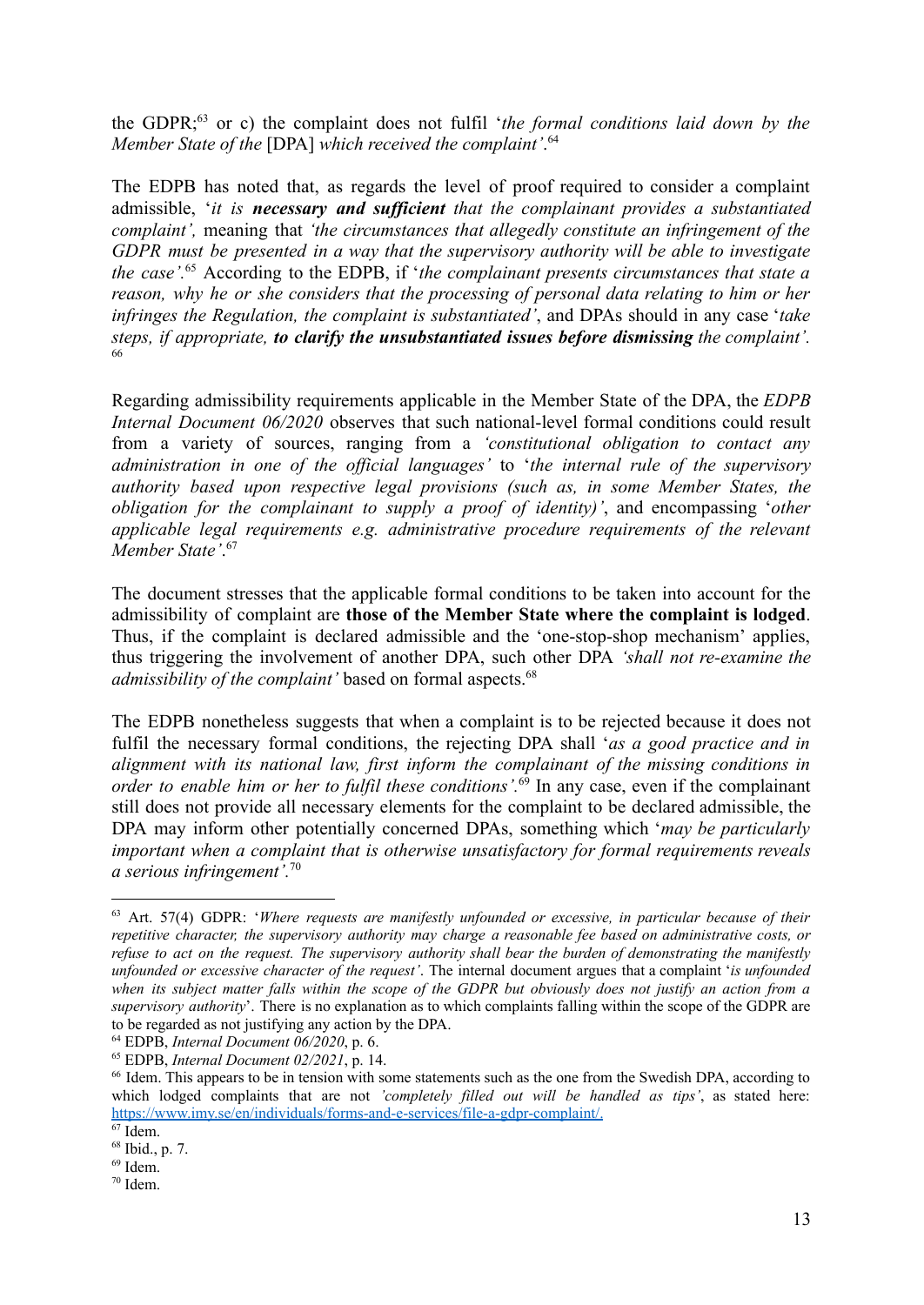the GDPR;[63] or c) the complaint does not fulfil '*the formal conditions laid down by the Member State of the* [DPA] *which received the complaint'*.[64]

The EDPB has noted that, as regards the level of proof required to consider a complaint admissible, '*it is **necessary and sufficient** that the complainant provides a substantiated complaint',* meaning that *'the circumstances that allegedly constitute an infringement of the GDPR must be presented in a way that the supervisory authority will be able to investigate the case'*.[65] According to the EDPB, if '*the complainant presents circumstances that state a reason, why he or she considers that the processing of personal data relating to him or her infringes the Regulation, the complaint is substantiated'*, and DPAs should in any case '*take steps, if appropriate, **to clarify the unsubstantiated issues before dismissing** the complaint'*.[66]

Regarding admissibility requirements applicable in the Member State of the DPA, the *EDPB Internal Document 06/2020* observes that such national-level formal conditions could result from a variety of sources, ranging from a *'constitutional obligation to contact any administration in one of the official languages'* to '*the internal rule of the supervisory authority based upon respective legal provisions (such as, in some Member States, the obligation for the complainant to supply a proof of identity)'*, and encompassing '*other applicable legal requirements e.g. administrative procedure requirements of the relevant Member State'*.[67]

The document stresses that the applicable formal conditions to be taken into account for the admissibility of complaint are **those of the Member State where the complaint is lodged**. Thus, if the complaint is declared admissible and the 'one-stop-shop mechanism' applies, thus triggering the involvement of another DPA, such other DPA *'shall not re-examine the admissibility of the complaint'* based on formal aspects.[68]

The EDPB nonetheless suggests that when a complaint is to be rejected because it does not fulfil the necessary formal conditions, the rejecting DPA shall '*as a good practice and in alignment with its national law, first inform the complainant of the missing conditions in order to enable him or her to fulfil these conditions'*.[69] In any case, even if the complainant still does not provide all necessary elements for the complaint to be declared admissible, the DPA may inform other potentially concerned DPAs, something which '*may be particularly important when a complaint that is otherwise unsatisfactory for formal requirements reveals a serious infringement'*.[70]

---

[63] Art. 57(4) GDPR: '*Where requests are manifestly unfounded or excessive, in particular because of their repetitive character, the supervisory authority may charge a reasonable fee based on administrative costs, or refuse to act on the request. The supervisory authority shall bear the burden of demonstrating the manifestly unfounded or excessive character of the request'*. The internal document argues that a complaint '*is unfounded when its subject matter falls within the scope of the GDPR but obviously does not justify an action from a supervisory authority*'. There is no explanation as to which complaints falling within the scope of the GDPR are to be regarded as not justifying any action by the DPA.

[64] EDPB, *Internal Document 06/2020*, p. 6.

[65] EDPB, *Internal Document 02/2021*, p. 14.

[66] Idem. This appears to be in tension with some statements such as the one from the Swedish DPA, according to which lodged complaints that are not *'completely filled out will be handled as tips'*, as stated here: https://www.imy.se/en/individuals/forms-and-e-services/file-a-gdpr-complaint/.

[67] Idem.

[68] Ibid., p. 7.

[69] Idem.

[70] Idem.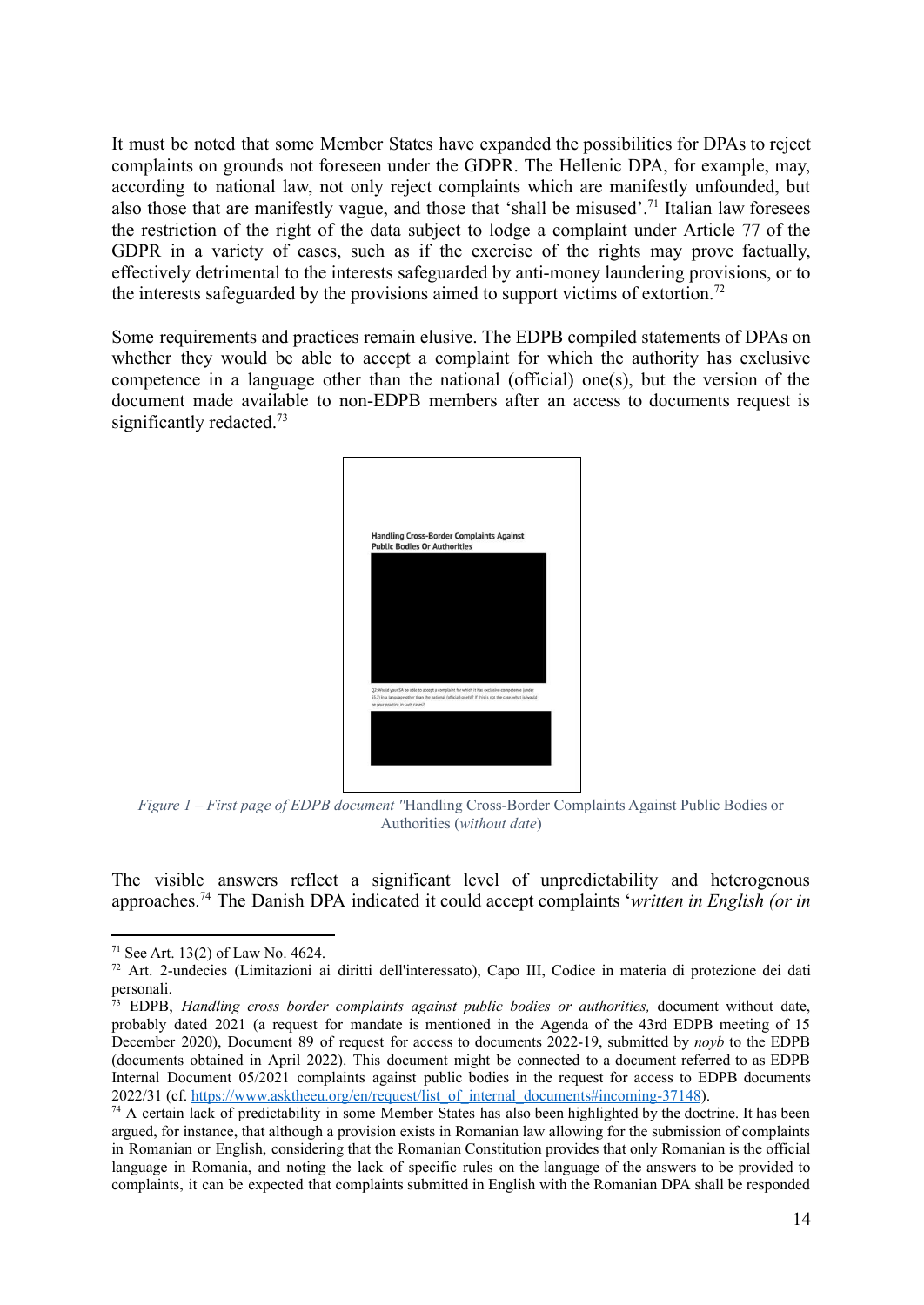It must be noted that some Member States have expanded the possibilities for DPAs to reject complaints on grounds not foreseen under the GDPR. The Hellenic DPA, for example, may, according to national law, not only reject complaints which are manifestly unfounded, but also those that are manifestly vague, and those that 'shall be misused'.[71] Italian law foresees the restriction of the right of the data subject to lodge a complaint under Article 77 of the GDPR in a variety of cases, such as if the exercise of the rights may prove factually, effectively detrimental to the interests safeguarded by anti-money laundering provisions, or to the interests safeguarded by the provisions aimed to support victims of extortion.[72]

Some requirements and practices remain elusive. The EDPB compiled statements of DPAs on whether they would be able to accept a complaint for which the authority has exclusive competence in a language other than the national (official) one(s), but the version of the document made available to non-EDPB members after an access to documents request is significantly redacted.[73]

Handling Cross-Border Complaints Against Public Bodies Or Authorities

Q2: Would your SA be able to accept a complaint for which it has exclusive competence (under 55.2) in a language other than the national (official) one(s)? If this is not the case, what is/would be your practice in such cases?

*Figure 1 – First page of EDPB document "*Handling Cross-Border Complaints Against Public Bodies or Authorities (*without date*)

The visible answers reflect a significant level of unpredictability and heterogenous approaches.[74] The Danish DPA indicated it could accept complaints '*written in English (or in*

---

[71] See Art. 13(2) of Law No. 4624.

[72] Art. 2-undecies (Limitazioni ai diritti dell'interessato), Capo III, Codice in materia di protezione dei dati personali.

[73] EDPB, *Handling cross border complaints against public bodies or authorities,* document without date, probably dated 2021 (a request for mandate is mentioned in the Agenda of the 43rd EDPB meeting of 15 December 2020), Document 89 of request for access to documents 2022-19, submitted by *noyb* to the EDPB (documents obtained in April 2022). This document might be connected to a document referred to as EDPB Internal Document 05/2021 complaints against public bodies in the request for access to EDPB documents 2022/31 (cf. https://www.asktheeu.org/en/request/list_of_internal_documents#incoming-37148).

[74] A certain lack of predictability in some Member States has also been highlighted by the doctrine. It has been argued, for instance, that although a provision exists in Romanian law allowing for the submission of complaints in Romanian or English, considering that the Romanian Constitution provides that only Romanian is the official language in Romania, and noting the lack of specific rules on the language of the answers to be provided to complaints, it can be expected that complaints submitted in English with the Romanian DPA shall be responded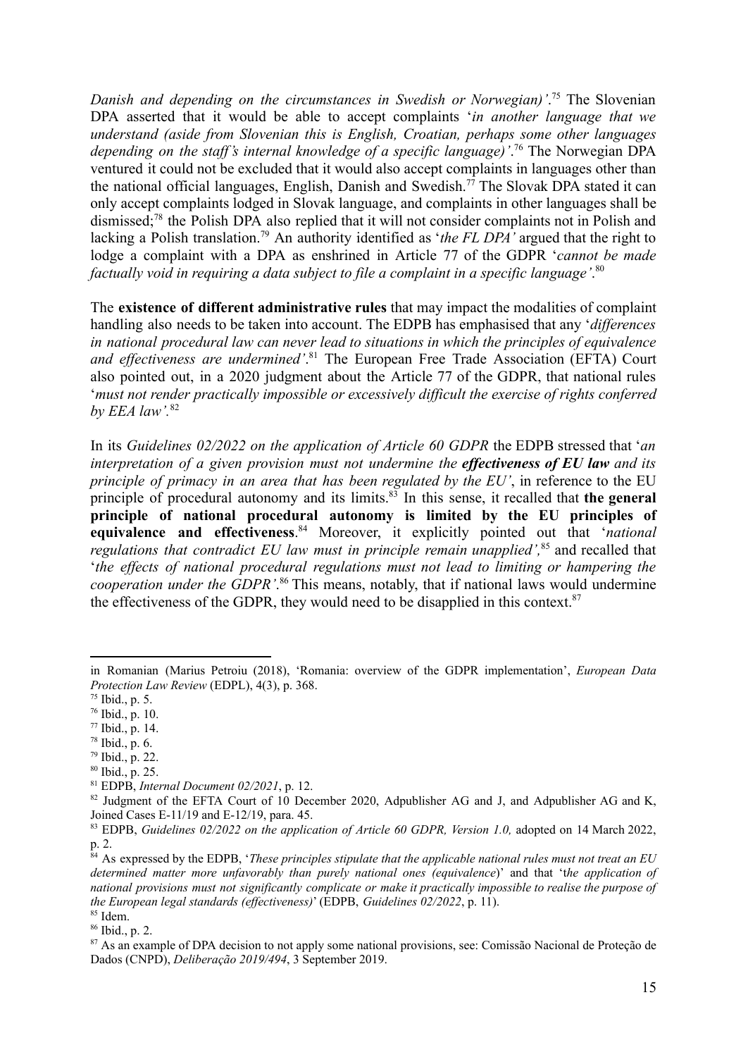*Danish and depending on the circumstances in Swedish or Norwegian)'*.[75] The Slovenian DPA asserted that it would be able to accept complaints '*in another language that we understand (aside from Slovenian this is English, Croatian, perhaps some other languages depending on the staff's internal knowledge of a specific language)'*.[76] The Norwegian DPA ventured it could not be excluded that it would also accept complaints in languages other than the national official languages, English, Danish and Swedish.[77] The Slovak DPA stated it can only accept complaints lodged in Slovak language, and complaints in other languages shall be dismissed;[78] the Polish DPA also replied that it will not consider complaints not in Polish and lacking a Polish translation.[79] An authority identified as '*the FL DPA'* argued that the right to lodge a complaint with a DPA as enshrined in Article 77 of the GDPR '*cannot be made factually void in requiring a data subject to file a complaint in a specific language'*.[80]

The **existence of different administrative rules** that may impact the modalities of complaint handling also needs to be taken into account. The EDPB has emphasised that any '*differences in national procedural law can never lead to situations in which the principles of equivalence and effectiveness are undermined'*.[81] The European Free Trade Association (EFTA) Court also pointed out, in a 2020 judgment about the Article 77 of the GDPR, that national rules '*must not render practically impossible or excessively difficult the exercise of rights conferred by EEA law'*.[82]

In its *Guidelines 02/2022 on the application of Article 60 GDPR* the EDPB stressed that '*an interpretation of a given provision must not undermine the* ***effectiveness of EU law*** *and its principle of primacy in an area that has been regulated by the EU'*, in reference to the EU principle of procedural autonomy and its limits.[83] In this sense, it recalled that **the general principle of national procedural autonomy is limited by the EU principles of equivalence and effectiveness**.[84] Moreover, it explicitly pointed out that '*national regulations that contradict EU law must in principle remain unapplied'*,[85] and recalled that '*the effects of national procedural regulations must not lead to limiting or hampering the cooperation under the GDPR'*.[86] This means, notably, that if national laws would undermine the effectiveness of the GDPR, they would need to be disapplied in this context.[87]

---

in Romanian (Marius Petroiu (2018), 'Romania: overview of the GDPR implementation', *European Data Protection Law Review* (EDPL), 4(3), p. 368.

[75] Ibid., p. 5.

[76] Ibid., p. 10.

[77] Ibid., p. 14.

[78] Ibid., p. 6.

[79] Ibid., p. 22.

[80] Ibid., p. 25.

[81] EDPB, *Internal Document 02/2021*, p. 12.

[82] Judgment of the EFTA Court of 10 December 2020, Adpublisher AG and J, and Adpublisher AG and K, Joined Cases E-11/19 and E-12/19, para. 45.

[83] EDPB, *Guidelines 02/2022 on the application of Article 60 GDPR, Version 1.0,* adopted on 14 March 2022, p. 2.

[84] As expressed by the EDPB, '*These principles stipulate that the applicable national rules must not treat an EU determined matter more unfavorably than purely national ones (equivalence*)' and that 't*he application of national provisions must not significantly complicate or make it practically impossible to realise the purpose of the European legal standards (effectiveness)*' (EDPB, *Guidelines 02/2022*, p. 11).

[85] Idem.

[86] Ibid., p. 2.

[87] As an example of DPA decision to not apply some national provisions, see: Comissão Nacional de Proteção de Dados (CNPD), *Deliberação 2019/494*, 3 September 2019.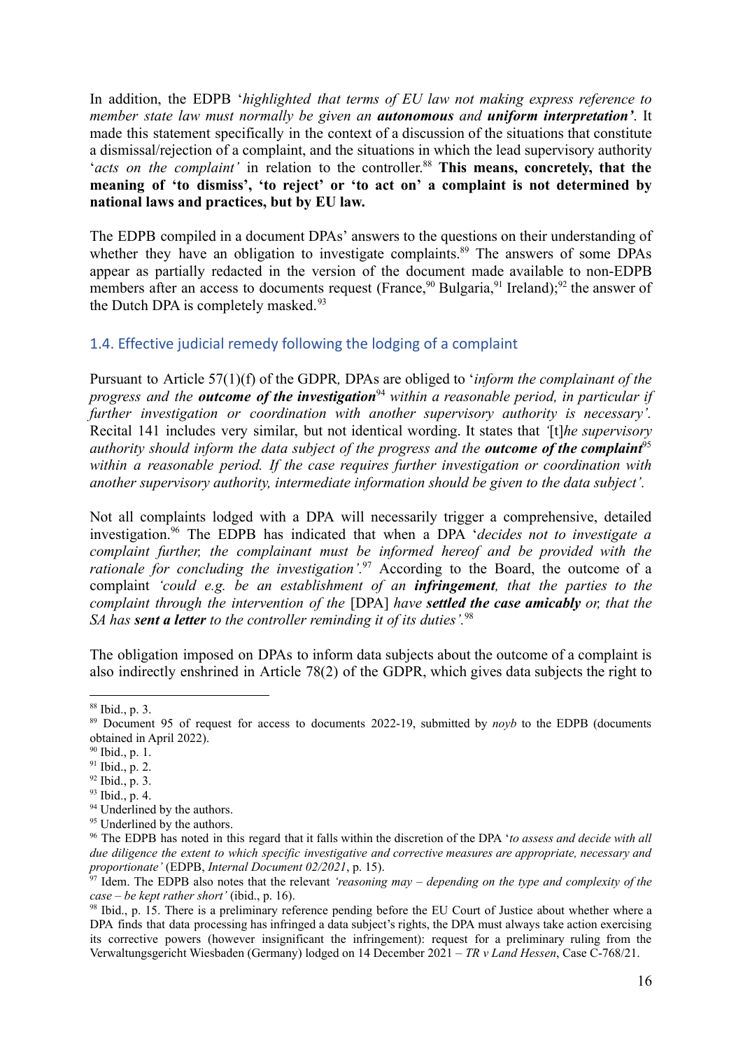In addition, the EDPB '*highlighted that terms of EU law not making express reference to member state law must normally be given an **autonomous** and **uniform interpretation'***. It made this statement specifically in the context of a discussion of the situations that constitute a dismissal/rejection of a complaint, and the situations in which the lead supervisory authority '*acts on the complaint'* in relation to the controller.[88] **This means, concretely, that the meaning of 'to dismiss', 'to reject' or 'to act on' a complaint is not determined by national laws and practices, but by EU law.**

The EDPB compiled in a document DPAs' answers to the questions on their understanding of whether they have an obligation to investigate complaints.[89] The answers of some DPAs appear as partially redacted in the version of the document made available to non-EDPB members after an access to documents request (France,[90] Bulgaria,[91] Ireland);[92] the answer of the Dutch DPA is completely masked.[93]

## 1.4. Effective judicial remedy following the lodging of a complaint

Pursuant to Article 57(1)(f) of the GDPR*,* DPAs are obliged to '*inform the complainant of the progress and the **outcome of the investigation***[94] *within a reasonable period, in particular if further investigation or coordination with another supervisory authority is necessary'.* Recital 141 includes very similar, but not identical wording. It states that *'*[t]*he supervisory authority should inform the data subject of the progress and the **outcome of the complaint***[95] *within a reasonable period. If the case requires further investigation or coordination with another supervisory authority, intermediate information should be given to the data subject'.*

Not all complaints lodged with a DPA will necessarily trigger a comprehensive, detailed investigation.[96] The EDPB has indicated that when a DPA '*decides not to investigate a complaint further, the complainant must be informed hereof and be provided with the rationale for concluding the investigation'.*[97] According to the Board, the outcome of a complaint *'could e.g. be an establishment of an **infringement**, that the parties to the complaint through the intervention of the* [DPA] *have **settled the case amicably** or, that the SA has **sent a letter** to the controller reminding it of its duties'.*[98]

The obligation imposed on DPAs to inform data subjects about the outcome of a complaint is also indirectly enshrined in Article 78(2) of the GDPR, which gives data subjects the right to

---

[88] Ibid., p. 3.

[89] Document 95 of request for access to documents 2022-19, submitted by *noyb* to the EDPB (documents obtained in April 2022).

[90] Ibid., p. 1.

[91] Ibid., p. 2.

[92] Ibid., p. 3.

[93] Ibid., p. 4.

[94] Underlined by the authors.

[95] Underlined by the authors.

[96] The EDPB has noted in this regard that it falls within the discretion of the DPA '*to assess and decide with all due diligence the extent to which specific investigative and corrective measures are appropriate, necessary and proportionate'* (EDPB, *Internal Document 02/2021*, p. 15).

[97] Idem. The EDPB also notes that the relevant *'reasoning may – depending on the type and complexity of the case – be kept rather short'* (ibid., p. 16).

[98] Ibid., p. 15. There is a preliminary reference pending before the EU Court of Justice about whether where a DPA finds that data processing has infringed a data subject's rights, the DPA must always take action exercising its corrective powers (however insignificant the infringement): request for a preliminary ruling from the Verwaltungsgericht Wiesbaden (Germany) lodged on 14 December 2021 – *TR v Land Hessen*, Case C-768/21.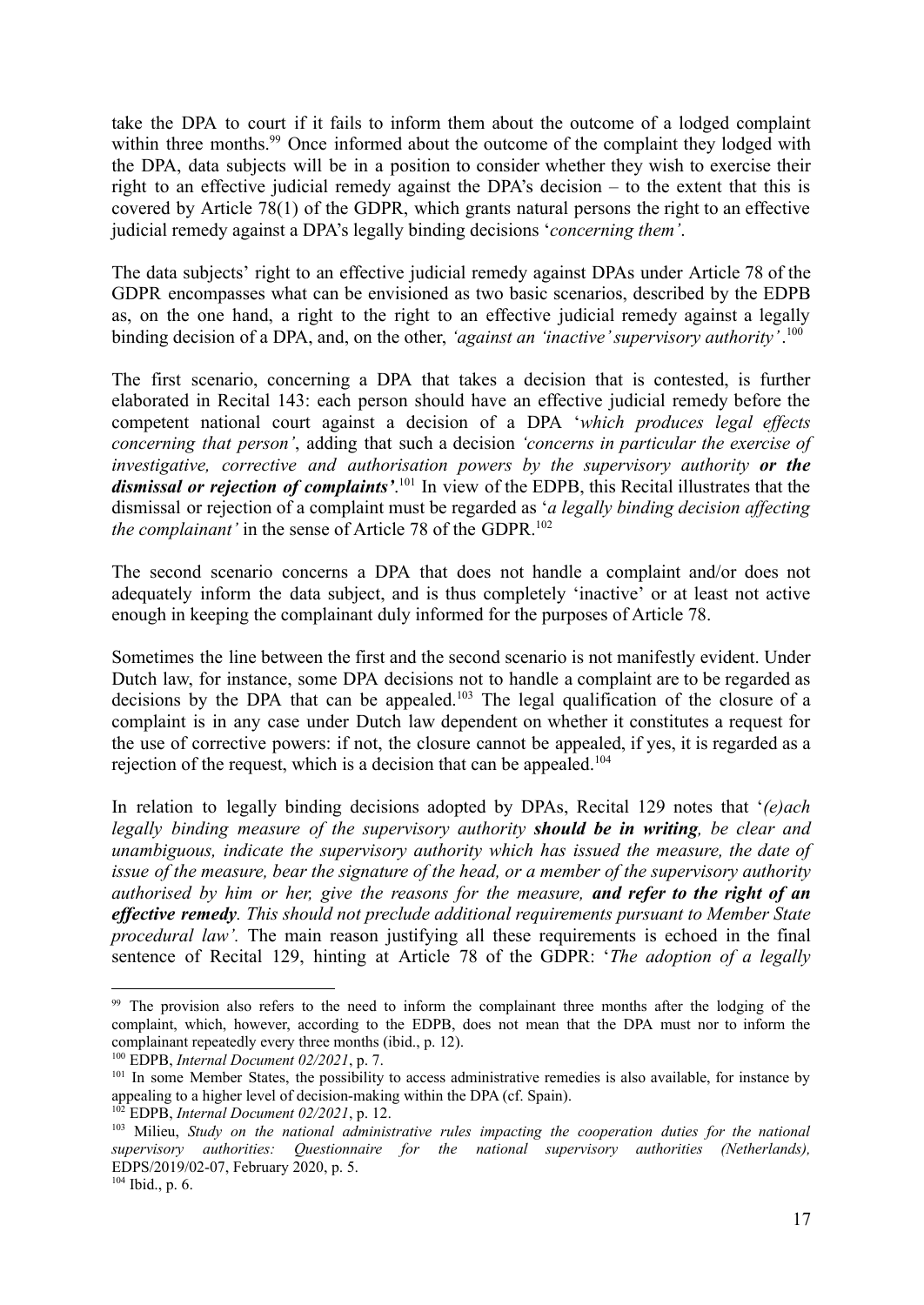take the DPA to court if it fails to inform them about the outcome of a lodged complaint within three months.[99] Once informed about the outcome of the complaint they lodged with the DPA, data subjects will be in a position to consider whether they wish to exercise their right to an effective judicial remedy against the DPA's decision – to the extent that this is covered by Article 78(1) of the GDPR, which grants natural persons the right to an effective judicial remedy against a DPA's legally binding decisions '*concerning them'*.

The data subjects' right to an effective judicial remedy against DPAs under Article 78 of the GDPR encompasses what can be envisioned as two basic scenarios, described by the EDPB as, on the one hand, a right to the right to an effective judicial remedy against a legally binding decision of a DPA, and, on the other, *'against an 'inactive' supervisory authority'*.[100]

The first scenario, concerning a DPA that takes a decision that is contested, is further elaborated in Recital 143: each person should have an effective judicial remedy before the competent national court against a decision of a DPA '*which produces legal effects concerning that person'*, adding that such a decision *'concerns in particular the exercise of investigative, corrective and authorisation powers by the supervisory authority* ***or the dismissal or rejection of complaints'***.[101] In view of the EDPB, this Recital illustrates that the dismissal or rejection of a complaint must be regarded as '*a legally binding decision affecting the complainant'* in the sense of Article 78 of the GDPR.[102]

The second scenario concerns a DPA that does not handle a complaint and/or does not adequately inform the data subject, and is thus completely 'inactive' or at least not active enough in keeping the complainant duly informed for the purposes of Article 78.

Sometimes the line between the first and the second scenario is not manifestly evident. Under Dutch law, for instance, some DPA decisions not to handle a complaint are to be regarded as decisions by the DPA that can be appealed.[103] The legal qualification of the closure of a complaint is in any case under Dutch law dependent on whether it constitutes a request for the use of corrective powers: if not, the closure cannot be appealed, if yes, it is regarded as a rejection of the request, which is a decision that can be appealed.[104]

In relation to legally binding decisions adopted by DPAs, Recital 129 notes that '*(e)ach legally binding measure of the supervisory authority* ***should be in writing****, be clear and unambiguous, indicate the supervisory authority which has issued the measure, the date of issue of the measure, bear the signature of the head, or a member of the supervisory authority authorised by him or her, give the reasons for the measure,* ***and refer to the right of an effective remedy****. This should not preclude additional requirements pursuant to Member State procedural law'*. The main reason justifying all these requirements is echoed in the final sentence of Recital 129, hinting at Article 78 of the GDPR: '*The adoption of a legally*

---

[99] The provision also refers to the need to inform the complainant three months after the lodging of the complaint, which, however, according to the EDPB, does not mean that the DPA must nor to inform the complainant repeatedly every three months (ibid., p. 12).

[100] EDPB, *Internal Document 02/2021*, p. 7.

[101] In some Member States, the possibility to access administrative remedies is also available, for instance by appealing to a higher level of decision-making within the DPA (cf. Spain).

[102] EDPB, *Internal Document 02/2021*, p. 12.

[103] Milieu, *Study on the national administrative rules impacting the cooperation duties for the national supervisory authorities: Questionnaire for the national supervisory authorities (Netherlands),* EDPS/2019/02-07, February 2020, p. 5.

[104] Ibid., p. 6.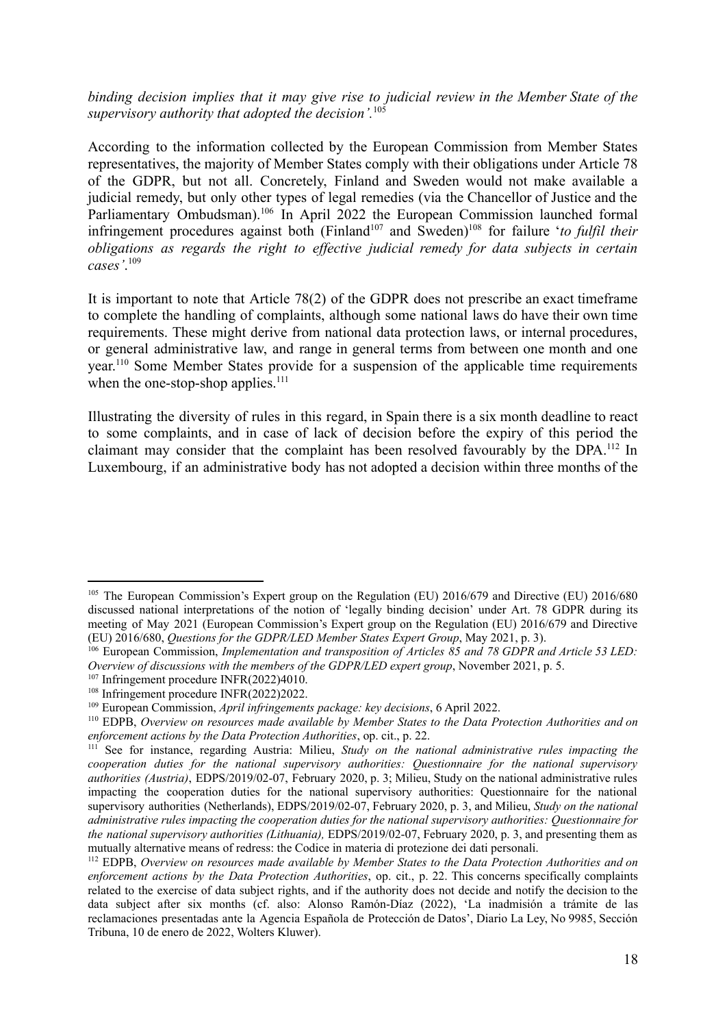*binding decision implies that it may give rise to judicial review in the Member State of the supervisory authority that adopted the decision'.*[105]

According to the information collected by the European Commission from Member States representatives, the majority of Member States comply with their obligations under Article 78 of the GDPR, but not all. Concretely, Finland and Sweden would not make available a judicial remedy, but only other types of legal remedies (via the Chancellor of Justice and the Parliamentary Ombudsman).[106] In April 2022 the European Commission launched formal infringement procedures against both (Finland[107] and Sweden)[108] for failure '*to fulfil their obligations as regards the right to effective judicial remedy for data subjects in certain cases'*.[109]

It is important to note that Article 78(2) of the GDPR does not prescribe an exact timeframe to complete the handling of complaints, although some national laws do have their own time requirements. These might derive from national data protection laws, or internal procedures, or general administrative law, and range in general terms from between one month and one year.[110] Some Member States provide for a suspension of the applicable time requirements when the one-stop-shop applies.[111]

Illustrating the diversity of rules in this regard, in Spain there is a six month deadline to react to some complaints, and in case of lack of decision before the expiry of this period the claimant may consider that the complaint has been resolved favourably by the DPA.[112] In Luxembourg, if an administrative body has not adopted a decision within three months of the

---

[105] The European Commission's Expert group on the Regulation (EU) 2016/679 and Directive (EU) 2016/680 discussed national interpretations of the notion of 'legally binding decision' under Art. 78 GDPR during its meeting of May 2021 (European Commission's Expert group on the Regulation (EU) 2016/679 and Directive (EU) 2016/680, *Questions for the GDPR/LED Member States Expert Group*, May 2021, p. 3).

[106] European Commission, *Implementation and transposition of Articles 85 and 78 GDPR and Article 53 LED: Overview of discussions with the members of the GDPR/LED expert group*, November 2021, p. 5.

[107] Infringement procedure INFR(2022)4010.

[108] Infringement procedure INFR(2022)2022.

[109] European Commission, *April infringements package: key decisions*, 6 April 2022.

[110] EDPB, *Overview on resources made available by Member States to the Data Protection Authorities and on enforcement actions by the Data Protection Authorities*, op. cit., p. 22.

[111] See for instance, regarding Austria: Milieu, *Study on the national administrative rules impacting the cooperation duties for the national supervisory authorities: Questionnaire for the national supervisory authorities (Austria)*, EDPS/2019/02-07, February 2020, p. 3; Milieu, Study on the national administrative rules impacting the cooperation duties for the national supervisory authorities: Questionnaire for the national supervisory authorities (Netherlands), EDPS/2019/02-07, February 2020, p. 3, and Milieu, *Study on the national administrative rules impacting the cooperation duties for the national supervisory authorities: Questionnaire for the national supervisory authorities (Lithuania),* EDPS/2019/02-07, February 2020, p. 3, and presenting them as mutually alternative means of redress: the Codice in materia di protezione dei dati personali.

[112] EDPB, *Overview on resources made available by Member States to the Data Protection Authorities and on enforcement actions by the Data Protection Authorities*, op. cit., p. 22. This concerns specifically complaints related to the exercise of data subject rights, and if the authority does not decide and notify the decision to the data subject after six months (cf. also: Alonso Ramón-Díaz (2022), 'La inadmisión a trámite de las reclamaciones presentadas ante la Agencia Española de Protección de Datos', Diario La Ley, No 9985, Sección Tribuna, 10 de enero de 2022, Wolters Kluwer).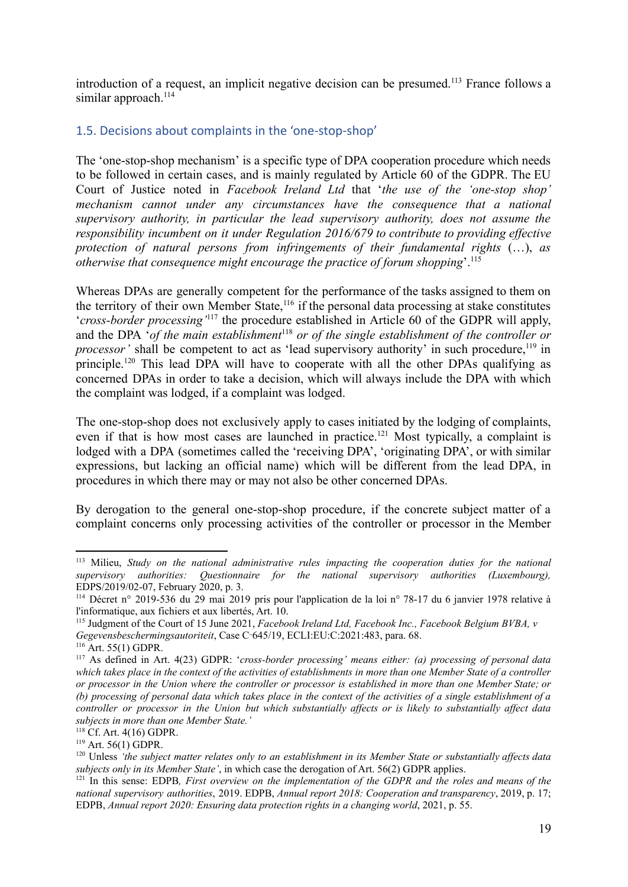introduction of a request, an implicit negative decision can be presumed.[113] France follows a similar approach.[114]

## 1.5. Decisions about complaints in the 'one-stop-shop'

The 'one-stop-shop mechanism' is a specific type of DPA cooperation procedure which needs to be followed in certain cases, and is mainly regulated by Article 60 of the GDPR. The EU Court of Justice noted in *Facebook Ireland Ltd* that '*the use of the 'one-stop shop' mechanism cannot under any circumstances have the consequence that a national supervisory authority, in particular the lead supervisory authority, does not assume the responsibility incumbent on it under Regulation 2016/679 to contribute to providing effective protection of natural persons from infringements of their fundamental rights* (…), *as otherwise that consequence might encourage the practice of forum shopping*'.[115]

Whereas DPAs are generally competent for the performance of the tasks assigned to them on the territory of their own Member State,[116] if the personal data processing at stake constitutes '*cross-border processing'*[117] the procedure established in Article 60 of the GDPR will apply, and the DPA '*of the main establishment*[118] *or of the single establishment of the controller or processor'* shall be competent to act as 'lead supervisory authority' in such procedure,[119] in principle.[120] This lead DPA will have to cooperate with all the other DPAs qualifying as concerned DPAs in order to take a decision, which will always include the DPA with which the complaint was lodged, if a complaint was lodged.

The one-stop-shop does not exclusively apply to cases initiated by the lodging of complaints, even if that is how most cases are launched in practice.[121] Most typically, a complaint is lodged with a DPA (sometimes called the 'receiving DPA', 'originating DPA', or with similar expressions, but lacking an official name) which will be different from the lead DPA, in procedures in which there may or may not also be other concerned DPAs.

By derogation to the general one-stop-shop procedure, if the concrete subject matter of a complaint concerns only processing activities of the controller or processor in the Member

---

[113] Milieu, *Study on the national administrative rules impacting the cooperation duties for the national supervisory authorities: Questionnaire for the national supervisory authorities (Luxembourg),* EDPS/2019/02-07, February 2020, p. 3.

[114] Décret n° 2019-536 du 29 mai 2019 pris pour l'application de la loi n° 78-17 du 6 janvier 1978 relative à l'informatique, aux fichiers et aux libertés, Art. 10.

[115] Judgment of the Court of 15 June 2021, *Facebook Ireland Ltd, Facebook Inc., Facebook Belgium BVBA, v Gegevensbeschermingsautoriteit*, Case C-645/19, ECLI:EU:C:2021:483, para. 68.

[116] Art. 55(1) GDPR.

[117] As defined in Art. 4(23) GDPR: '*cross-border processing' means either: (a) processing of personal data which takes place in the context of the activities of establishments in more than one Member State of a controller or processor in the Union where the controller or processor is established in more than one Member State; or (b) processing of personal data which takes place in the context of the activities of a single establishment of a controller or processor in the Union but which substantially affects or is likely to substantially affect data subjects in more than one Member State.'*

[118] Cf. Art. 4(16) GDPR.

[119] Art. 56(1) GDPR.

[120] Unless *'the subject matter relates only to an establishment in its Member State or substantially affects data subjects only in its Member State'*, in which case the derogation of Art. 56(2) GDPR applies.

[121] In this sense: EDPB*, First overview on the implementation of the GDPR and the roles and means of the national supervisory authorities*, 2019. EDPB, *Annual report 2018: Cooperation and transparency*, 2019, p. 17; EDPB, *Annual report 2020: Ensuring data protection rights in a changing world*, 2021, p. 55.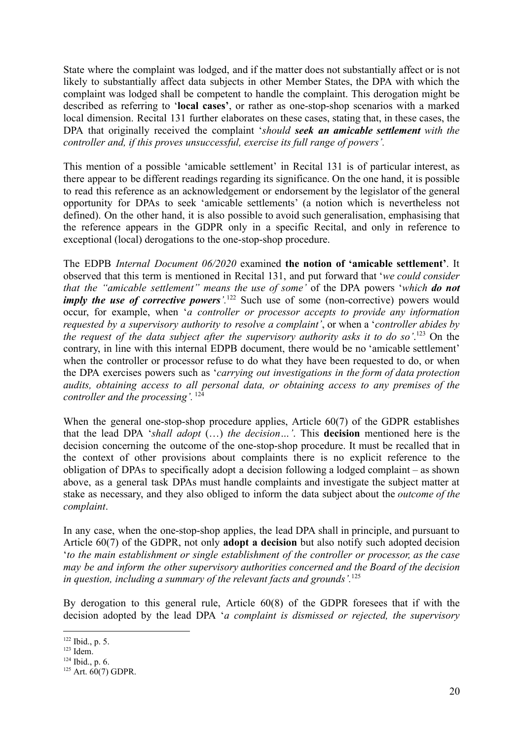State where the complaint was lodged, and if the matter does not substantially affect or is not likely to substantially affect data subjects in other Member States, the DPA with which the complaint was lodged shall be competent to handle the complaint. This derogation might be described as referring to '**local cases**', or rather as one-stop-shop scenarios with a marked local dimension. Recital 131 further elaborates on these cases, stating that, in these cases, the DPA that originally received the complaint '*should **seek an amicable settlement** with the controller and, if this proves unsuccessful, exercise its full range of powers'.*

This mention of a possible 'amicable settlement' in Recital 131 is of particular interest, as there appear to be different readings regarding its significance. On the one hand, it is possible to read this reference as an acknowledgement or endorsement by the legislator of the general opportunity for DPAs to seek 'amicable settlements' (a notion which is nevertheless not defined). On the other hand, it is also possible to avoid such generalisation, emphasising that the reference appears in the GDPR only in a specific Recital, and only in reference to exceptional (local) derogations to the one-stop-shop procedure.

The EDPB *Internal Document 06/2020* examined **the notion of 'amicable settlement'**. It observed that this term is mentioned in Recital 131, and put forward that '*we could consider that the "amicable settlement" means the use of some'* of the DPA powers '*which **do not imply the use of corrective powers**'.*[122] Such use of some (non-corrective) powers would occur, for example, when '*a controller or processor accepts to provide any information requested by a supervisory authority to resolve a complaint'*, or when a '*controller abides by the request of the data subject after the supervisory authority asks it to do so'*.[123] On the contrary, in line with this internal EDPB document, there would be no 'amicable settlement' when the controller or processor refuse to do what they have been requested to do, or when the DPA exercises powers such as '*carrying out investigations in the form of data protection audits, obtaining access to all personal data, or obtaining access to any premises of the controller and the processing'.*[124]

When the general one-stop-shop procedure applies, Article 60(7) of the GDPR establishes that the lead DPA '*shall adopt* (…) *the decision…'*. This **decision** mentioned here is the decision concerning the outcome of the one-stop-shop procedure. It must be recalled that in the context of other provisions about complaints there is no explicit reference to the obligation of DPAs to specifically adopt a decision following a lodged complaint – as shown above, as a general task DPAs must handle complaints and investigate the subject matter at stake as necessary, and they also obliged to inform the data subject about the *outcome of the complaint*.

In any case, when the one-stop-shop applies, the lead DPA shall in principle, and pursuant to Article 60(7) of the GDPR, not only **adopt a decision** but also notify such adopted decision '*to the main establishment or single establishment of the controller or processor, as the case may be and inform the other supervisory authorities concerned and the Board of the decision in question, including a summary of the relevant facts and grounds'.*[125]

By derogation to this general rule, Article 60(8) of the GDPR foresees that if with the decision adopted by the lead DPA '*a complaint is dismissed or rejected, the supervisory*

[122] Ibid., p. 5.
[123] Idem.
[124] Ibid., p. 6.
[125] Art. 60(7) GDPR.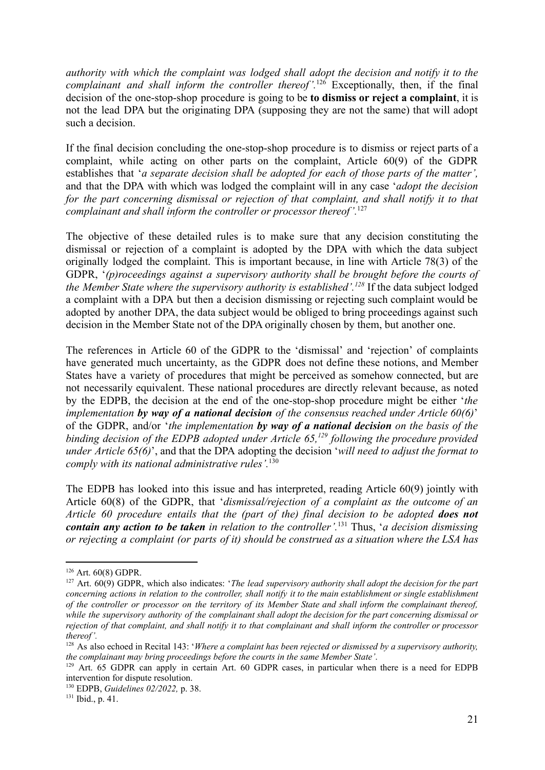*authority with which the complaint was lodged shall adopt the decision and notify it to the complainant and shall inform the controller thereof'.*[126] Exceptionally, then, if the final decision of the one-stop-shop procedure is going to be **to dismiss or reject a complaint**, it is not the lead DPA but the originating DPA (supposing they are not the same) that will adopt such a decision.

If the final decision concluding the one-stop-shop procedure is to dismiss or reject parts of a complaint, while acting on other parts on the complaint, Article 60(9) of the GDPR establishes that '*a separate decision shall be adopted for each of those parts of the matter',* and that the DPA with which was lodged the complaint will in any case '*adopt the decision for the part concerning dismissal or rejection of that complaint, and shall notify it to that complainant and shall inform the controller or processor thereof'.*[127]

The objective of these detailed rules is to make sure that any decision constituting the dismissal or rejection of a complaint is adopted by the DPA with which the data subject originally lodged the complaint. This is important because, in line with Article 78(3) of the GDPR, '*(p)roceedings against a supervisory authority shall be brought before the courts of the Member State where the supervisory authority is established'.*[128] If the data subject lodged a complaint with a DPA but then a decision dismissing or rejecting such complaint would be adopted by another DPA, the data subject would be obliged to bring proceedings against such decision in the Member State not of the DPA originally chosen by them, but another one.

The references in Article 60 of the GDPR to the 'dismissal' and 'rejection' of complaints have generated much uncertainty, as the GDPR does not define these notions, and Member States have a variety of procedures that might be perceived as somehow connected, but are not necessarily equivalent. These national procedures are directly relevant because, as noted by the EDPB, the decision at the end of the one-stop-shop procedure might be either '*the implementation **by way of a national decision** of the consensus reached under Article 60(6)*' of the GDPR, and/or '*the implementation **by way of a national decision** on the basis of the binding decision of the EDPB adopted under Article 65,*[129] *following the procedure provided under Article 65(6)*', and that the DPA adopting the decision '*will need to adjust the format to comply with its national administrative rules'.*[130]

The EDPB has looked into this issue and has interpreted, reading Article 60(9) jointly with Article 60(8) of the GDPR, that '*dismissal/rejection of a complaint as the outcome of an Article 60 procedure entails that the (part of the) final decision to be adopted **does not contain any action to be taken** in relation to the controller'.*[131] Thus, '*a decision dismissing or rejecting a complaint (or parts of it) should be construed as a situation where the LSA has*

---

[126] Art. 60(8) GDPR.

[127] Art. 60(9) GDPR, which also indicates: '*The lead supervisory authority shall adopt the decision for the part concerning actions in relation to the controller, shall notify it to the main establishment or single establishment of the controller or processor on the territory of its Member State and shall inform the complainant thereof, while the supervisory authority of the complainant shall adopt the decision for the part concerning dismissal or rejection of that complaint, and shall notify it to that complainant and shall inform the controller or processor thereof'.*

[128] As also echoed in Recital 143: '*Where a complaint has been rejected or dismissed by a supervisory authority, the complainant may bring proceedings before the courts in the same Member State'.*

[129] Art. 65 GDPR can apply in certain Art. 60 GDPR cases, in particular when there is a need for EDPB intervention for dispute resolution.

[130] EDPB, *Guidelines 02/2022,* p. 38.

[131] Ibid., p. 41.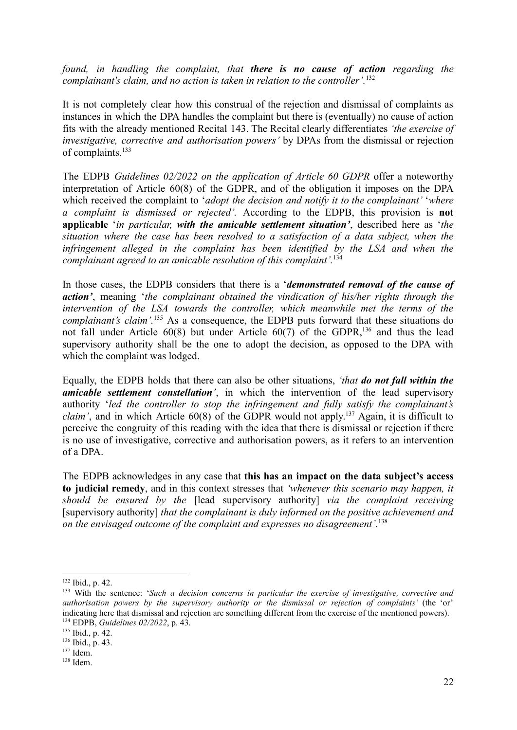*found, in handling the complaint, that **there is no cause of action** regarding the complainant's claim, and no action is taken in relation to the controller'.*[132]

It is not completely clear how this construal of the rejection and dismissal of complaints as instances in which the DPA handles the complaint but there is (eventually) no cause of action fits with the already mentioned Recital 143. The Recital clearly differentiates *'the exercise of investigative, corrective and authorisation powers'* by DPAs from the dismissal or rejection of complaints.[133]

The EDPB *Guidelines 02/2022 on the application of Article 60 GDPR* offer a noteworthy interpretation of Article 60(8) of the GDPR, and of the obligation it imposes on the DPA which received the complaint to '*adopt the decision and notify it to the complainant*' '*where a complaint is dismissed or rejected'.* According to the EDPB, this provision is **not applicable** '*in particular, **with the amicable settlement situation'***, described here as '*the situation where the case has been resolved to a satisfaction of a data subject, when the infringement alleged in the complaint has been identified by the LSA and when the complainant agreed to an amicable resolution of this complaint'.*[134]

In those cases, the EDPB considers that there is a '***demonstrated removal of the cause of action'***, meaning '*the complainant obtained the vindication of his/her rights through the intervention of the LSA towards the controller, which meanwhile met the terms of the complainant's claim'.*[135] As a consequence, the EDPB puts forward that these situations do not fall under Article 60(8) but under Article 60(7) of the GDPR,[136] and thus the lead supervisory authority shall be the one to adopt the decision, as opposed to the DPA with which the complaint was lodged.

Equally, the EDPB holds that there can also be other situations, *'that **do not fall within the amicable settlement constellation'***, in which the intervention of the lead supervisory authority '*led the controller to stop the infringement and fully satisfy the complainant's claim'*, and in which Article 60(8) of the GDPR would not apply.[137] Again, it is difficult to perceive the congruity of this reading with the idea that there is dismissal or rejection if there is no use of investigative, corrective and authorisation powers, as it refers to an intervention of a DPA.

The EDPB acknowledges in any case that **this has an impact on the data subject's access to judicial remedy**, and in this context stresses that *'whenever this scenario may happen, it should be ensured by the* [lead supervisory authority] *via the complaint receiving* [supervisory authority] *that the complainant is duly informed on the positive achievement and on the envisaged outcome of the complaint and expresses no disagreement'.*[138]

---

[132] Ibid., p. 42.

[133] With the sentence: '*Such a decision concerns in particular the exercise of investigative, corrective and authorisation powers by the supervisory authority or the dismissal or rejection of complaints'* (the 'or' indicating here that dismissal and rejection are something different from the exercise of the mentioned powers).

[134] EDPB, *Guidelines 02/2022*, p. 43.

[135] Ibid., p. 42.

[136] Ibid., p. 43.

[137] Idem.

[138] Idem.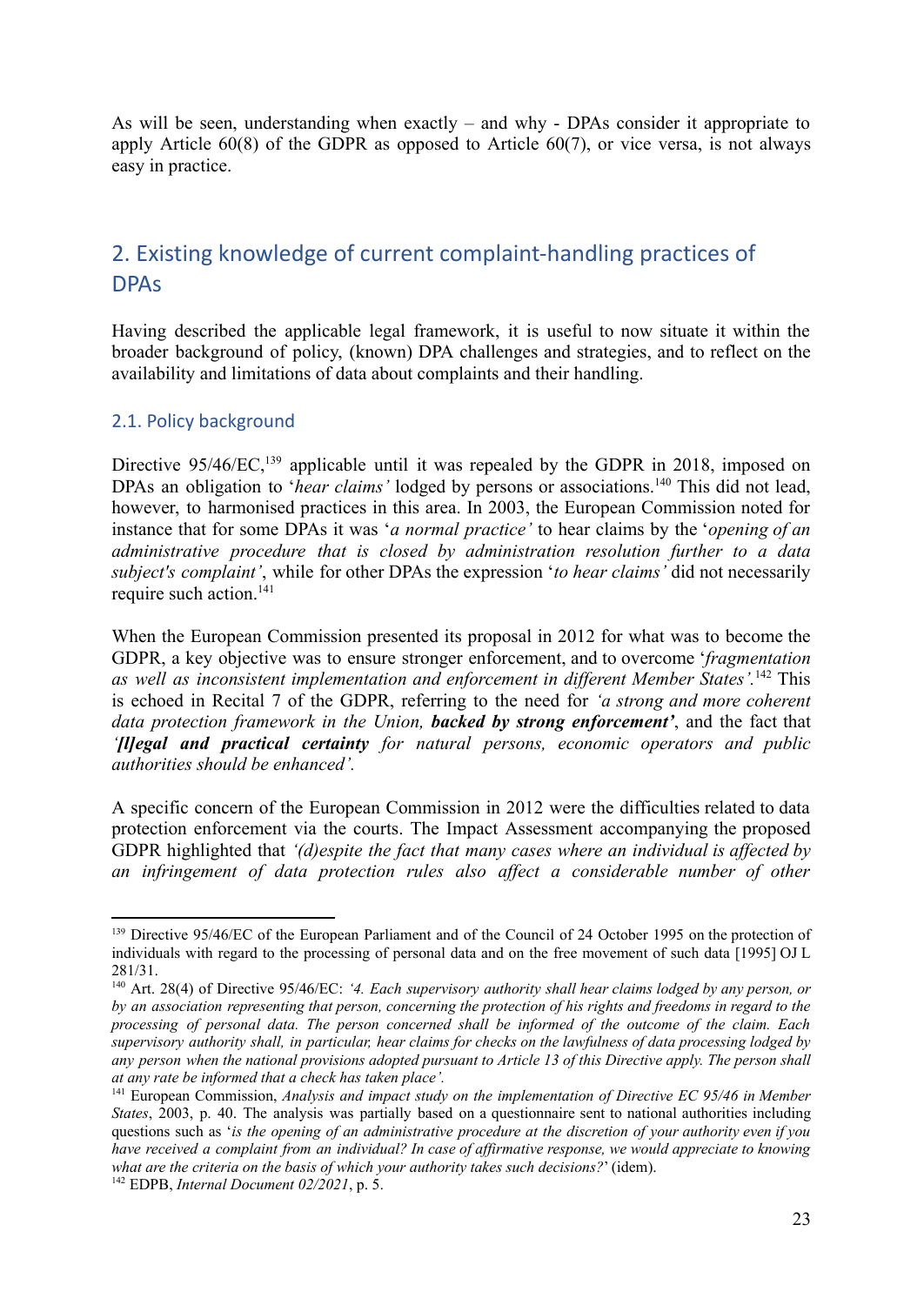As will be seen, understanding when exactly – and why - DPAs consider it appropriate to apply Article 60(8) of the GDPR as opposed to Article 60(7), or vice versa, is not always easy in practice.

## 2. Existing knowledge of current complaint-handling practices of DPAs

Having described the applicable legal framework, it is useful to now situate it within the broader background of policy, (known) DPA challenges and strategies, and to reflect on the availability and limitations of data about complaints and their handling.

### 2.1. Policy background

Directive 95/46/EC,[139] applicable until it was repealed by the GDPR in 2018, imposed on DPAs an obligation to '*hear claims'* lodged by persons or associations.[140] This did not lead, however, to harmonised practices in this area. In 2003, the European Commission noted for instance that for some DPAs it was '*a normal practice'* to hear claims by the '*opening of an administrative procedure that is closed by administration resolution further to a data subject's complaint'*, while for other DPAs the expression '*to hear claims'* did not necessarily require such action.[141]

When the European Commission presented its proposal in 2012 for what was to become the GDPR, a key objective was to ensure stronger enforcement, and to overcome '*fragmentation as well as inconsistent implementation and enforcement in different Member States'*.[142] This is echoed in Recital 7 of the GDPR, referring to the need for *'a strong and more coherent data protection framework in the Union,* ***backed by strong enforcement'***, and the fact that *'**[l]egal and practical certainty** for natural persons, economic operators and public authorities should be enhanced'.*

A specific concern of the European Commission in 2012 were the difficulties related to data protection enforcement via the courts. The Impact Assessment accompanying the proposed GDPR highlighted that *'(d)espite the fact that many cases where an individual is affected by an infringement of data protection rules also affect a considerable number of other*

---

[139] Directive 95/46/EC of the European Parliament and of the Council of 24 October 1995 on the protection of individuals with regard to the processing of personal data and on the free movement of such data [1995] OJ L 281/31.

[140] Art. 28(4) of Directive 95/46/EC: *'4. Each supervisory authority shall hear claims lodged by any person, or by an association representing that person, concerning the protection of his rights and freedoms in regard to the processing of personal data. The person concerned shall be informed of the outcome of the claim. Each supervisory authority shall, in particular, hear claims for checks on the lawfulness of data processing lodged by any person when the national provisions adopted pursuant to Article 13 of this Directive apply. The person shall at any rate be informed that a check has taken place'.*

[141] European Commission, *Analysis and impact study on the implementation of Directive EC 95/46 in Member States*, 2003, p. 40. The analysis was partially based on a questionnaire sent to national authorities including questions such as '*is the opening of an administrative procedure at the discretion of your authority even if you have received a complaint from an individual? In case of affirmative response, we would appreciate to knowing what are the criteria on the basis of which your authority takes such decisions?*' (idem).

[142] EDPB, *Internal Document 02/2021*, p. 5.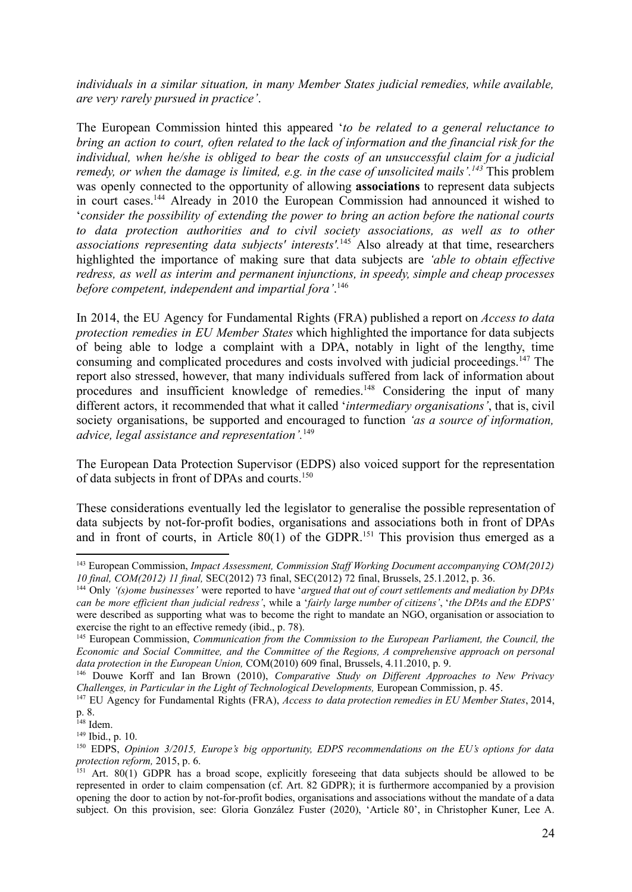*individuals in a similar situation, in many Member States judicial remedies, while available, are very rarely pursued in practice'*.

The European Commission hinted this appeared '*to be related to a general reluctance to bring an action to court, often related to the lack of information and the financial risk for the individual, when he/she is obliged to bear the costs of an unsuccessful claim for a judicial remedy, or when the damage is limited, e.g. in the case of unsolicited mails'.*[143] This problem was openly connected to the opportunity of allowing **associations** to represent data subjects in court cases.[144] Already in 2010 the European Commission had announced it wished to '*consider the possibility of extending the power to bring an action before the national courts to data protection authorities and to civil society associations, as well as to other associations representing data subjects' interests'*.[145] Also already at that time, researchers highlighted the importance of making sure that data subjects are *'able to obtain effective redress, as well as interim and permanent injunctions, in speedy, simple and cheap processes before competent, independent and impartial fora'*.[146]

In 2014, the EU Agency for Fundamental Rights (FRA) published a report on *Access to data protection remedies in EU Member States* which highlighted the importance for data subjects of being able to lodge a complaint with a DPA, notably in light of the lengthy, time consuming and complicated procedures and costs involved with judicial proceedings.[147] The report also stressed, however, that many individuals suffered from lack of information about procedures and insufficient knowledge of remedies.[148] Considering the input of many different actors, it recommended that what it called '*intermediary organisations'*, that is, civil society organisations, be supported and encouraged to function *'as a source of information, advice, legal assistance and representation'*.[149]

The European Data Protection Supervisor (EDPS) also voiced support for the representation of data subjects in front of DPAs and courts.[150]

These considerations eventually led the legislator to generalise the possible representation of data subjects by not-for-profit bodies, organisations and associations both in front of DPAs and in front of courts, in Article 80(1) of the GDPR.[151] This provision thus emerged as a

---

[143] European Commission, *Impact Assessment, Commission Staff Working Document accompanying COM(2012) 10 final, COM(2012) 11 final,* SEC(2012) 73 final, SEC(2012) 72 final, Brussels, 25.1.2012, p. 36.

[144] Only *'(s)ome businesses'* were reported to have '*argued that out of court settlements and mediation by DPAs can be more efficient than judicial redress'*, while a '*fairly large number of citizens'*, '*the DPAs and the EDPS'* were described as supporting what was to become the right to mandate an NGO, organisation or association to exercise the right to an effective remedy (ibid., p. 78).

[145] European Commission, *Communication from the Commission to the European Parliament, the Council, the Economic and Social Committee, and the Committee of the Regions, A comprehensive approach on personal data protection in the European Union,* COM(2010) 609 final, Brussels, 4.11.2010, p. 9.

[146] Douwe Korff and Ian Brown (2010), *Comparative Study on Different Approaches to New Privacy Challenges, in Particular in the Light of Technological Developments,* European Commission, p. 45.

[147] EU Agency for Fundamental Rights (FRA), *Access to data protection remedies in EU Member States*, 2014, p. 8.

[148] Idem.

[149] Ibid., p. 10.

[150] EDPS, *Opinion 3/2015, Europe's big opportunity, EDPS recommendations on the EU's options for data protection reform,* 2015, p. 6.

[151] Art. 80(1) GDPR has a broad scope, explicitly foreseeing that data subjects should be allowed to be represented in order to claim compensation (cf. Art. 82 GDPR); it is furthermore accompanied by a provision opening the door to action by not-for-profit bodies, organisations and associations without the mandate of a data subject. On this provision, see: Gloria González Fuster (2020), 'Article 80', in Christopher Kuner, Lee A.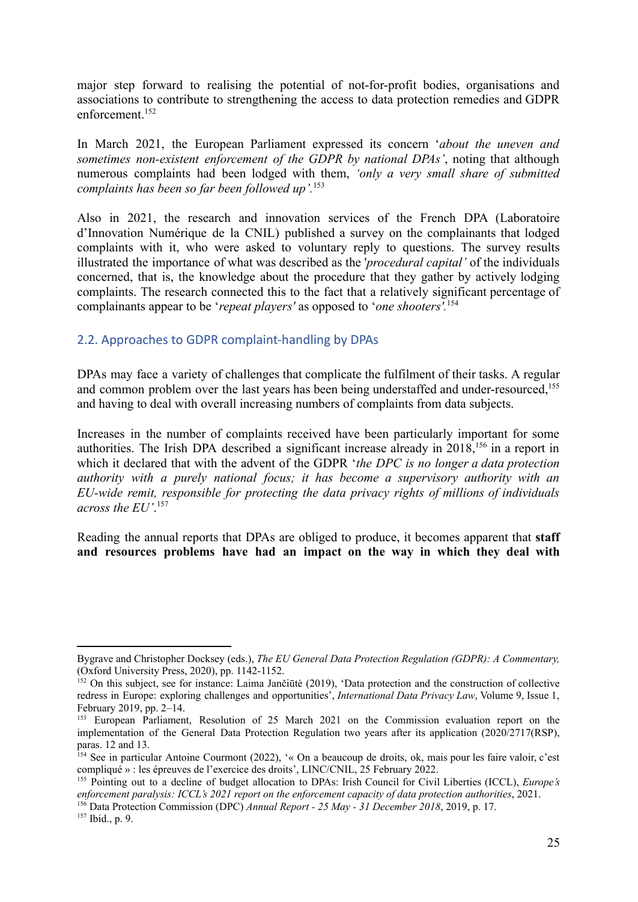major step forward to realising the potential of not-for-profit bodies, organisations and associations to contribute to strengthening the access to data protection remedies and GDPR enforcement.[152]

In March 2021, the European Parliament expressed its concern '*about the uneven and sometimes non-existent enforcement of the GDPR by national DPAs'*, noting that although numerous complaints had been lodged with them, *'only a very small share of submitted complaints has been so far been followed up'*.[153]

Also in 2021, the research and innovation services of the French DPA (Laboratoire d'Innovation Numérique de la CNIL) published a survey on the complainants that lodged complaints with it, who were asked to voluntary reply to questions. The survey results illustrated the importance of what was described as the '*procedural capital'* of the individuals concerned, that is, the knowledge about the procedure that they gather by actively lodging complaints. The research connected this to the fact that a relatively significant percentage of complainants appear to be '*repeat players'* as opposed to '*one shooters'*.[154]

## 2.2. Approaches to GDPR complaint-handling by DPAs

DPAs may face a variety of challenges that complicate the fulfilment of their tasks. A regular and common problem over the last years has been being understaffed and under-resourced,[155] and having to deal with overall increasing numbers of complaints from data subjects.

Increases in the number of complaints received have been particularly important for some authorities. The Irish DPA described a significant increase already in 2018,[156] in a report in which it declared that with the advent of the GDPR '*the DPC is no longer a data protection authority with a purely national focus; it has become a supervisory authority with an EU-wide remit, responsible for protecting the data privacy rights of millions of individuals across the EU'*.[157]

Reading the annual reports that DPAs are obliged to produce, it becomes apparent that **staff and resources problems have had an impact on the way in which they deal with**

---

Bygrave and Christopher Docksey (eds.), *The EU General Data Protection Regulation (GDPR): A Commentary,* (Oxford University Press, 2020), pp. 1142-1152.

[152] On this subject, see for instance: Laima Jančiūtė (2019), 'Data protection and the construction of collective redress in Europe: exploring challenges and opportunities', *International Data Privacy Law*, Volume 9, Issue 1, February 2019, pp. 2–14.

[153] European Parliament, Resolution of 25 March 2021 on the Commission evaluation report on the implementation of the General Data Protection Regulation two years after its application (2020/2717(RSP), paras. 12 and 13.

[154] See in particular Antoine Courmont (2022), '« On a beaucoup de droits, ok, mais pour les faire valoir, c'est compliqué » : les épreuves de l'exercice des droits', LINC/CNIL, 25 February 2022.

[155] Pointing out to a decline of budget allocation to DPAs: Irish Council for Civil Liberties (ICCL), *Europe's enforcement paralysis: ICCL's 2021 report on the enforcement capacity of data protection authorities*, 2021.

[156] Data Protection Commission (DPC) *Annual Report - 25 May - 31 December 2018*, 2019, p. 17.

[157] Ibid., p. 9.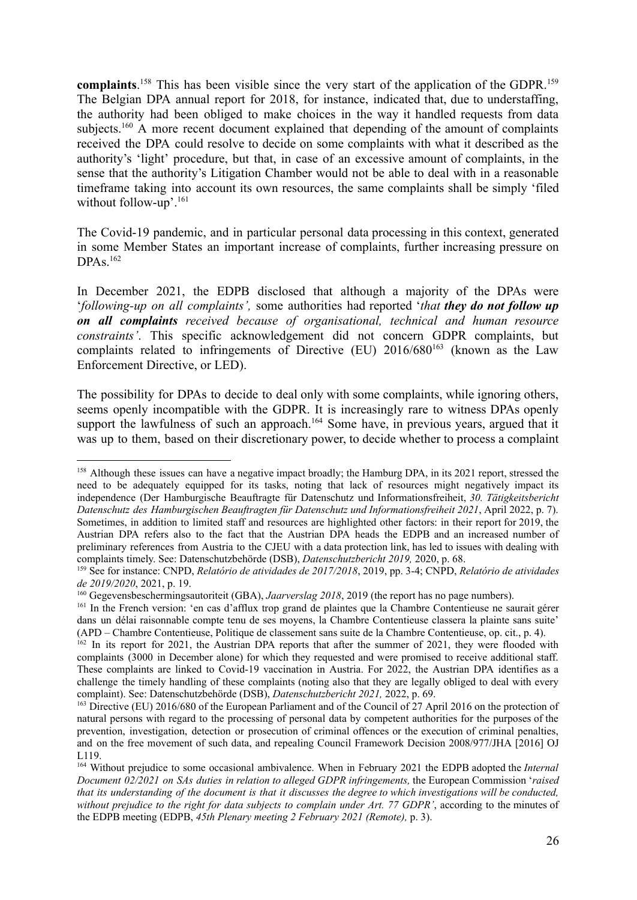**complaints**.[158] This has been visible since the very start of the application of the GDPR.[159] The Belgian DPA annual report for 2018, for instance, indicated that, due to understaffing, the authority had been obliged to make choices in the way it handled requests from data subjects.[160] A more recent document explained that depending of the amount of complaints received the DPA could resolve to decide on some complaints with what it described as the authority's 'light' procedure, but that, in case of an excessive amount of complaints, in the sense that the authority's Litigation Chamber would not be able to deal with in a reasonable timeframe taking into account its own resources, the same complaints shall be simply 'filed without follow-up'.[161]

The Covid-19 pandemic, and in particular personal data processing in this context, generated in some Member States an important increase of complaints, further increasing pressure on DPAs.[162]

In December 2021, the EDPB disclosed that although a majority of the DPAs were '*following-up on all complaints',* some authorities had reported '*that **they do not follow up on all complaints** received because of organisational, technical and human resource constraints'*. This specific acknowledgement did not concern GDPR complaints, but complaints related to infringements of Directive (EU) 2016/680[163] (known as the Law Enforcement Directive, or LED).

The possibility for DPAs to decide to deal only with some complaints, while ignoring others, seems openly incompatible with the GDPR. It is increasingly rare to witness DPAs openly support the lawfulness of such an approach.[164] Some have, in previous years, argued that it was up to them, based on their discretionary power, to decide whether to process a complaint

---

[158] Although these issues can have a negative impact broadly; the Hamburg DPA, in its 2021 report, stressed the need to be adequately equipped for its tasks, noting that lack of resources might negatively impact its independence (Der Hamburgische Beauftragte für Datenschutz und Informationsfreiheit, *30. Tätigkeitsbericht Datenschutz des Hamburgischen Beauftragten für Datenschutz und Informationsfreiheit 2021*, April 2022, p. 7). Sometimes, in addition to limited staff and resources are highlighted other factors: in their report for 2019, the Austrian DPA refers also to the fact that the Austrian DPA heads the EDPB and an increased number of preliminary references from Austria to the CJEU with a data protection link, has led to issues with dealing with complaints timely. See: Datenschutzbehörde (DSB), *Datenschutzbericht 2019,* 2020, p. 68.

[159] See for instance: CNPD, *Relatório de atividades de 2017/2018*, 2019, pp. 3-4; CNPD, *Relatório de atividades de 2019/2020*, 2021, p. 19.

[160] Gegevensbeschermingsautoriteit (GBA), *Jaarverslag 2018*, 2019 (the report has no page numbers).

[161] In the French version: 'en cas d'afflux trop grand de plaintes que la Chambre Contentieuse ne saurait gérer dans un délai raisonnable compte tenu de ses moyens, la Chambre Contentieuse classera la plainte sans suite' (APD – Chambre Contentieuse, Politique de classement sans suite de la Chambre Contentieuse, op. cit., p. 4).

[162] In its report for 2021, the Austrian DPA reports that after the summer of 2021, they were flooded with complaints (3000 in December alone) for which they requested and were promised to receive additional staff. These complaints are linked to Covid-19 vaccination in Austria. For 2022, the Austrian DPA identifies as a challenge the timely handling of these complaints (noting also that they are legally obliged to deal with every complaint). See: Datenschutzbehörde (DSB), *Datenschutzbericht 2021,* 2022, p. 69.

[163] Directive (EU) 2016/680 of the European Parliament and of the Council of 27 April 2016 on the protection of natural persons with regard to the processing of personal data by competent authorities for the purposes of the prevention, investigation, detection or prosecution of criminal offences or the execution of criminal penalties, and on the free movement of such data, and repealing Council Framework Decision 2008/977/JHA [2016] OJ L119.

[164] Without prejudice to some occasional ambivalence. When in February 2021 the EDPB adopted the *Internal Document 02/2021 on SAs duties in relation to alleged GDPR infringements,* the European Commission '*raised that its understanding of the document is that it discusses the degree to which investigations will be conducted, without prejudice to the right for data subjects to complain under Art. 77 GDPR'*, according to the minutes of the EDPB meeting (EDPB, *45th Plenary meeting 2 February 2021 (Remote),* p. 3).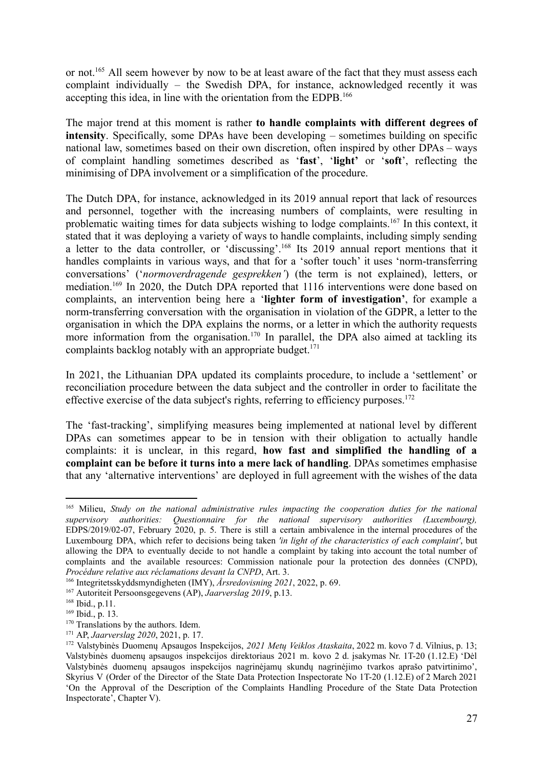or not.[165] All seem however by now to be at least aware of the fact that they must assess each complaint individually – the Swedish DPA, for instance, acknowledged recently it was accepting this idea, in line with the orientation from the EDPB.[166]

The major trend at this moment is rather **to handle complaints with different degrees of intensity**. Specifically, some DPAs have been developing – sometimes building on specific national law, sometimes based on their own discretion, often inspired by other DPAs – ways of complaint handling sometimes described as '**fast**', '**light**' or '**soft**', reflecting the minimising of DPA involvement or a simplification of the procedure.

The Dutch DPA, for instance, acknowledged in its 2019 annual report that lack of resources and personnel, together with the increasing numbers of complaints, were resulting in problematic waiting times for data subjects wishing to lodge complaints.[167] In this context, it stated that it was deploying a variety of ways to handle complaints, including simply sending a letter to the data controller, or 'discussing'.[168] Its 2019 annual report mentions that it handles complaints in various ways, and that for a 'softer touch' it uses 'norm-transferring conversations' ('*normoverdragende gesprekken'*) (the term is not explained), letters, or mediation.[169] In 2020, the Dutch DPA reported that 1116 interventions were done based on complaints, an intervention being here a '**lighter form of investigation'**, for example a norm-transferring conversation with the organisation in violation of the GDPR, a letter to the organisation in which the DPA explains the norms, or a letter in which the authority requests more information from the organisation.[170] In parallel, the DPA also aimed at tackling its complaints backlog notably with an appropriate budget.[171]

In 2021, the Lithuanian DPA updated its complaints procedure, to include a 'settlement' or reconciliation procedure between the data subject and the controller in order to facilitate the effective exercise of the data subject's rights, referring to efficiency purposes.[172]

The 'fast-tracking', simplifying measures being implemented at national level by different DPAs can sometimes appear to be in tension with their obligation to actually handle complaints: it is unclear, in this regard, **how fast and simplified the handling of a complaint can be before it turns into a mere lack of handling**. DPAs sometimes emphasise that any 'alternative interventions' are deployed in full agreement with the wishes of the data

---

[165] Milieu, *Study on the national administrative rules impacting the cooperation duties for the national supervisory authorities: Questionnaire for the national supervisory authorities (Luxembourg),* EDPS/2019/02-07, February 2020, p. 5. There is still a certain ambivalence in the internal procedures of the Luxembourg DPA, which refer to decisions being taken *'in light of the characteristics of each complaint'*, but allowing the DPA to eventually decide to not handle a complaint by taking into account the total number of complaints and the available resources: Commission nationale pour la protection des données (CNPD), *Procédure relative aux réclamations devant la CNPD*, Art. 3.

[166] Integritetsskyddsmyndigheten (IMY), *Årsredovisning 2021*, 2022, p. 69.

[167] Autoriteit Persoonsgegevens (AP), *Jaarverslag 2019*, p.13.

[168] Ibid., p.11.

[169] Ibid., p. 13.

[170] Translations by the authors. Idem.

[171] AP, *Jaarverslag 2020*, 2021, p. 17.

[172] Valstybinės Duomenų Apsaugos Inspekcijos, *2021 Metų Veiklos Ataskaita*, 2022 m. kovo 7 d. Vilnius, p. 13; Valstybinės duomenų apsaugos inspekcijos direktoriaus 2021 m. kovo 2 d. įsakymas Nr. 1T-20 (1.12.E) 'Dėl Valstybinės duomenų apsaugos inspekcijos nagrinėjamų skundų nagrinėjimo tvarkos aprašo patvirtinimo', Skyrius V (Order of the Director of the State Data Protection Inspectorate No 1T-20 (1.12.E) of 2 March 2021 'On the Approval of the Description of the Complaints Handling Procedure of the State Data Protection Inspectorate', Chapter V).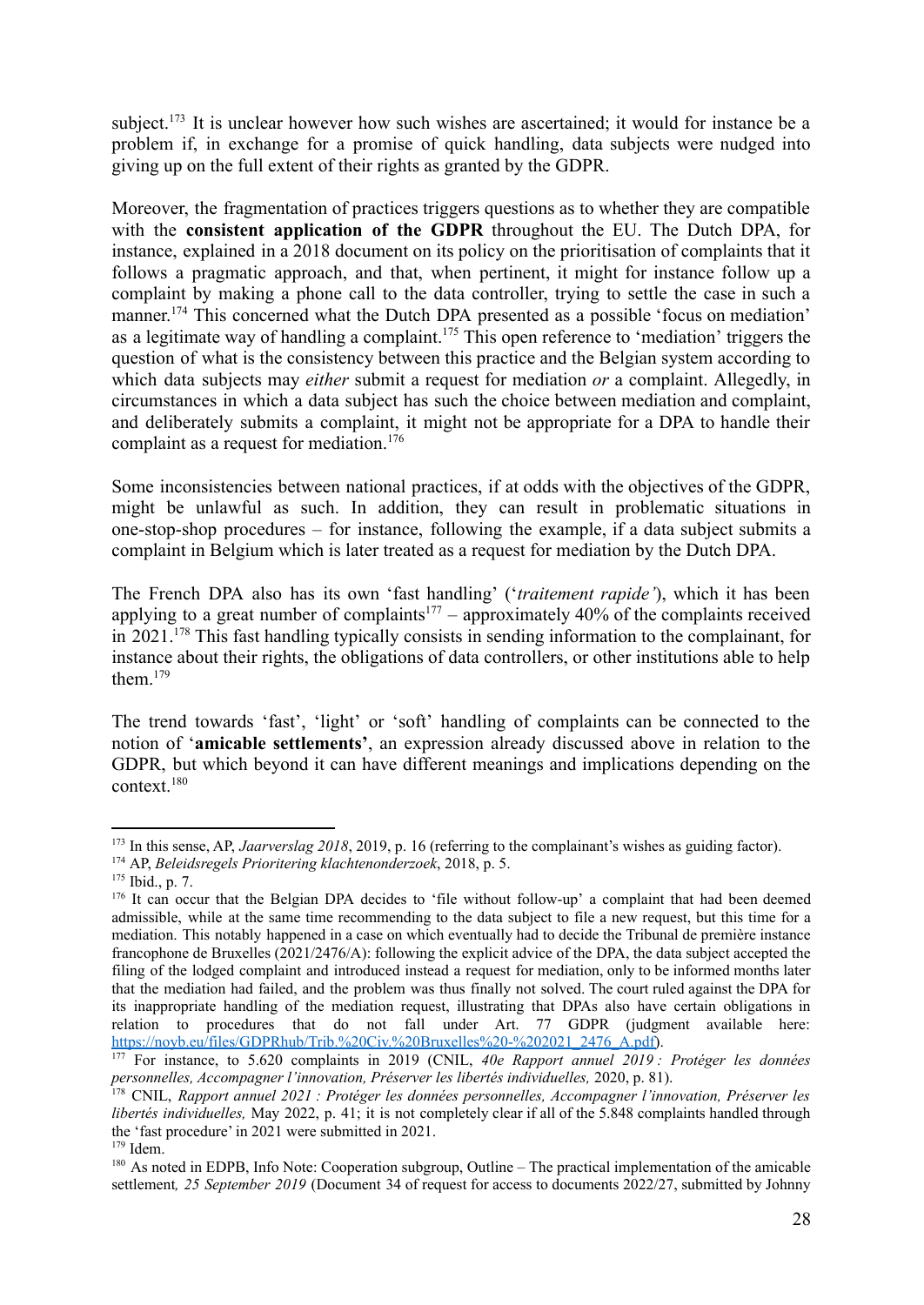subject.[173] It is unclear however how such wishes are ascertained; it would for instance be a problem if, in exchange for a promise of quick handling, data subjects were nudged into giving up on the full extent of their rights as granted by the GDPR.

Moreover, the fragmentation of practices triggers questions as to whether they are compatible with the **consistent application of the GDPR** throughout the EU. The Dutch DPA, for instance, explained in a 2018 document on its policy on the prioritisation of complaints that it follows a pragmatic approach, and that, when pertinent, it might for instance follow up a complaint by making a phone call to the data controller, trying to settle the case in such a manner.[174] This concerned what the Dutch DPA presented as a possible 'focus on mediation' as a legitimate way of handling a complaint.[175] This open reference to 'mediation' triggers the question of what is the consistency between this practice and the Belgian system according to which data subjects may *either* submit a request for mediation *or* a complaint. Allegedly, in circumstances in which a data subject has such the choice between mediation and complaint, and deliberately submits a complaint, it might not be appropriate for a DPA to handle their complaint as a request for mediation.[176]

Some inconsistencies between national practices, if at odds with the objectives of the GDPR, might be unlawful as such. In addition, they can result in problematic situations in one-stop-shop procedures – for instance, following the example, if a data subject submits a complaint in Belgium which is later treated as a request for mediation by the Dutch DPA.

The French DPA also has its own 'fast handling' ('*traitement rapide'*), which it has been applying to a great number of complaints[177] – approximately 40% of the complaints received in 2021.[178] This fast handling typically consists in sending information to the complainant, for instance about their rights, the obligations of data controllers, or other institutions able to help them.[179]

The trend towards 'fast', 'light' or 'soft' handling of complaints can be connected to the notion of '**amicable settlements'**, an expression already discussed above in relation to the GDPR, but which beyond it can have different meanings and implications depending on the context.[180]

---

[173] In this sense, AP, *Jaarverslag 2018*, 2019, p. 16 (referring to the complainant's wishes as guiding factor).

[174] AP, *Beleidsregels Prioritering klachtenonderzoek*, 2018, p. 5.

[175] Ibid., p. 7.

[176] It can occur that the Belgian DPA decides to 'file without follow-up' a complaint that had been deemed admissible, while at the same time recommending to the data subject to file a new request, but this time for a mediation. This notably happened in a case on which eventually had to decide the Tribunal de première instance francophone de Bruxelles (2021/2476/A): following the explicit advice of the DPA, the data subject accepted the filing of the lodged complaint and introduced instead a request for mediation, only to be informed months later that the mediation had failed, and the problem was thus finally not solved. The court ruled against the DPA for its inappropriate handling of the mediation request, illustrating that DPAs also have certain obligations in relation to procedures that do not fall under Art. 77 GDPR (judgment available here: https://noyb.eu/files/GDPRhub/Trib.%20Civ.%20Bruxelles%20-%202021_2476_A.pdf).

[177] For instance, to 5.620 complaints in 2019 (CNIL, *40e Rapport annuel 2019 : Protéger les données personnelles, Accompagner l'innovation, Préserver les libertés individuelles,* 2020, p. 81).

[178] CNIL, *Rapport annuel 2021 : Protéger les données personnelles, Accompagner l'innovation, Préserver les libertés individuelles,* May 2022, p. 41; it is not completely clear if all of the 5.848 complaints handled through the 'fast procedure' in 2021 were submitted in 2021.

[179] Idem.

[180] As noted in EDPB, Info Note: Cooperation subgroup, Outline – The practical implementation of the amicable settlement*, 25 September 2019* (Document 34 of request for access to documents 2022/27, submitted by Johnny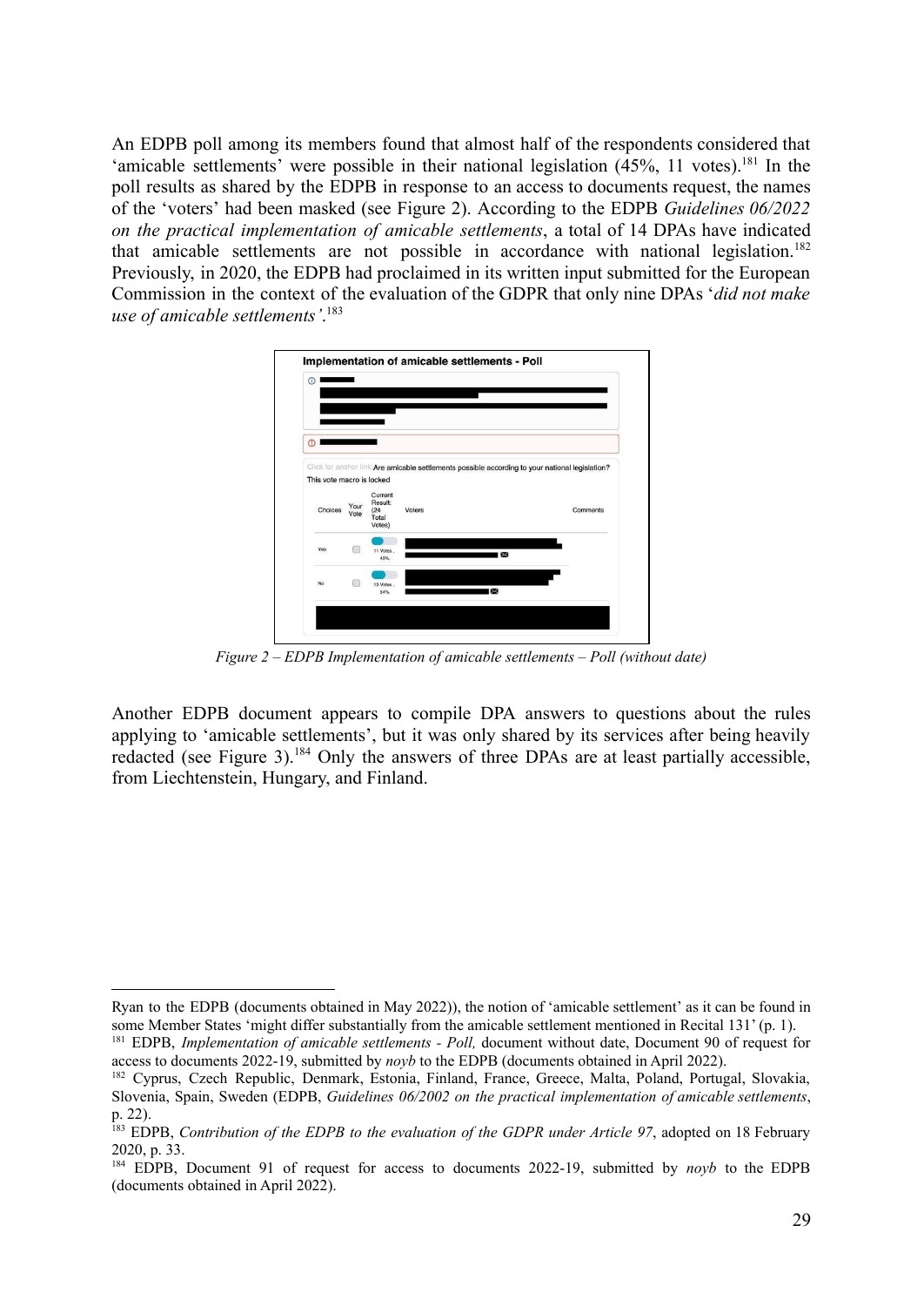An EDPB poll among its members found that almost half of the respondents considered that 'amicable settlements' were possible in their national legislation (45%, 11 votes).[181] In the poll results as shared by the EDPB in response to an access to documents request, the names of the 'voters' had been masked (see Figure 2). According to the EDPB *Guidelines 06/2022 on the practical implementation of amicable settlements*, a total of 14 DPAs have indicated that amicable settlements are not possible in accordance with national legislation.[182] Previously, in 2020, the EDPB had proclaimed in its written input submitted for the European Commission in the context of the evaluation of the GDPR that only nine DPAs '*did not make use of amicable settlements'*.[183]

*Figure 2 – EDPB Implementation of amicable settlements – Poll (without date)*

Another EDPB document appears to compile DPA answers to questions about the rules applying to 'amicable settlements', but it was only shared by its services after being heavily redacted (see Figure 3).[184] Only the answers of three DPAs are at least partially accessible, from Liechtenstein, Hungary, and Finland.

---

Ryan to the EDPB (documents obtained in May 2022)), the notion of 'amicable settlement' as it can be found in some Member States 'might differ substantially from the amicable settlement mentioned in Recital 131' (p. 1).

[181] EDPB, *Implementation of amicable settlements - Poll,* document without date, Document 90 of request for access to documents 2022-19, submitted by *noyb* to the EDPB (documents obtained in April 2022).

[182] Cyprus, Czech Republic, Denmark, Estonia, Finland, France, Greece, Malta, Poland, Portugal, Slovakia, Slovenia, Spain, Sweden (EDPB, *Guidelines 06/2002 on the practical implementation of amicable settlements*, p. 22).

[183] EDPB, *Contribution of the EDPB to the evaluation of the GDPR under Article 97*, adopted on 18 February 2020, p. 33.

[184] EDPB, Document 91 of request for access to documents 2022-19, submitted by *noyb* to the EDPB (documents obtained in April 2022).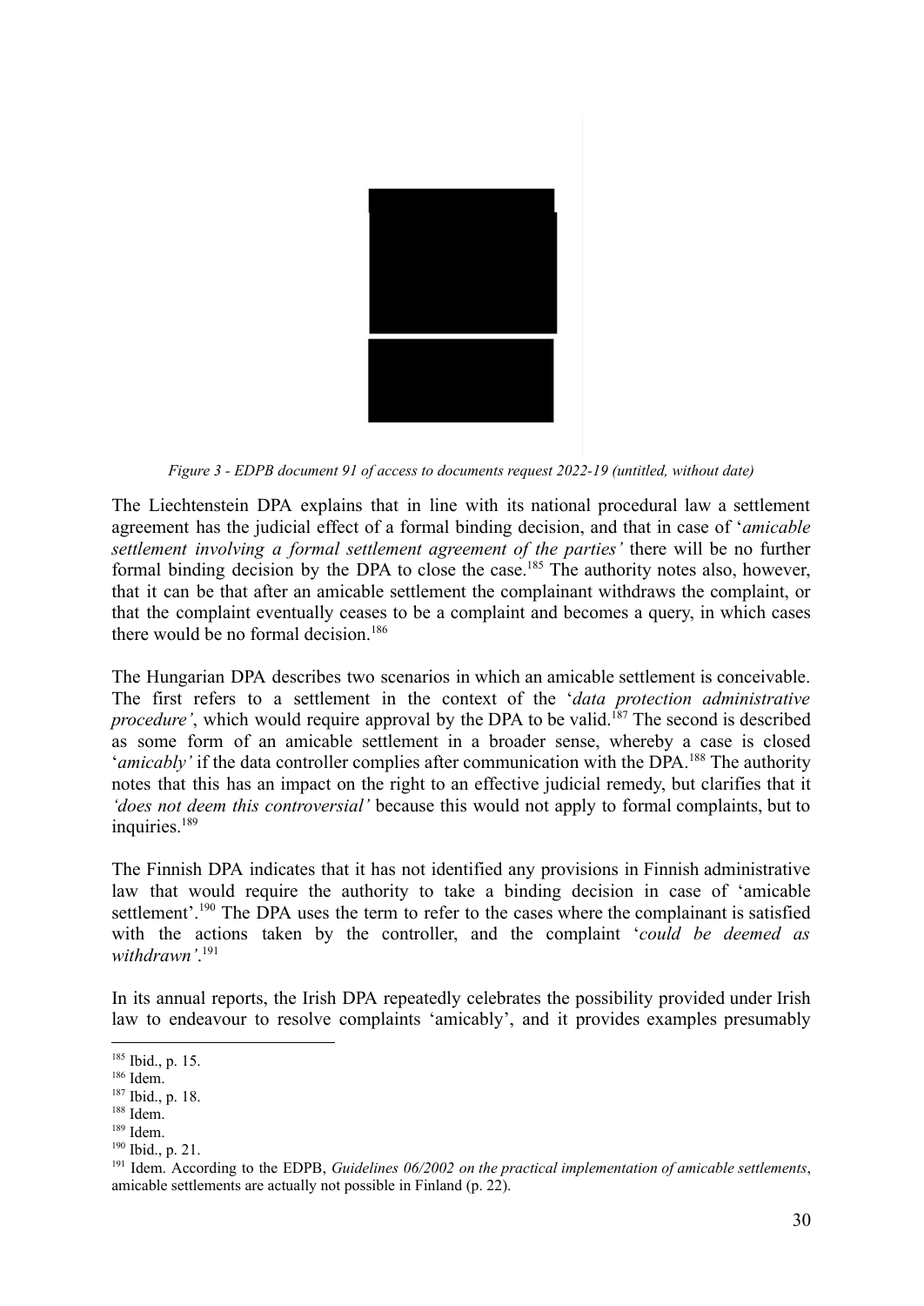*Figure 3 - EDPB document 91 of access to documents request 2022-19 (untitled, without date)*

The Liechtenstein DPA explains that in line with its national procedural law a settlement agreement has the judicial effect of a formal binding decision, and that in case of '*amicable settlement involving a formal settlement agreement of the parties'* there will be no further formal binding decision by the DPA to close the case.[185] The authority notes also, however, that it can be that after an amicable settlement the complainant withdraws the complaint, or that the complaint eventually ceases to be a complaint and becomes a query, in which cases there would be no formal decision.[186]

The Hungarian DPA describes two scenarios in which an amicable settlement is conceivable. The first refers to a settlement in the context of the '*data protection administrative procedure'*, which would require approval by the DPA to be valid.[187] The second is described as some form of an amicable settlement in a broader sense, whereby a case is closed '*amicably'* if the data controller complies after communication with the DPA.[188] The authority notes that this has an impact on the right to an effective judicial remedy, but clarifies that it *'does not deem this controversial'* because this would not apply to formal complaints, but to inquiries.[189]

The Finnish DPA indicates that it has not identified any provisions in Finnish administrative law that would require the authority to take a binding decision in case of 'amicable settlement'.[190] The DPA uses the term to refer to the cases where the complainant is satisfied with the actions taken by the controller, and the complaint '*could be deemed as withdrawn'*.[191]

In its annual reports, the Irish DPA repeatedly celebrates the possibility provided under Irish law to endeavour to resolve complaints 'amicably', and it provides examples presumably

---

[185] Ibid., p. 15.

[186] Idem.

[187] Ibid., p. 18.

[188] Idem.

[189] Idem.

[190] Ibid., p. 21.

[191] Idem. According to the EDPB, *Guidelines 06/2002 on the practical implementation of amicable settlements*, amicable settlements are actually not possible in Finland (p. 22).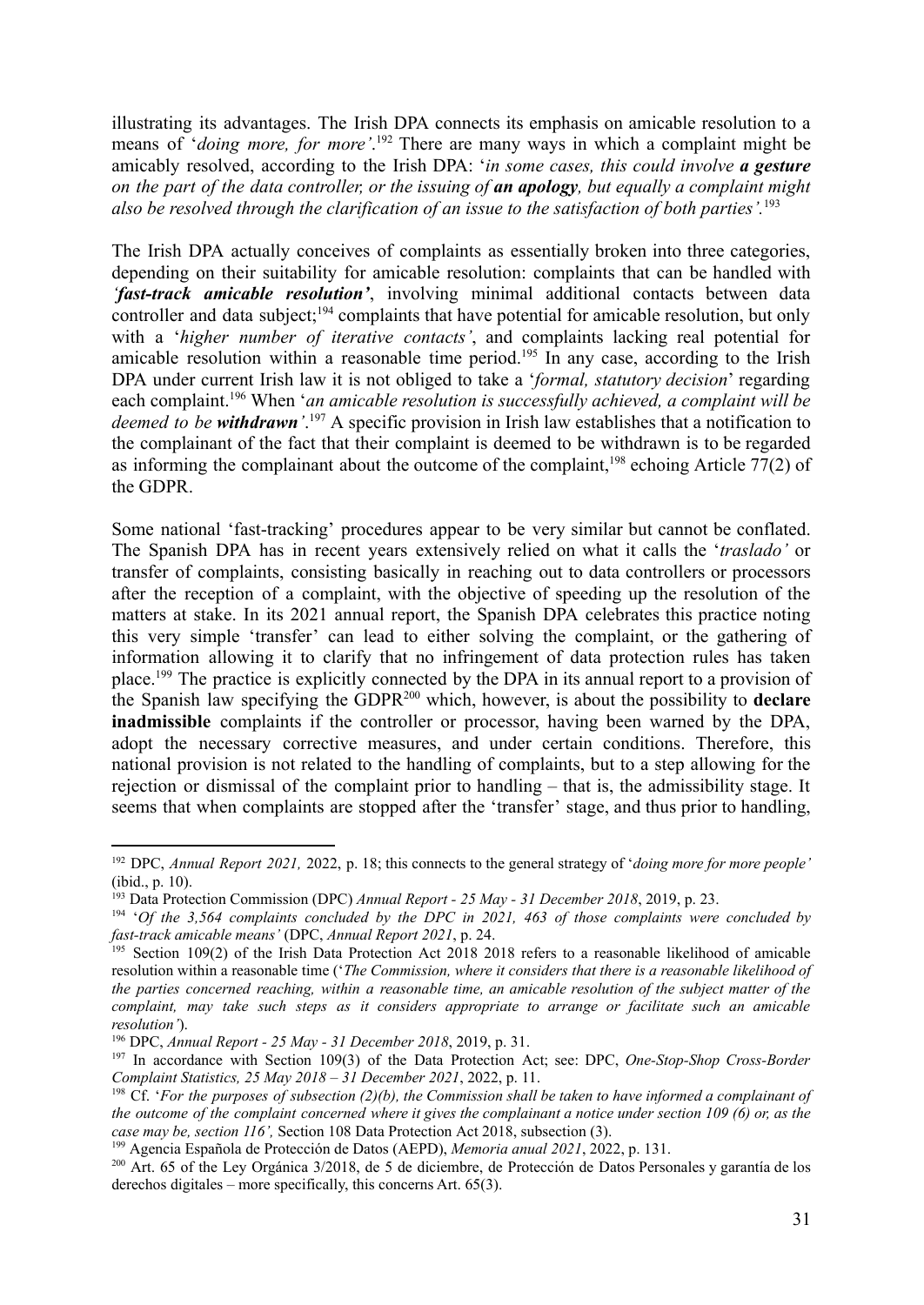illustrating its advantages. The Irish DPA connects its emphasis on amicable resolution to a means of '*doing more, for more'*.[192] There are many ways in which a complaint might be amicably resolved, according to the Irish DPA: '*in some cases, this could involve* ***a gesture*** *on the part of the data controller, or the issuing of* ***an apology****, but equally a complaint might also be resolved through the clarification of an issue to the satisfaction of both parties'*.[193]

The Irish DPA actually conceives of complaints as essentially broken into three categories, depending on their suitability for amicable resolution: complaints that can be handled with ***'fast-track amicable resolution'***, involving minimal additional contacts between data controller and data subject;[194] complaints that have potential for amicable resolution, but only with a '*higher number of iterative contacts'*, and complaints lacking real potential for amicable resolution within a reasonable time period.[195] In any case, according to the Irish DPA under current Irish law it is not obliged to take a '*formal, statutory decision*' regarding each complaint.[196] When '*an amicable resolution is successfully achieved, a complaint will be deemed to be* ***withdrawn****'*.[197] A specific provision in Irish law establishes that a notification to the complainant of the fact that their complaint is deemed to be withdrawn is to be regarded as informing the complainant about the outcome of the complaint,[198] echoing Article 77(2) of the GDPR.

Some national 'fast-tracking' procedures appear to be very similar but cannot be conflated. The Spanish DPA has in recent years extensively relied on what it calls the '*traslado'* or transfer of complaints, consisting basically in reaching out to data controllers or processors after the reception of a complaint, with the objective of speeding up the resolution of the matters at stake. In its 2021 annual report, the Spanish DPA celebrates this practice noting this very simple 'transfer' can lead to either solving the complaint, or the gathering of information allowing it to clarify that no infringement of data protection rules has taken place.[199] The practice is explicitly connected by the DPA in its annual report to a provision of the Spanish law specifying the GDPR[200] which, however, is about the possibility to **declare inadmissible** complaints if the controller or processor, having been warned by the DPA, adopt the necessary corrective measures, and under certain conditions. Therefore, this national provision is not related to the handling of complaints, but to a step allowing for the rejection or dismissal of the complaint prior to handling – that is, the admissibility stage. It seems that when complaints are stopped after the 'transfer' stage, and thus prior to handling,

---

[192] DPC, *Annual Report 2021,* 2022, p. 18; this connects to the general strategy of '*doing more for more people'* (ibid., p. 10).

[193] Data Protection Commission (DPC) *Annual Report - 25 May - 31 December 2018*, 2019, p. 23.

[194] '*Of the 3,564 complaints concluded by the DPC in 2021, 463 of those complaints were concluded by fast-track amicable means'* (DPC, *Annual Report 2021*, p. 24.

[195] Section 109(2) of the Irish Data Protection Act 2018 2018 refers to a reasonable likelihood of amicable resolution within a reasonable time ('*The Commission, where it considers that there is a reasonable likelihood of the parties concerned reaching, within a reasonable time, an amicable resolution of the subject matter of the complaint, may take such steps as it considers appropriate to arrange or facilitate such an amicable resolution'*).

[196] DPC, *Annual Report - 25 May - 31 December 2018*, 2019, p. 31.

[197] In accordance with Section 109(3) of the Data Protection Act; see: DPC, *One-Stop-Shop Cross-Border Complaint Statistics, 25 May 2018 – 31 December 2021*, 2022, p. 11.

[198] Cf. '*For the purposes of subsection (2)(b), the Commission shall be taken to have informed a complainant of the outcome of the complaint concerned where it gives the complainant a notice under section 109 (6) or, as the case may be, section 116',* Section 108 Data Protection Act 2018, subsection (3).

[199] Agencia Española de Protección de Datos (AEPD), *Memoria anual 2021*, 2022, p. 131.

[200] Art. 65 of the Ley Orgánica 3/2018, de 5 de diciembre, de Protección de Datos Personales y garantía de los derechos digitales – more specifically, this concerns Art. 65(3).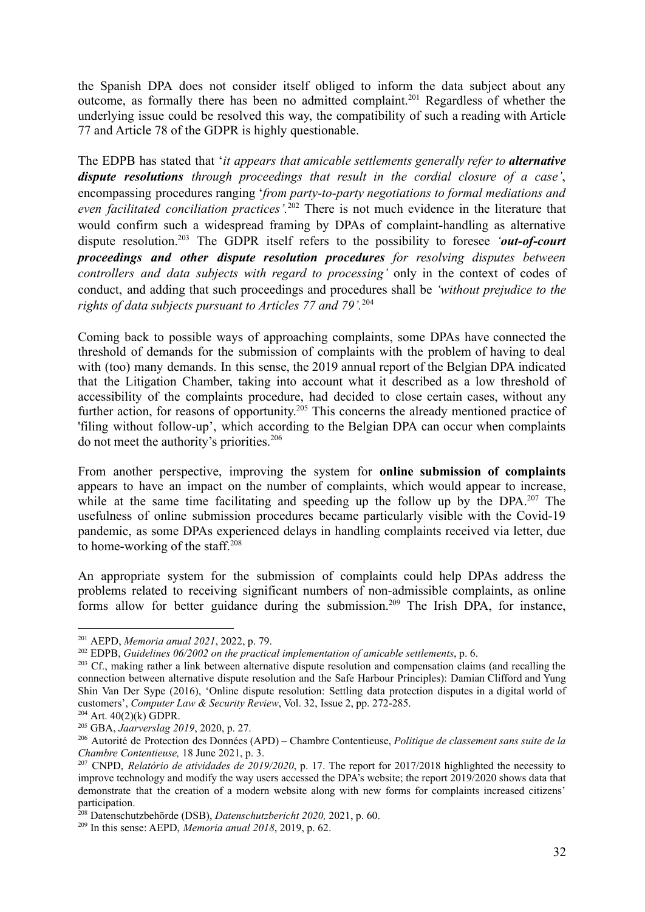the Spanish DPA does not consider itself obliged to inform the data subject about any outcome, as formally there has been no admitted complaint.[201] Regardless of whether the underlying issue could be resolved this way, the compatibility of such a reading with Article 77 and Article 78 of the GDPR is highly questionable.

The EDPB has stated that '*it appears that amicable settlements generally refer to **alternative dispute resolutions** through proceedings that result in the cordial closure of a case'*, encompassing procedures ranging '*from party-to-party negotiations to formal mediations and even facilitated conciliation practices'*.[202] There is not much evidence in the literature that would confirm such a widespread framing by DPAs of complaint-handling as alternative dispute resolution.[203] The GDPR itself refers to the possibility to foresee *'**out-of-court proceedings and other dispute resolution procedures** for resolving disputes between controllers and data subjects with regard to processing'* only in the context of codes of conduct, and adding that such proceedings and procedures shall be *'without prejudice to the rights of data subjects pursuant to Articles 77 and 79'*.[204]

Coming back to possible ways of approaching complaints, some DPAs have connected the threshold of demands for the submission of complaints with the problem of having to deal with (too) many demands. In this sense, the 2019 annual report of the Belgian DPA indicated that the Litigation Chamber, taking into account what it described as a low threshold of accessibility of the complaints procedure, had decided to close certain cases, without any further action, for reasons of opportunity.[205] This concerns the already mentioned practice of 'filing without follow-up', which according to the Belgian DPA can occur when complaints do not meet the authority's priorities.[206]

From another perspective, improving the system for **online submission of complaints** appears to have an impact on the number of complaints, which would appear to increase, while at the same time facilitating and speeding up the follow up by the DPA.[207] The usefulness of online submission procedures became particularly visible with the Covid-19 pandemic, as some DPAs experienced delays in handling complaints received via letter, due to home-working of the staff.[208]

An appropriate system for the submission of complaints could help DPAs address the problems related to receiving significant numbers of non-admissible complaints, as online forms allow for better guidance during the submission.[209] The Irish DPA, for instance,

---

[201] AEPD, *Memoria anual 2021*, 2022, p. 79.

[202] EDPB, *Guidelines 06/2002 on the practical implementation of amicable settlements*, p. 6.

[203] Cf., making rather a link between alternative dispute resolution and compensation claims (and recalling the connection between alternative dispute resolution and the Safe Harbour Principles): Damian Clifford and Yung Shin Van Der Sype (2016), 'Online dispute resolution: Settling data protection disputes in a digital world of customers', *Computer Law & Security Review*, Vol. 32, Issue 2, pp. 272-285.

[204] Art. 40(2)(k) GDPR.

[205] GBA, *Jaarverslag 2019*, 2020, p. 27.

[206] Autorité de Protection des Données (APD) – Chambre Contentieuse, *Politique de classement sans suite de la Chambre Contentieuse,* 18 June 2021, p. 3.

[207] CNPD, *Relatório de atividades de 2019/2020*, p. 17. The report for 2017/2018 highlighted the necessity to improve technology and modify the way users accessed the DPA's website; the report 2019/2020 shows data that demonstrate that the creation of a modern website along with new forms for complaints increased citizens' participation.

[208] Datenschutzbehörde (DSB), *Datenschutzbericht 2020,* 2021, p. 60.

[209] In this sense: AEPD, *Memoria anual 2018*, 2019, p. 62.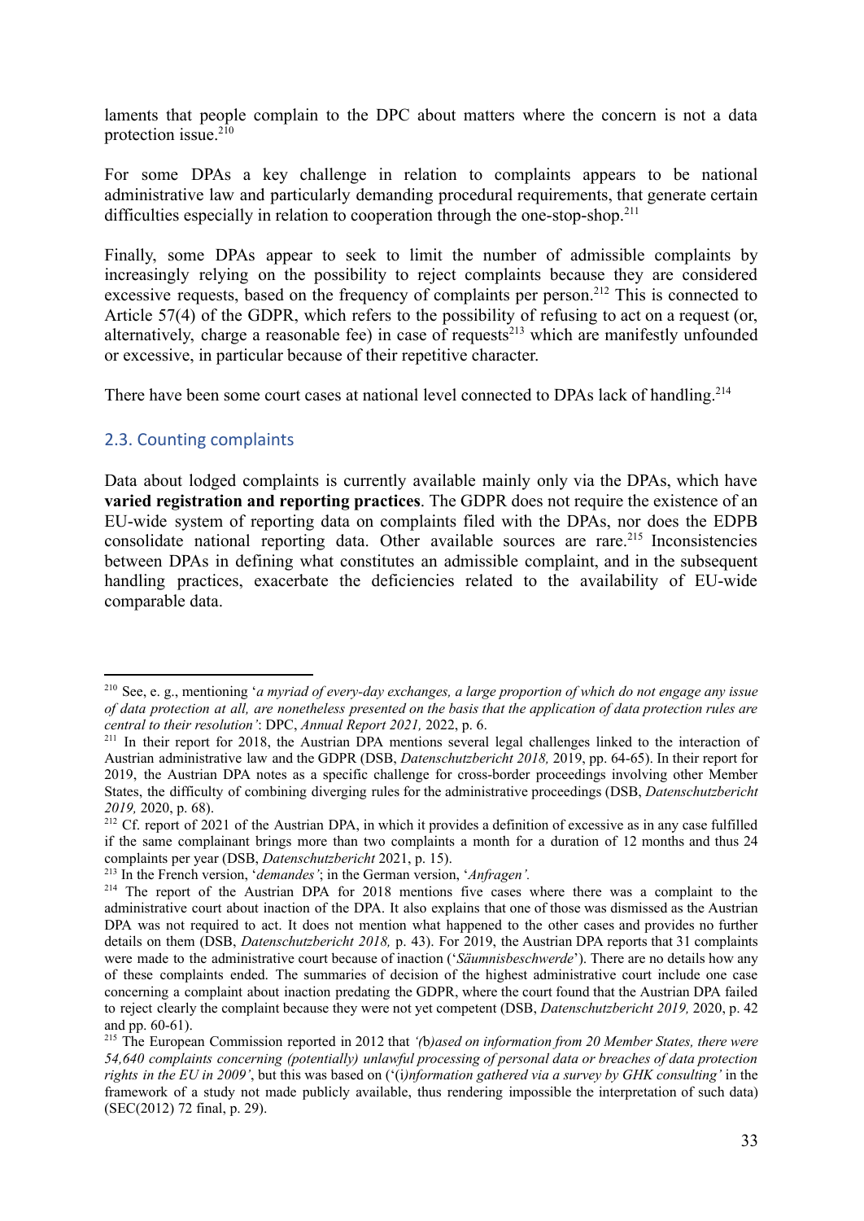laments that people complain to the DPC about matters where the concern is not a data protection issue.[210]

For some DPAs a key challenge in relation to complaints appears to be national administrative law and particularly demanding procedural requirements, that generate certain difficulties especially in relation to cooperation through the one-stop-shop.[211]

Finally, some DPAs appear to seek to limit the number of admissible complaints by increasingly relying on the possibility to reject complaints because they are considered excessive requests, based on the frequency of complaints per person.[212] This is connected to Article 57(4) of the GDPR, which refers to the possibility of refusing to act on a request (or, alternatively, charge a reasonable fee) in case of requests[213] which are manifestly unfounded or excessive, in particular because of their repetitive character.

There have been some court cases at national level connected to DPAs lack of handling.[214]

## 2.3. Counting complaints

Data about lodged complaints is currently available mainly only via the DPAs, which have **varied registration and reporting practices**. The GDPR does not require the existence of an EU-wide system of reporting data on complaints filed with the DPAs, nor does the EDPB consolidate national reporting data. Other available sources are rare.[215] Inconsistencies between DPAs in defining what constitutes an admissible complaint, and in the subsequent handling practices, exacerbate the deficiencies related to the availability of EU-wide comparable data.

---

[210] See, e. g., mentioning '*a myriad of every-day exchanges, a large proportion of which do not engage any issue of data protection at all, are nonetheless presented on the basis that the application of data protection rules are central to their resolution'*: DPC, *Annual Report 2021,* 2022, p. 6.

[211] In their report for 2018, the Austrian DPA mentions several legal challenges linked to the interaction of Austrian administrative law and the GDPR (DSB, *Datenschutzbericht 2018,* 2019, pp. 64-65). In their report for 2019, the Austrian DPA notes as a specific challenge for cross-border proceedings involving other Member States, the difficulty of combining diverging rules for the administrative proceedings (DSB, *Datenschutzbericht 2019,* 2020, p. 68).

[212] Cf. report of 2021 of the Austrian DPA, in which it provides a definition of excessive as in any case fulfilled if the same complainant brings more than two complaints a month for a duration of 12 months and thus 24 complaints per year (DSB, *Datenschutzbericht* 2021, p. 15).

[213] In the French version, '*demandes'*; in the German version, '*Anfragen'.*

[214] The report of the Austrian DPA for 2018 mentions five cases where there was a complaint to the administrative court about inaction of the DPA. It also explains that one of those was dismissed as the Austrian DPA was not required to act. It does not mention what happened to the other cases and provides no further details on them (DSB, *Datenschutzbericht 2018,* p. 43). For 2019, the Austrian DPA reports that 31 complaints were made to the administrative court because of inaction ('*Säumnisbeschwerde*'). There are no details how any of these complaints ended. The summaries of decision of the highest administrative court include one case concerning a complaint about inaction predating the GDPR, where the court found that the Austrian DPA failed to reject clearly the complaint because they were not yet competent (DSB, *Datenschutzbericht 2019,* 2020, p. 42 and pp. 60-61).

[215] The European Commission reported in 2012 that *'(*b*)ased on information from 20 Member States, there were 54,640 complaints concerning (potentially) unlawful processing of personal data or breaches of data protection rights in the EU in 2009'*, but this was based on ('(i*)nformation gathered via a survey by GHK consulting'* in the framework of a study not made publicly available, thus rendering impossible the interpretation of such data) (SEC(2012) 72 final, p. 29).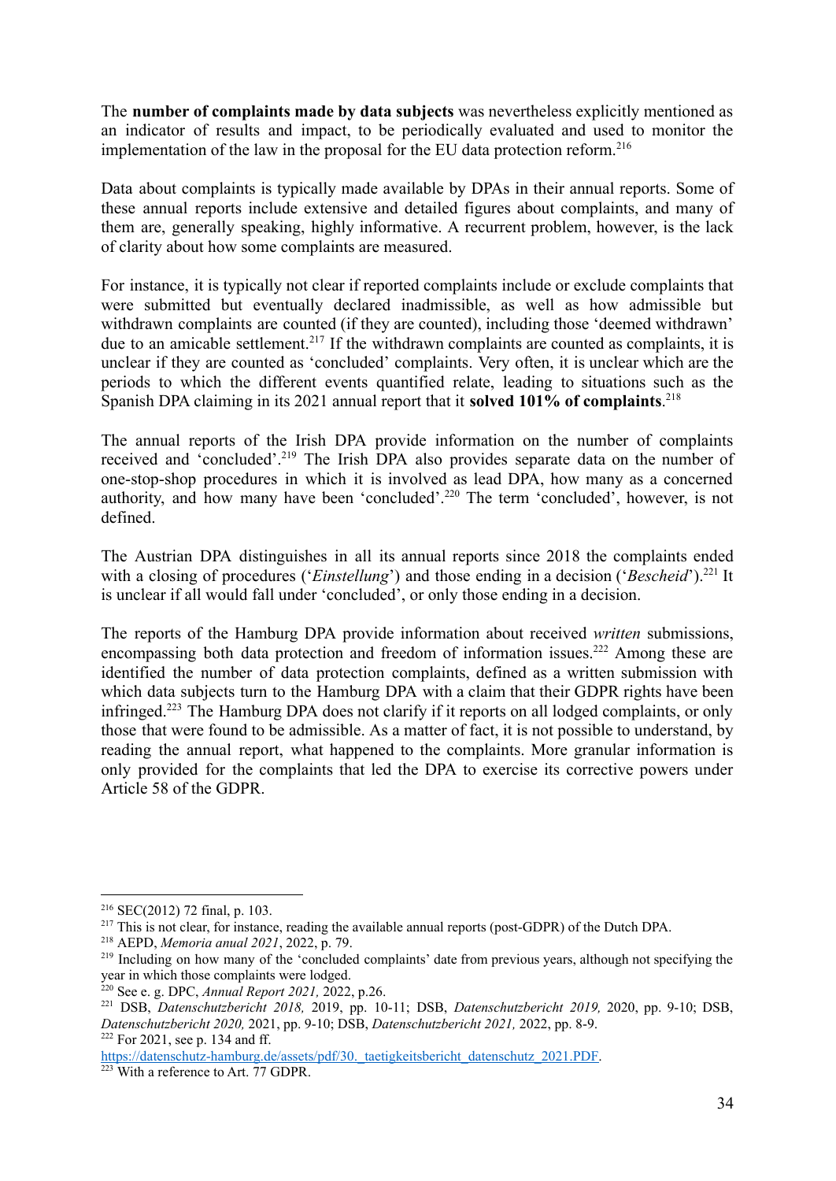The **number of complaints made by data subjects** was nevertheless explicitly mentioned as an indicator of results and impact, to be periodically evaluated and used to monitor the implementation of the law in the proposal for the EU data protection reform.[216]

Data about complaints is typically made available by DPAs in their annual reports. Some of these annual reports include extensive and detailed figures about complaints, and many of them are, generally speaking, highly informative. A recurrent problem, however, is the lack of clarity about how some complaints are measured.

For instance, it is typically not clear if reported complaints include or exclude complaints that were submitted but eventually declared inadmissible, as well as how admissible but withdrawn complaints are counted (if they are counted), including those 'deemed withdrawn' due to an amicable settlement.[217] If the withdrawn complaints are counted as complaints, it is unclear if they are counted as 'concluded' complaints. Very often, it is unclear which are the periods to which the different events quantified relate, leading to situations such as the Spanish DPA claiming in its 2021 annual report that it **solved 101% of complaints**.[218]

The annual reports of the Irish DPA provide information on the number of complaints received and 'concluded'.[219] The Irish DPA also provides separate data on the number of one-stop-shop procedures in which it is involved as lead DPA, how many as a concerned authority, and how many have been 'concluded'.[220] The term 'concluded', however, is not defined.

The Austrian DPA distinguishes in all its annual reports since 2018 the complaints ended with a closing of procedures ('*Einstellung*') and those ending in a decision ('*Bescheid*').[221] It is unclear if all would fall under 'concluded', or only those ending in a decision.

The reports of the Hamburg DPA provide information about received *written* submissions, encompassing both data protection and freedom of information issues.[222] Among these are identified the number of data protection complaints, defined as a written submission with which data subjects turn to the Hamburg DPA with a claim that their GDPR rights have been infringed.[223] The Hamburg DPA does not clarify if it reports on all lodged complaints, or only those that were found to be admissible. As a matter of fact, it is not possible to understand, by reading the annual report, what happened to the complaints. More granular information is only provided for the complaints that led the DPA to exercise its corrective powers under Article 58 of the GDPR.

---

[216] SEC(2012) 72 final, p. 103.

[217] This is not clear, for instance, reading the available annual reports (post-GDPR) of the Dutch DPA.

[218] AEPD, *Memoria anual 2021*, 2022, p. 79.

[219] Including on how many of the 'concluded complaints' date from previous years, although not specifying the year in which those complaints were lodged.

[220] See e. g. DPC, *Annual Report 2021,* 2022, p.26.

[221] DSB, *Datenschutzbericht 2018,* 2019, pp. 10-11; DSB, *Datenschutzbericht 2019,* 2020, pp. 9-10; DSB, *Datenschutzbericht 2020,* 2021, pp. 9-10; DSB, *Datenschutzbericht 2021,* 2022, pp. 8-9.

[222] For 2021, see p. 134 and ff. https://datenschutz-hamburg.de/assets/pdf/30._taetigkeitsbericht_datenschutz_2021.PDF.

[223] With a reference to Art. 77 GDPR.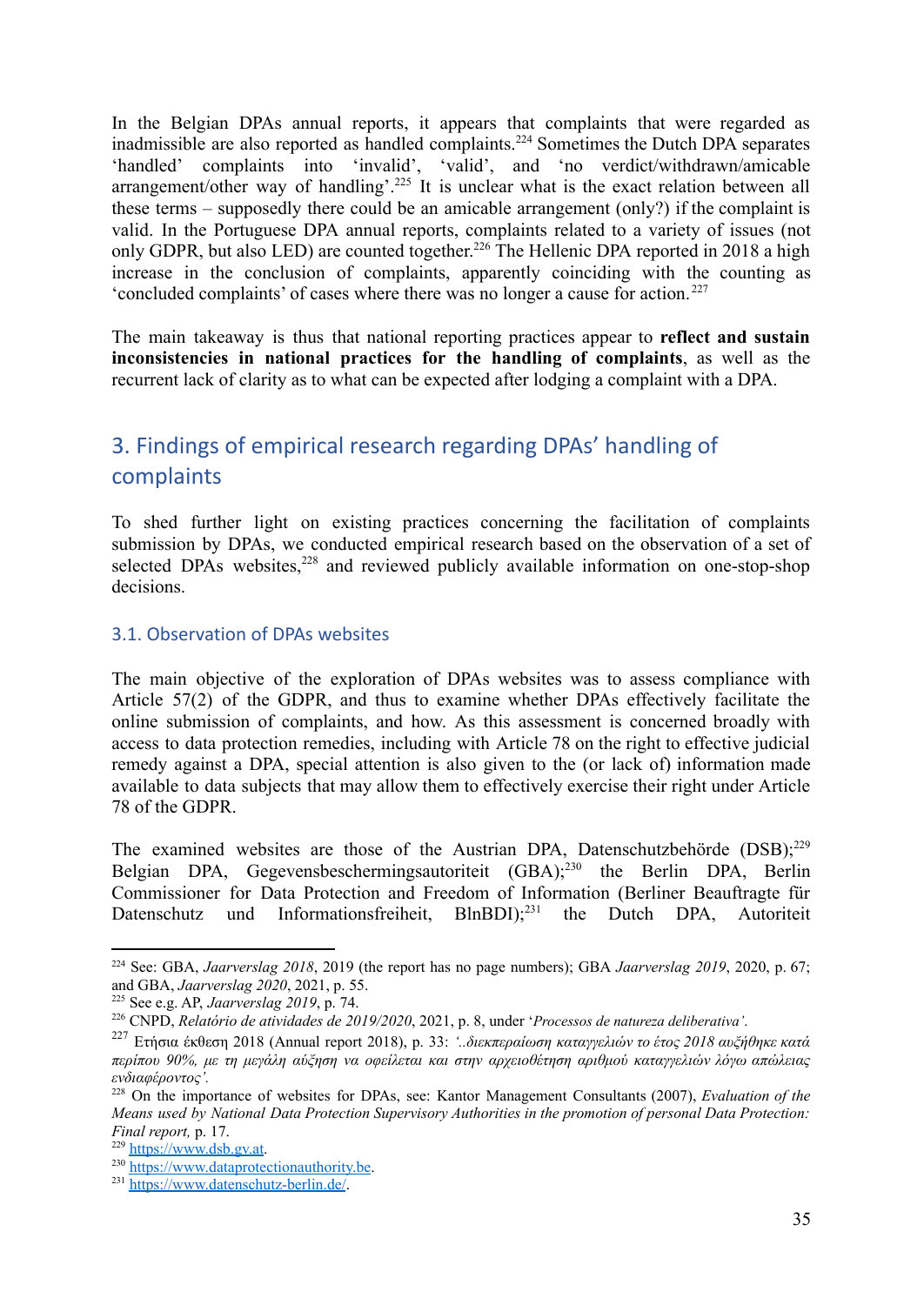In the Belgian DPAs annual reports, it appears that complaints that were regarded as inadmissible are also reported as handled complaints.[224] Sometimes the Dutch DPA separates 'handled' complaints into 'invalid', 'valid', and 'no verdict/withdrawn/amicable arrangement/other way of handling'.[225] It is unclear what is the exact relation between all these terms – supposedly there could be an amicable arrangement (only?) if the complaint is valid. In the Portuguese DPA annual reports, complaints related to a variety of issues (not only GDPR, but also LED) are counted together.[226] The Hellenic DPA reported in 2018 a high increase in the conclusion of complaints, apparently coinciding with the counting as 'concluded complaints' of cases where there was no longer a cause for action.[227]

The main takeaway is thus that national reporting practices appear to **reflect and sustain inconsistencies in national practices for the handling of complaints**, as well as the recurrent lack of clarity as to what can be expected after lodging a complaint with a DPA.

## 3. Findings of empirical research regarding DPAs' handling of complaints

To shed further light on existing practices concerning the facilitation of complaints submission by DPAs, we conducted empirical research based on the observation of a set of selected DPAs websites,[228] and reviewed publicly available information on one-stop-shop decisions.

### 3.1. Observation of DPAs websites

The main objective of the exploration of DPAs websites was to assess compliance with Article 57(2) of the GDPR, and thus to examine whether DPAs effectively facilitate the online submission of complaints, and how. As this assessment is concerned broadly with access to data protection remedies, including with Article 78 on the right to effective judicial remedy against a DPA, special attention is also given to the (or lack of) information made available to data subjects that may allow them to effectively exercise their right under Article 78 of the GDPR.

The examined websites are those of the Austrian DPA, Datenschutzbehörde (DSB);[229] Belgian DPA, Gegevensbeschermingsautoriteit (GBA);[230] the Berlin DPA, Berlin Commissioner for Data Protection and Freedom of Information (Berliner Beauftragte für Datenschutz und Informationsfreiheit, BlnBDI);[231] the Dutch DPA, Autoriteit

---

[224] See: GBA, *Jaarverslag 2018*, 2019 (the report has no page numbers); GBA *Jaarverslag 2019*, 2020, p. 67; and GBA, *Jaarverslag 2020*, 2021, p. 55.

[225] See e.g. AP, *Jaarverslag 2019*, p. 74.

[226] CNPD, *Relatório de atividades de 2019/2020*, 2021, p. 8, under '*Processos de natureza deliberativa'.*

[227] Ετήσια έκθεση 2018 (Annual report 2018), p. 33: *'..διεκπεραίωση καταγγελιών το έτος 2018 αυξήθηκε κατά περίπου 90%, με τη μεγάλη αύξηση να οφείλεται και στην αρχειοθέτηση αριθμού καταγγελιών λόγω απώλειας ενδιαφέροντος'.*

[228] On the importance of websites for DPAs, see: Kantor Management Consultants (2007), *Evaluation of the Means used by National Data Protection Supervisory Authorities in the promotion of personal Data Protection: Final report,* p. 17.

[229] https://www.dsb.gv.at.

[230] https://www.dataprotectionauthority.be.

[231] https://www.datenschutz-berlin.de/.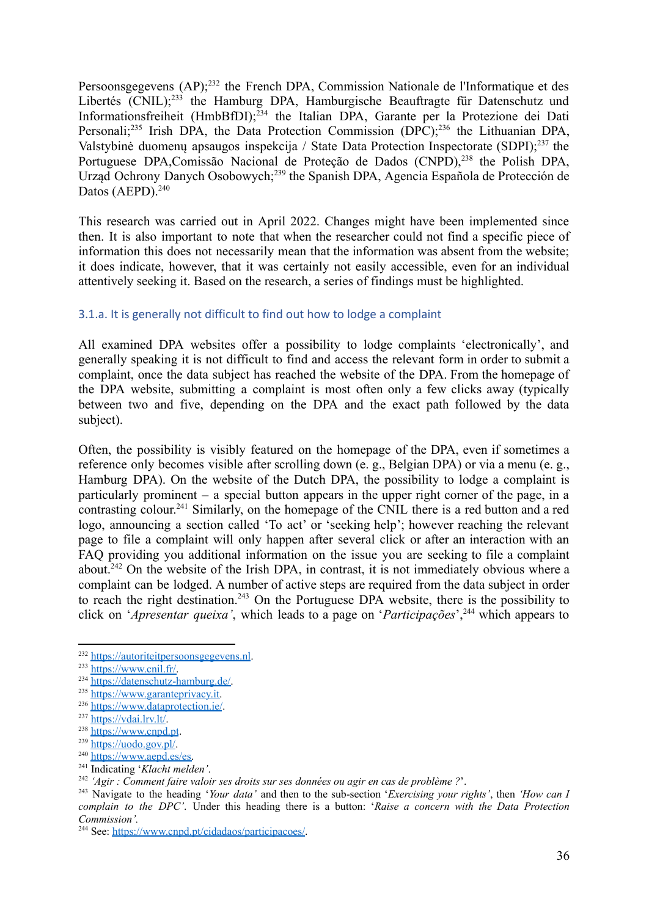Persoonsgegevens (AP);[232] the French DPA, Commission Nationale de l'Informatique et des Libertés (CNIL);[233] the Hamburg DPA, Hamburgische Beauftragte für Datenschutz und Informationsfreiheit (HmbBfDI);[234] the Italian DPA, Garante per la Protezione dei Dati Personali;[235] Irish DPA, the Data Protection Commission (DPC);[236] the Lithuanian DPA, Valstybinė duomenų apsaugos inspekcija / State Data Protection Inspectorate (SDPI);[237] the Portuguese DPA,Comissão Nacional de Proteção de Dados (CNPD),[238] the Polish DPA, Urząd Ochrony Danych Osobowych;[239] the Spanish DPA, Agencia Española de Protección de Datos (AEPD).[240]

This research was carried out in April 2022. Changes might have been implemented since then. It is also important to note that when the researcher could not find a specific piece of information this does not necessarily mean that the information was absent from the website; it does indicate, however, that it was certainly not easily accessible, even for an individual attentively seeking it. Based on the research, a series of findings must be highlighted.

### 3.1.a. It is generally not difficult to find out how to lodge a complaint

All examined DPA websites offer a possibility to lodge complaints 'electronically', and generally speaking it is not difficult to find and access the relevant form in order to submit a complaint, once the data subject has reached the website of the DPA. From the homepage of the DPA website, submitting a complaint is most often only a few clicks away (typically between two and five, depending on the DPA and the exact path followed by the data subject).

Often, the possibility is visibly featured on the homepage of the DPA, even if sometimes a reference only becomes visible after scrolling down (e. g., Belgian DPA) or via a menu (e. g., Hamburg DPA). On the website of the Dutch DPA, the possibility to lodge a complaint is particularly prominent – a special button appears in the upper right corner of the page, in a contrasting colour.[241] Similarly, on the homepage of the CNIL there is a red button and a red logo, announcing a section called 'To act' or 'seeking help'; however reaching the relevant page to file a complaint will only happen after several click or after an interaction with an FAQ providing you additional information on the issue you are seeking to file a complaint about.[242] On the website of the Irish DPA, in contrast, it is not immediately obvious where a complaint can be lodged. A number of active steps are required from the data subject in order to reach the right destination.[243] On the Portuguese DPA website, there is the possibility to click on '*Apresentar queixa*', which leads to a page on '*Participações*',[244] which appears to

---

[232] https://autoriteitpersoonsgegevens.nl.

[233] https://www.cnil.fr/.

[234] https://datenschutz-hamburg.de/.

[235] https://www.garanteprivacy.it.

[236] https://www.dataprotection.ie/.

[237] https://vdai.lrv.lt/.

[238] https://www.cnpd.pt.

[239] https://uodo.gov.pl/.

[240] https://www.aepd.es/es.

[241] Indicating '*Klacht melden'*.

[242] *'Agir : Comment faire valoir ses droits sur ses données ou agir en cas de problème ?*'.

[243] Navigate to the heading '*Your data'* and then to the sub-section '*Exercising your rights'*, then *'How can I complain to the DPC'*. Under this heading there is a button: '*Raise a concern with the Data Protection Commission'.*

[244] See: https://www.cnpd.pt/cidadaos/participacoes/.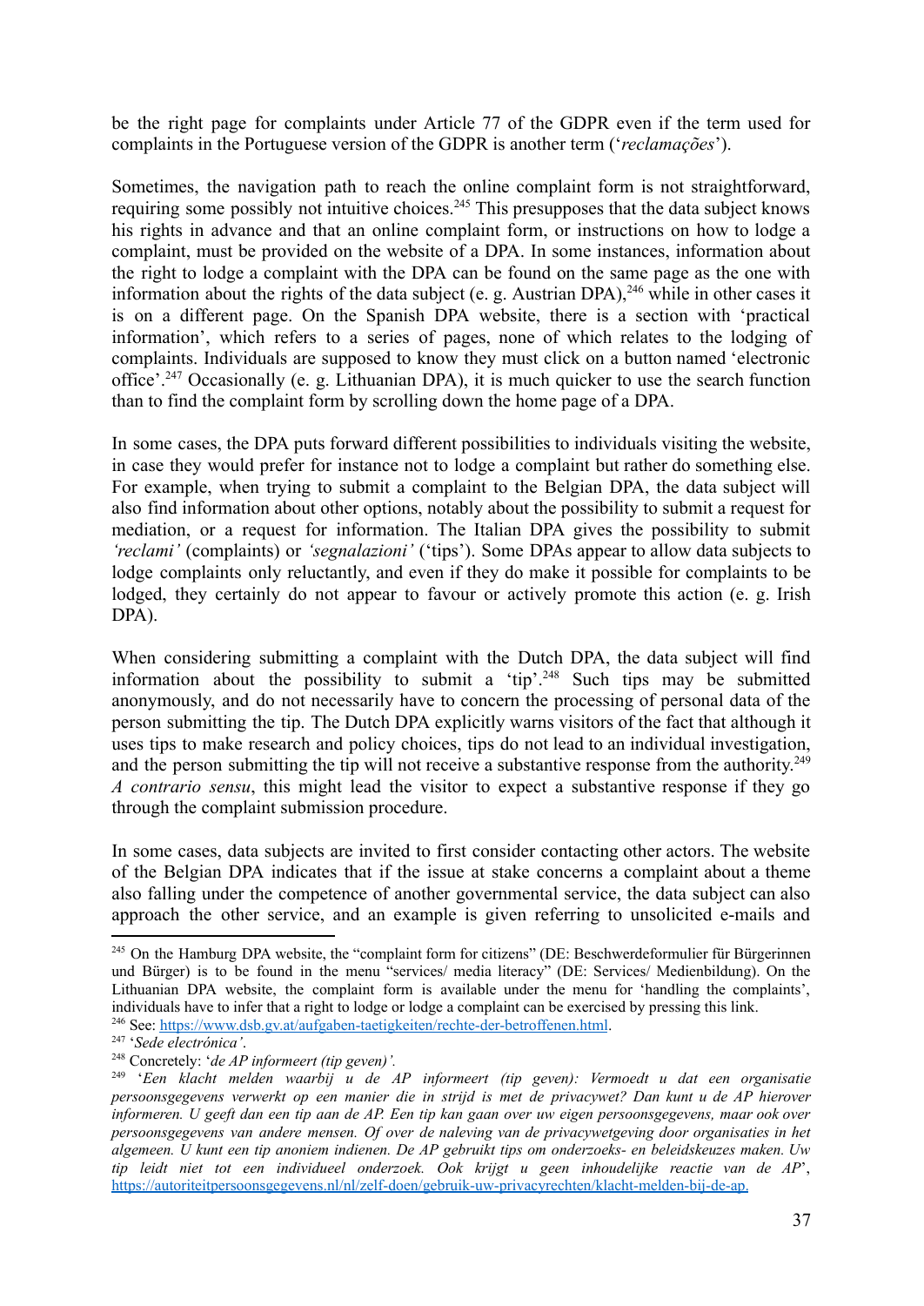be the right page for complaints under Article 77 of the GDPR even if the term used for complaints in the Portuguese version of the GDPR is another term ('*reclamações*').

Sometimes, the navigation path to reach the online complaint form is not straightforward, requiring some possibly not intuitive choices.[245] This presupposes that the data subject knows his rights in advance and that an online complaint form, or instructions on how to lodge a complaint, must be provided on the website of a DPA. In some instances, information about the right to lodge a complaint with the DPA can be found on the same page as the one with information about the rights of the data subject (e. g. Austrian DPA),[246] while in other cases it is on a different page. On the Spanish DPA website, there is a section with 'practical information', which refers to a series of pages, none of which relates to the lodging of complaints. Individuals are supposed to know they must click on a button named 'electronic office'.[247] Occasionally (e. g. Lithuanian DPA), it is much quicker to use the search function than to find the complaint form by scrolling down the home page of a DPA.

In some cases, the DPA puts forward different possibilities to individuals visiting the website, in case they would prefer for instance not to lodge a complaint but rather do something else. For example, when trying to submit a complaint to the Belgian DPA, the data subject will also find information about other options, notably about the possibility to submit a request for mediation, or a request for information. The Italian DPA gives the possibility to submit *'reclami'* (complaints) or *'segnalazioni'* ('tips'). Some DPAs appear to allow data subjects to lodge complaints only reluctantly, and even if they do make it possible for complaints to be lodged, they certainly do not appear to favour or actively promote this action (e. g. Irish DPA).

When considering submitting a complaint with the Dutch DPA, the data subject will find information about the possibility to submit a 'tip'.[248] Such tips may be submitted anonymously, and do not necessarily have to concern the processing of personal data of the person submitting the tip. The Dutch DPA explicitly warns visitors of the fact that although it uses tips to make research and policy choices, tips do not lead to an individual investigation, and the person submitting the tip will not receive a substantive response from the authority.[249] *A contrario sensu*, this might lead the visitor to expect a substantive response if they go through the complaint submission procedure.

In some cases, data subjects are invited to first consider contacting other actors. The website of the Belgian DPA indicates that if the issue at stake concerns a complaint about a theme also falling under the competence of another governmental service, the data subject can also approach the other service, and an example is given referring to unsolicited e-mails and

---

[245] On the Hamburg DPA website, the "complaint form for citizens" (DE: Beschwerdeformulier für Bürgerinnen und Bürger) is to be found in the menu "services/ media literacy" (DE: Services/ Medienbildung). On the Lithuanian DPA website, the complaint form is available under the menu for 'handling the complaints', individuals have to infer that a right to lodge or lodge a complaint can be exercised by pressing this link.

[246] See: https://www.dsb.gv.at/aufgaben-taetigkeiten/rechte-der-betroffenen.html.

[247] '*Sede electrónica'*.

[248] Concretely: '*de AP informeert (tip geven)'.*

[249] '*Een klacht melden waarbij u de AP informeert (tip geven): Vermoedt u dat een organisatie persoonsgegevens verwerkt op een manier die in strijd is met de privacywet? Dan kunt u de AP hierover informeren. U geeft dan een tip aan de AP. Een tip kan gaan over uw eigen persoonsgegevens, maar ook over persoonsgegevens van andere mensen. Of over de naleving van de privacywetgeving door organisaties in het algemeen. U kunt een tip anoniem indienen. De AP gebruikt tips om onderzoeks- en beleidskeuzes maken. Uw tip leidt niet tot een individueel onderzoek. Ook krijgt u geen inhoudelijke reactie van de AP*', https://autoriteitpersoonsgegevens.nl/nl/zelf-doen/gebruik-uw-privacyrechten/klacht-melden-bij-de-ap.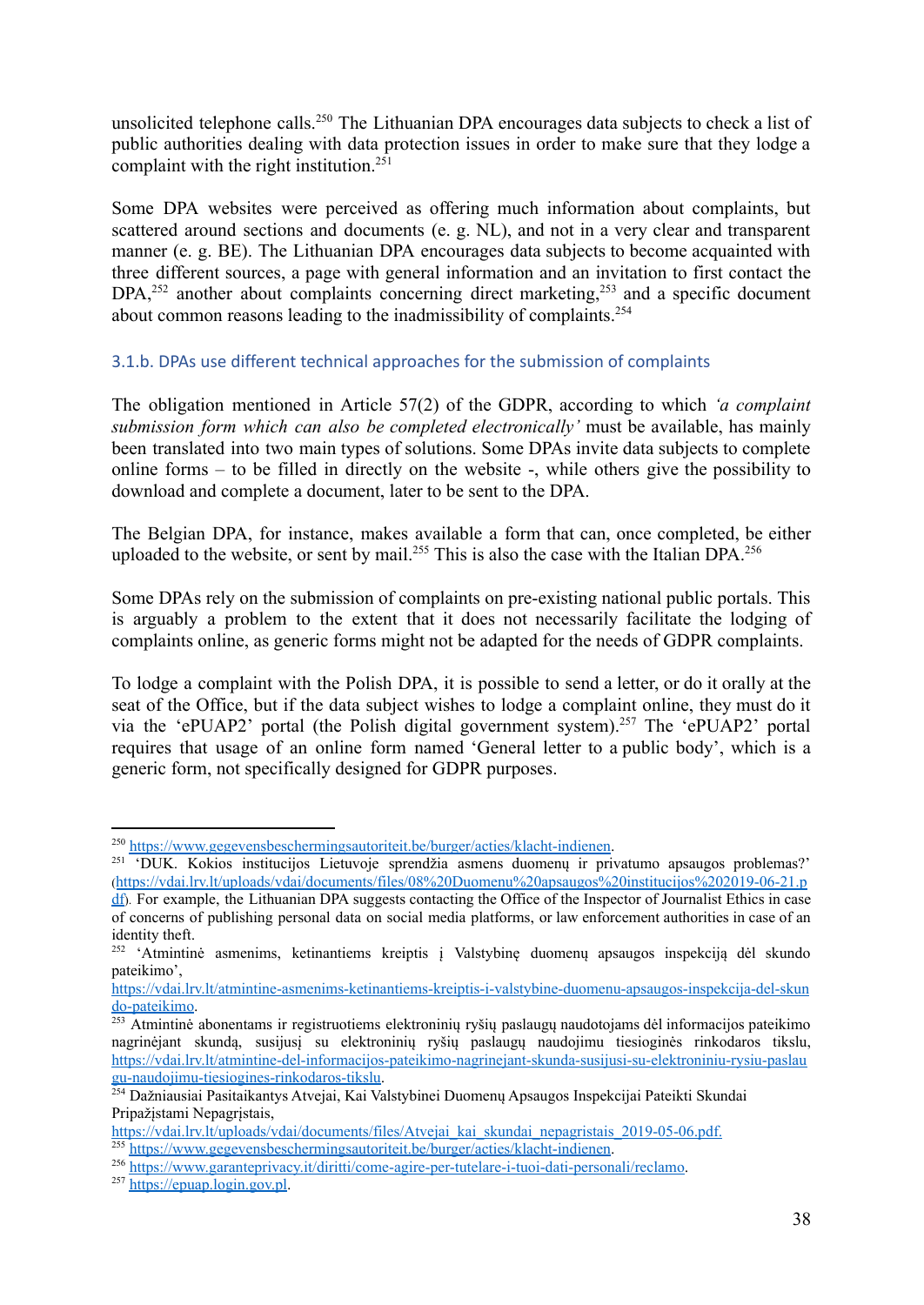unsolicited telephone calls.[250] The Lithuanian DPA encourages data subjects to check a list of public authorities dealing with data protection issues in order to make sure that they lodge a complaint with the right institution.[251]

Some DPA websites were perceived as offering much information about complaints, but scattered around sections and documents (e. g. NL), and not in a very clear and transparent manner (e. g. BE). The Lithuanian DPA encourages data subjects to become acquainted with three different sources, a page with general information and an invitation to first contact the DPA,[252] another about complaints concerning direct marketing,[253] and a specific document about common reasons leading to the inadmissibility of complaints.[254]

### 3.1.b. DPAs use different technical approaches for the submission of complaints

The obligation mentioned in Article 57(2) of the GDPR, according to which *'a complaint submission form which can also be completed electronically'* must be available, has mainly been translated into two main types of solutions. Some DPAs invite data subjects to complete online forms – to be filled in directly on the website -, while others give the possibility to download and complete a document, later to be sent to the DPA.

The Belgian DPA, for instance, makes available a form that can, once completed, be either uploaded to the website, or sent by mail.[255] This is also the case with the Italian DPA.[256]

Some DPAs rely on the submission of complaints on pre-existing national public portals. This is arguably a problem to the extent that it does not necessarily facilitate the lodging of complaints online, as generic forms might not be adapted for the needs of GDPR complaints.

To lodge a complaint with the Polish DPA, it is possible to send a letter, or do it orally at the seat of the Office, but if the data subject wishes to lodge a complaint online, they must do it via the 'ePUAP2' portal (the Polish digital government system).[257] The 'ePUAP2' portal requires that usage of an online form named 'General letter to a public body', which is a generic form, not specifically designed for GDPR purposes.

---

[250] https://www.gegevensbeschermingsautoriteit.be/burger/acties/klacht-indienen.

[251] 'DUK. Kokios institucijos Lietuvoje sprendžia asmens duomenų ir privatumo apsaugos problemas?' (https://vdai.lrv.lt/uploads/vdai/documents/files/08%20Duomenu%20apsaugos%20institucijos%202019-06-21.pdf). For example, the Lithuanian DPA suggests contacting the Office of the Inspector of Journalist Ethics in case of concerns of publishing personal data on social media platforms, or law enforcement authorities in case of an identity theft.

[252] 'Atmintinė asmenims, ketinantiems kreiptis į Valstybinę duomenų apsaugos inspekciją dėl skundo pateikimo', https://vdai.lrv.lt/atmintine-asmenims-ketinantiems-kreiptis-i-valstybine-duomenu-apsaugos-inspekcija-del-skundo-pateikimo.

[253] Atmintinė abonentams ir registruotiems elektroninių ryšių paslaugų naudotojams dėl informacijos pateikimo nagrinėjant skundą, susijusį su elektroninių ryšių paslaugų naudojimu tiesioginės rinkodaros tikslu, https://vdai.lrv.lt/atmintine-del-informacijos-pateikimo-nagrinejant-skunda-susijusi-su-elektroniniu-rysiu-paslaugu-naudojimu-tiesiogines-rinkodaros-tikslu.

[254] Dažniausiai Pasitaikantys Atvejai, Kai Valstybinei Duomenų Apsaugos Inspekcijai Pateikti Skundai Pripažįstami Nepagrįstais, https://vdai.lrv.lt/uploads/vdai/documents/files/Atvejai_kai_skundai_nepagristais_2019-05-06.pdf.

[255] https://www.gegevensbeschermingsautoriteit.be/burger/acties/klacht-indienen.

[256] https://www.garanteprivacy.it/diritti/come-agire-per-tutelare-i-tuoi-dati-personali/reclamo.

[257] https://epuap.login.gov.pl.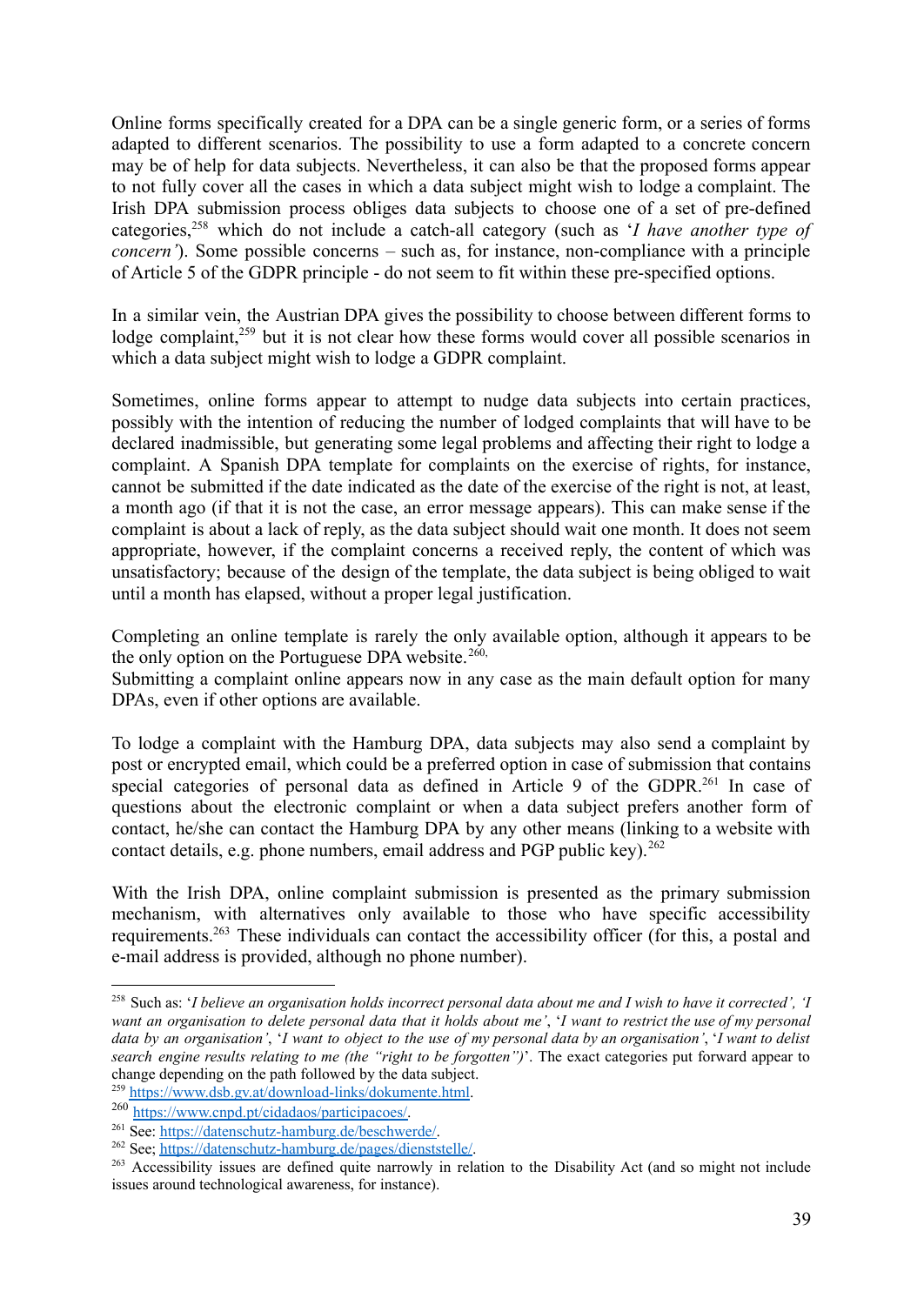Online forms specifically created for a DPA can be a single generic form, or a series of forms adapted to different scenarios. The possibility to use a form adapted to a concrete concern may be of help for data subjects. Nevertheless, it can also be that the proposed forms appear to not fully cover all the cases in which a data subject might wish to lodge a complaint. The Irish DPA submission process obliges data subjects to choose one of a set of pre-defined categories,[258] which do not include a catch-all category (such as '*I have another type of concern'*). Some possible concerns – such as, for instance, non-compliance with a principle of Article 5 of the GDPR principle - do not seem to fit within these pre-specified options.

In a similar vein, the Austrian DPA gives the possibility to choose between different forms to lodge complaint,[259] but it is not clear how these forms would cover all possible scenarios in which a data subject might wish to lodge a GDPR complaint.

Sometimes, online forms appear to attempt to nudge data subjects into certain practices, possibly with the intention of reducing the number of lodged complaints that will have to be declared inadmissible, but generating some legal problems and affecting their right to lodge a complaint. A Spanish DPA template for complaints on the exercise of rights, for instance, cannot be submitted if the date indicated as the date of the exercise of the right is not, at least, a month ago (if that it is not the case, an error message appears). This can make sense if the complaint is about a lack of reply, as the data subject should wait one month. It does not seem appropriate, however, if the complaint concerns a received reply, the content of which was unsatisfactory; because of the design of the template, the data subject is being obliged to wait until a month has elapsed, without a proper legal justification.

Completing an online template is rarely the only available option, although it appears to be the only option on the Portuguese DPA website.[260].
Submitting a complaint online appears now in any case as the main default option for many DPAs, even if other options are available.

To lodge a complaint with the Hamburg DPA, data subjects may also send a complaint by post or encrypted email, which could be a preferred option in case of submission that contains special categories of personal data as defined in Article 9 of the GDPR.[261] In case of questions about the electronic complaint or when a data subject prefers another form of contact, he/she can contact the Hamburg DPA by any other means (linking to a website with contact details, e.g. phone numbers, email address and PGP public key).[262]

With the Irish DPA, online complaint submission is presented as the primary submission mechanism, with alternatives only available to those who have specific accessibility requirements.[263] These individuals can contact the accessibility officer (for this, a postal and e-mail address is provided, although no phone number).

---

[258] Such as: '*I believe an organisation holds incorrect personal data about me and I wish to have it corrected*', '*I want an organisation to delete personal data that it holds about me*', '*I want to restrict the use of my personal data by an organisation*', '*I want to object to the use of my personal data by an organisation*', '*I want to delist search engine results relating to me (the "right to be forgotten")*'. The exact categories put forward appear to change depending on the path followed by the data subject.

[259] https://www.dsb.gv.at/download-links/dokumente.html.

[260] https://www.cnpd.pt/cidadaos/participacoes/.

[261] See: https://datenschutz-hamburg.de/beschwerde/.

[262] See; https://datenschutz-hamburg.de/pages/dienststelle/.

[263] Accessibility issues are defined quite narrowly in relation to the Disability Act (and so might not include issues around technological awareness, for instance).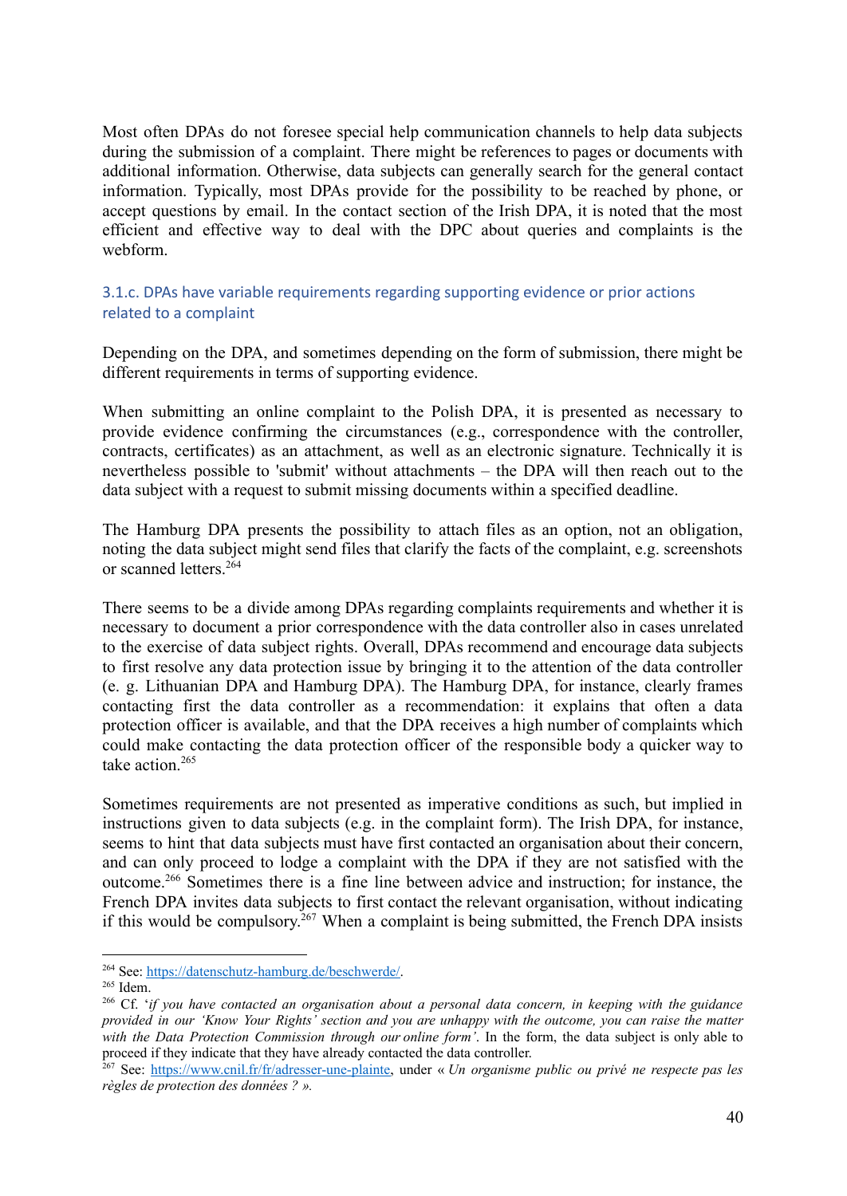Most often DPAs do not foresee special help communication channels to help data subjects during the submission of a complaint. There might be references to pages or documents with additional information. Otherwise, data subjects can generally search for the general contact information. Typically, most DPAs provide for the possibility to be reached by phone, or accept questions by email. In the contact section of the Irish DPA, it is noted that the most efficient and effective way to deal with the DPC about queries and complaints is the webform.

### 3.1.c. DPAs have variable requirements regarding supporting evidence or prior actions related to a complaint

Depending on the DPA, and sometimes depending on the form of submission, there might be different requirements in terms of supporting evidence.

When submitting an online complaint to the Polish DPA, it is presented as necessary to provide evidence confirming the circumstances (e.g., correspondence with the controller, contracts, certificates) as an attachment, as well as an electronic signature. Technically it is nevertheless possible to 'submit' without attachments – the DPA will then reach out to the data subject with a request to submit missing documents within a specified deadline.

The Hamburg DPA presents the possibility to attach files as an option, not an obligation, noting the data subject might send files that clarify the facts of the complaint, e.g. screenshots or scanned letters.[264]

There seems to be a divide among DPAs regarding complaints requirements and whether it is necessary to document a prior correspondence with the data controller also in cases unrelated to the exercise of data subject rights. Overall, DPAs recommend and encourage data subjects to first resolve any data protection issue by bringing it to the attention of the data controller (e. g. Lithuanian DPA and Hamburg DPA). The Hamburg DPA, for instance, clearly frames contacting first the data controller as a recommendation: it explains that often a data protection officer is available, and that the DPA receives a high number of complaints which could make contacting the data protection officer of the responsible body a quicker way to take action.[265]

Sometimes requirements are not presented as imperative conditions as such, but implied in instructions given to data subjects (e.g. in the complaint form). The Irish DPA, for instance, seems to hint that data subjects must have first contacted an organisation about their concern, and can only proceed to lodge a complaint with the DPA if they are not satisfied with the outcome.[266] Sometimes there is a fine line between advice and instruction; for instance, the French DPA invites data subjects to first contact the relevant organisation, without indicating if this would be compulsory.[267] When a complaint is being submitted, the French DPA insists

---

[264] See: https://datenschutz-hamburg.de/beschwerde/.

[265] Idem.

[266] Cf. '*if you have contacted an organisation about a personal data concern, in keeping with the guidance provided in our 'Know Your Rights' section and you are unhappy with the outcome, you can raise the matter with the Data Protection Commission through our online form*'. In the form, the data subject is only able to proceed if they indicate that they have already contacted the data controller.

[267] See: https://www.cnil.fr/fr/adresser-une-plainte, under « *Un organisme public ou privé ne respecte pas les règles de protection des données ?* ».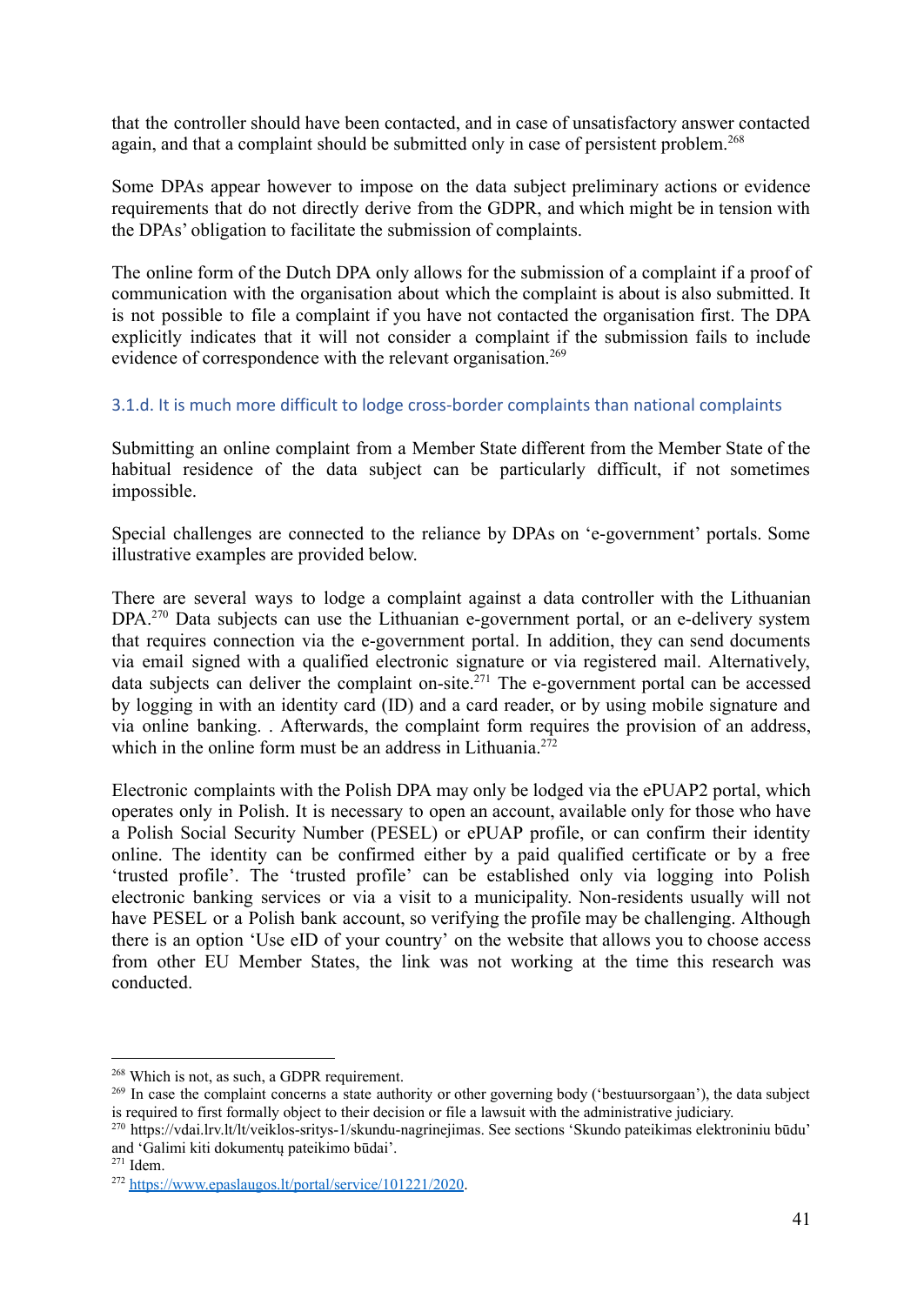that the controller should have been contacted, and in case of unsatisfactory answer contacted again, and that a complaint should be submitted only in case of persistent problem.[268]

Some DPAs appear however to impose on the data subject preliminary actions or evidence requirements that do not directly derive from the GDPR, and which might be in tension with the DPAs' obligation to facilitate the submission of complaints.

The online form of the Dutch DPA only allows for the submission of a complaint if a proof of communication with the organisation about which the complaint is about is also submitted. It is not possible to file a complaint if you have not contacted the organisation first. The DPA explicitly indicates that it will not consider a complaint if the submission fails to include evidence of correspondence with the relevant organisation.[269]

### 3.1.d. It is much more difficult to lodge cross-border complaints than national complaints

Submitting an online complaint from a Member State different from the Member State of the habitual residence of the data subject can be particularly difficult, if not sometimes impossible.

Special challenges are connected to the reliance by DPAs on 'e-government' portals. Some illustrative examples are provided below.

There are several ways to lodge a complaint against a data controller with the Lithuanian DPA.[270] Data subjects can use the Lithuanian e-government portal, or an e-delivery system that requires connection via the e-government portal. In addition, they can send documents via email signed with a qualified electronic signature or via registered mail. Alternatively, data subjects can deliver the complaint on-site.[271] The e-government portal can be accessed by logging in with an identity card (ID) and a card reader, or by using mobile signature and via online banking. . Afterwards, the complaint form requires the provision of an address, which in the online form must be an address in Lithuania.[272]

Electronic complaints with the Polish DPA may only be lodged via the ePUAP2 portal, which operates only in Polish. It is necessary to open an account, available only for those who have a Polish Social Security Number (PESEL) or ePUAP profile, or can confirm their identity online. The identity can be confirmed either by a paid qualified certificate or by a free 'trusted profile'. The 'trusted profile' can be established only via logging into Polish electronic banking services or via a visit to a municipality. Non-residents usually will not have PESEL or a Polish bank account, so verifying the profile may be challenging. Although there is an option 'Use eID of your country' on the website that allows you to choose access from other EU Member States, the link was not working at the time this research was conducted.

---

[268] Which is not, as such, a GDPR requirement.

[269] In case the complaint concerns a state authority or other governing body ('bestuursorgaan'), the data subject is required to first formally object to their decision or file a lawsuit with the administrative judiciary.

[270] https://vdai.lrv.lt/lt/veiklos-sritys-1/skundu-nagrinejimas. See sections 'Skundo pateikimas elektroniniu būdu' and 'Galimi kiti dokumentų pateikimo būdai'.

[271] Idem.

[272] https://www.epaslaugos.lt/portal/service/101221/2020.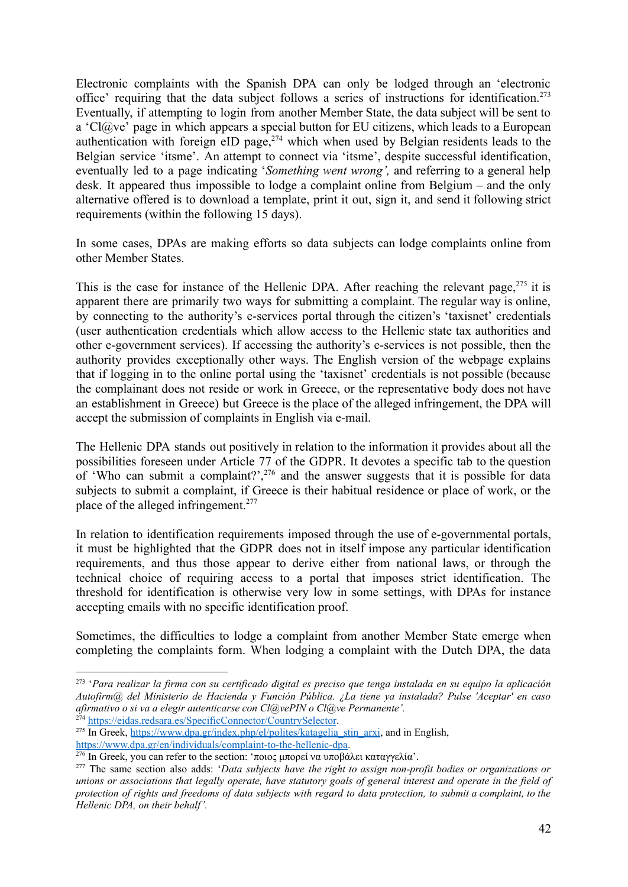Electronic complaints with the Spanish DPA can only be lodged through an 'electronic office' requiring that the data subject follows a series of instructions for identification.[273] Eventually, if attempting to login from another Member State, the data subject will be sent to a 'Cl@ve' page in which appears a special button for EU citizens, which leads to a European authentication with foreign eID page,[274] which when used by Belgian residents leads to the Belgian service 'itsme'. An attempt to connect via 'itsme', despite successful identification, eventually led to a page indicating '*Something went wrong',* and referring to a general help desk. It appeared thus impossible to lodge a complaint online from Belgium – and the only alternative offered is to download a template, print it out, sign it, and send it following strict requirements (within the following 15 days).

In some cases, DPAs are making efforts so data subjects can lodge complaints online from other Member States.

This is the case for instance of the Hellenic DPA. After reaching the relevant page,[275] it is apparent there are primarily two ways for submitting a complaint. The regular way is online, by connecting to the authority's e-services portal through the citizen's 'taxisnet' credentials (user authentication credentials which allow access to the Hellenic state tax authorities and other e-government services). If accessing the authority's e-services is not possible, then the authority provides exceptionally other ways. The English version of the webpage explains that if logging in to the online portal using the 'taxisnet' credentials is not possible (because the complainant does not reside or work in Greece, or the representative body does not have an establishment in Greece) but Greece is the place of the alleged infringement, the DPA will accept the submission of complaints in English via e-mail.

The Hellenic DPA stands out positively in relation to the information it provides about all the possibilities foreseen under Article 77 of the GDPR. It devotes a specific tab to the question of 'Who can submit a complaint?',[276] and the answer suggests that it is possible for data subjects to submit a complaint, if Greece is their habitual residence or place of work, or the place of the alleged infringement.[277]

In relation to identification requirements imposed through the use of e-governmental portals, it must be highlighted that the GDPR does not in itself impose any particular identification requirements, and thus those appear to derive either from national laws, or through the technical choice of requiring access to a portal that imposes strict identification. The threshold for identification is otherwise very low in some settings, with DPAs for instance accepting emails with no specific identification proof.

Sometimes, the difficulties to lodge a complaint from another Member State emerge when completing the complaints form. When lodging a complaint with the Dutch DPA, the data

---

[273] '*Para realizar la firma con su certificado digital es preciso que tenga instalada en su equipo la aplicación Autofirm@ del Ministerio de Hacienda y Función Pública. ¿La tiene ya instalada? Pulse 'Aceptar' en caso afirmativo o si va a elegir autenticarse con Cl@vePIN o Cl@ve Permanente'.*

[274] https://eidas.redsara.es/SpecificConnector/CountrySelector.

[275] In Greek, https://www.dpa.gr/index.php/el/polites/katagelia_stin_arxi, and in English, https://www.dpa.gr/en/individuals/complaint-to-the-hellenic-dpa.

[276] In Greek, you can refer to the section: 'ποιος μπορεί να υποβάλει καταγγελία'.

[277] The same section also adds: '*Data subjects have the right to assign non-profit bodies or organizations or unions or associations that legally operate, have statutory goals of general interest and operate in the field of protection of rights and freedoms of data subjects with regard to data protection, to submit a complaint, to the Hellenic DPA, on their behalf'.*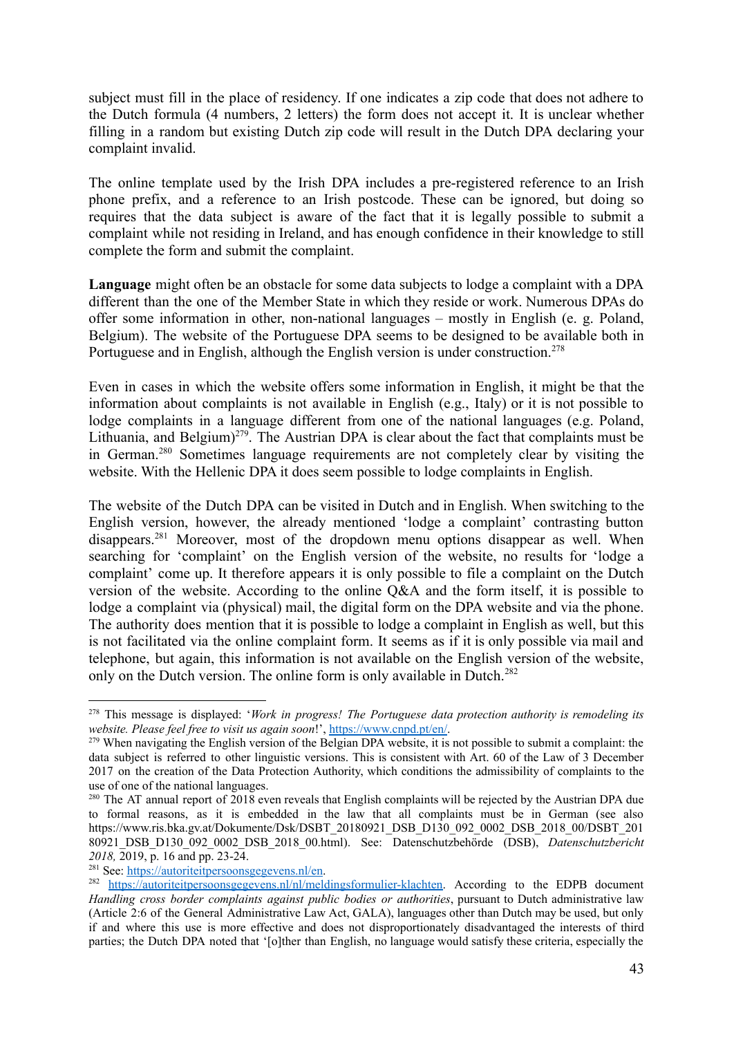subject must fill in the place of residency. If one indicates a zip code that does not adhere to the Dutch formula (4 numbers, 2 letters) the form does not accept it. It is unclear whether filling in a random but existing Dutch zip code will result in the Dutch DPA declaring your complaint invalid.

The online template used by the Irish DPA includes a pre-registered reference to an Irish phone prefix, and a reference to an Irish postcode. These can be ignored, but doing so requires that the data subject is aware of the fact that it is legally possible to submit a complaint while not residing in Ireland, and has enough confidence in their knowledge to still complete the form and submit the complaint.

**Language** might often be an obstacle for some data subjects to lodge a complaint with a DPA different than the one of the Member State in which they reside or work. Numerous DPAs do offer some information in other, non-national languages – mostly in English (e. g. Poland, Belgium). The website of the Portuguese DPA seems to be designed to be available both in Portuguese and in English, although the English version is under construction.[278]

Even in cases in which the website offers some information in English, it might be that the information about complaints is not available in English (e.g., Italy) or it is not possible to lodge complaints in a language different from one of the national languages (e.g. Poland, Lithuania, and Belgium)[279]. The Austrian DPA is clear about the fact that complaints must be in German.[280] Sometimes language requirements are not completely clear by visiting the website. With the Hellenic DPA it does seem possible to lodge complaints in English.

The website of the Dutch DPA can be visited in Dutch and in English. When switching to the English version, however, the already mentioned 'lodge a complaint' contrasting button disappears.[281] Moreover, most of the dropdown menu options disappear as well. When searching for 'complaint' on the English version of the website, no results for 'lodge a complaint' come up. It therefore appears it is only possible to file a complaint on the Dutch version of the website. According to the online Q&A and the form itself, it is possible to lodge a complaint via (physical) mail, the digital form on the DPA website and via the phone. The authority does mention that it is possible to lodge a complaint in English as well, but this is not facilitated via the online complaint form. It seems as if it is only possible via mail and telephone, but again, this information is not available on the English version of the website, only on the Dutch version. The online form is only available in Dutch.[282]

---

[278] This message is displayed: '*Work in progress! The Portuguese data protection authority is remodeling its website. Please feel free to visit us again soon*!', https://www.cnpd.pt/en/.

[279] When navigating the English version of the Belgian DPA website, it is not possible to submit a complaint: the data subject is referred to other linguistic versions. This is consistent with Art. 60 of the Law of 3 December 2017 on the creation of the Data Protection Authority, which conditions the admissibility of complaints to the use of one of the national languages.

[280] The AT annual report of 2018 even reveals that English complaints will be rejected by the Austrian DPA due to formal reasons, as it is embedded in the law that all complaints must be in German (see also https://www.ris.bka.gv.at/Dokumente/Dsk/DSBT_20180921_DSB_D130_092_0002_DSB_2018_00/DSBT_20180921_DSB_D130_092_0002_DSB_2018_00.html). See: Datenschutzbehörde (DSB), *Datenschutzbericht 2018,* 2019, p. 16 and pp. 23-24.

[281] See: https://autoriteitpersoonsgegevens.nl/en.

[282] https://autoriteitpersoonsgegevens.nl/nl/meldingsformulier-klachten. According to the EDPB document *Handling cross border complaints against public bodies or authorities*, pursuant to Dutch administrative law (Article 2:6 of the General Administrative Law Act, GALA), languages other than Dutch may be used, but only if and where this use is more effective and does not disproportionately disadvantaged the interests of third parties; the Dutch DPA noted that '[o]ther than English, no language would satisfy these criteria, especially the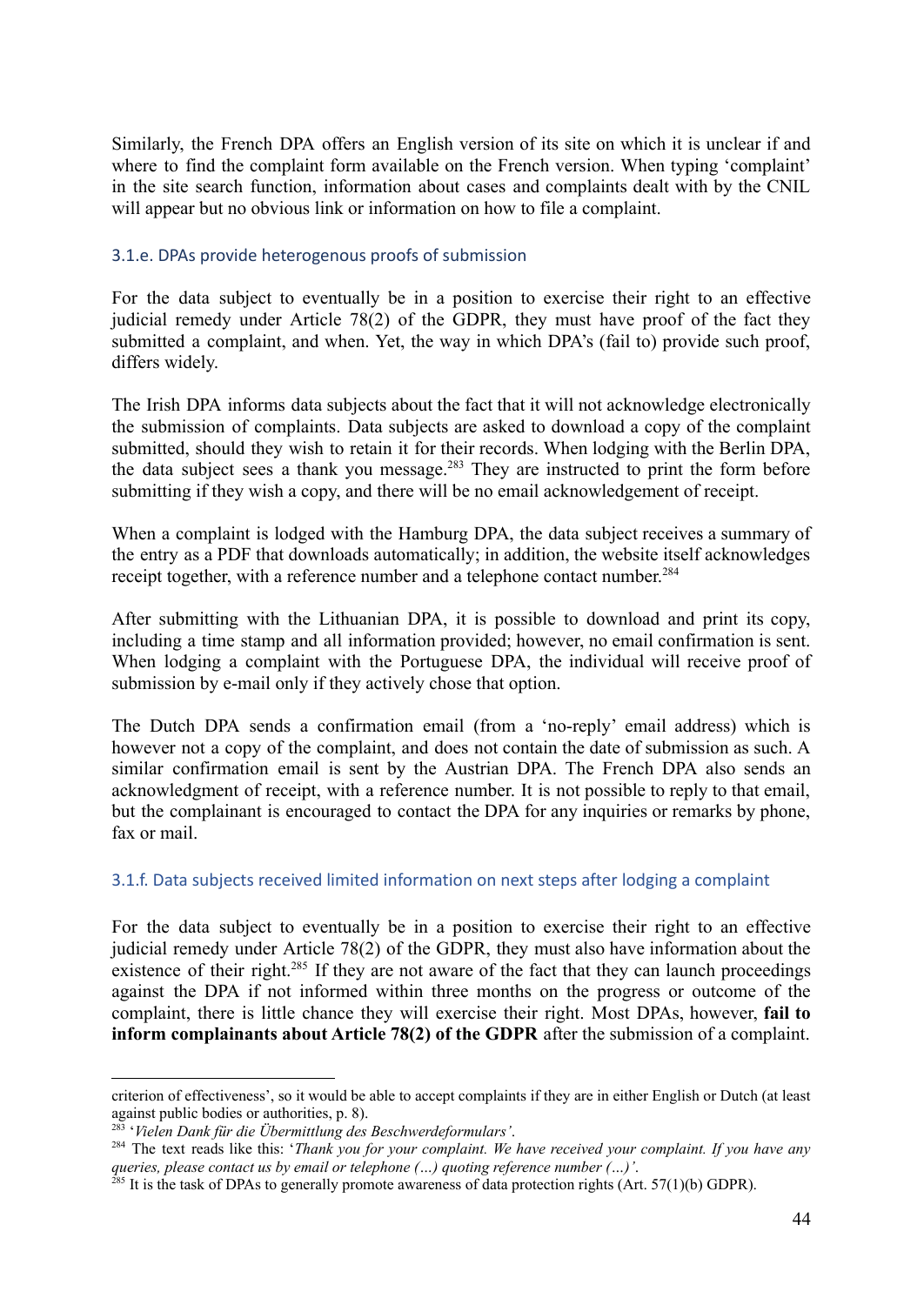Similarly, the French DPA offers an English version of its site on which it is unclear if and where to find the complaint form available on the French version. When typing 'complaint' in the site search function, information about cases and complaints dealt with by the CNIL will appear but no obvious link or information on how to file a complaint.

### 3.1.e. DPAs provide heterogenous proofs of submission

For the data subject to eventually be in a position to exercise their right to an effective judicial remedy under Article 78(2) of the GDPR, they must have proof of the fact they submitted a complaint, and when. Yet, the way in which DPA's (fail to) provide such proof, differs widely.

The Irish DPA informs data subjects about the fact that it will not acknowledge electronically the submission of complaints. Data subjects are asked to download a copy of the complaint submitted, should they wish to retain it for their records. When lodging with the Berlin DPA, the data subject sees a thank you message.[283] They are instructed to print the form before submitting if they wish a copy, and there will be no email acknowledgement of receipt.

When a complaint is lodged with the Hamburg DPA, the data subject receives a summary of the entry as a PDF that downloads automatically; in addition, the website itself acknowledges receipt together, with a reference number and a telephone contact number.[284]

After submitting with the Lithuanian DPA, it is possible to download and print its copy, including a time stamp and all information provided; however, no email confirmation is sent. When lodging a complaint with the Portuguese DPA, the individual will receive proof of submission by e-mail only if they actively chose that option.

The Dutch DPA sends a confirmation email (from a 'no-reply' email address) which is however not a copy of the complaint, and does not contain the date of submission as such. A similar confirmation email is sent by the Austrian DPA. The French DPA also sends an acknowledgment of receipt, with a reference number. It is not possible to reply to that email, but the complainant is encouraged to contact the DPA for any inquiries or remarks by phone, fax or mail.

### 3.1.f. Data subjects received limited information on next steps after lodging a complaint

For the data subject to eventually be in a position to exercise their right to an effective judicial remedy under Article 78(2) of the GDPR, they must also have information about the existence of their right.[285] If they are not aware of the fact that they can launch proceedings against the DPA if not informed within three months on the progress or outcome of the complaint, there is little chance they will exercise their right. Most DPAs, however, **fail to inform complainants about Article 78(2) of the GDPR** after the submission of a complaint.

---

criterion of effectiveness', so it would be able to accept complaints if they are in either English or Dutch (at least against public bodies or authorities, p. 8).

[283] '*Vielen Dank für die Übermittlung des Beschwerdeformulars'*.

[284] The text reads like this: '*Thank you for your complaint. We have received your complaint. If you have any queries, please contact us by email or telephone (…) quoting reference number (…)'*.

[285] It is the task of DPAs to generally promote awareness of data protection rights (Art. 57(1)(b) GDPR).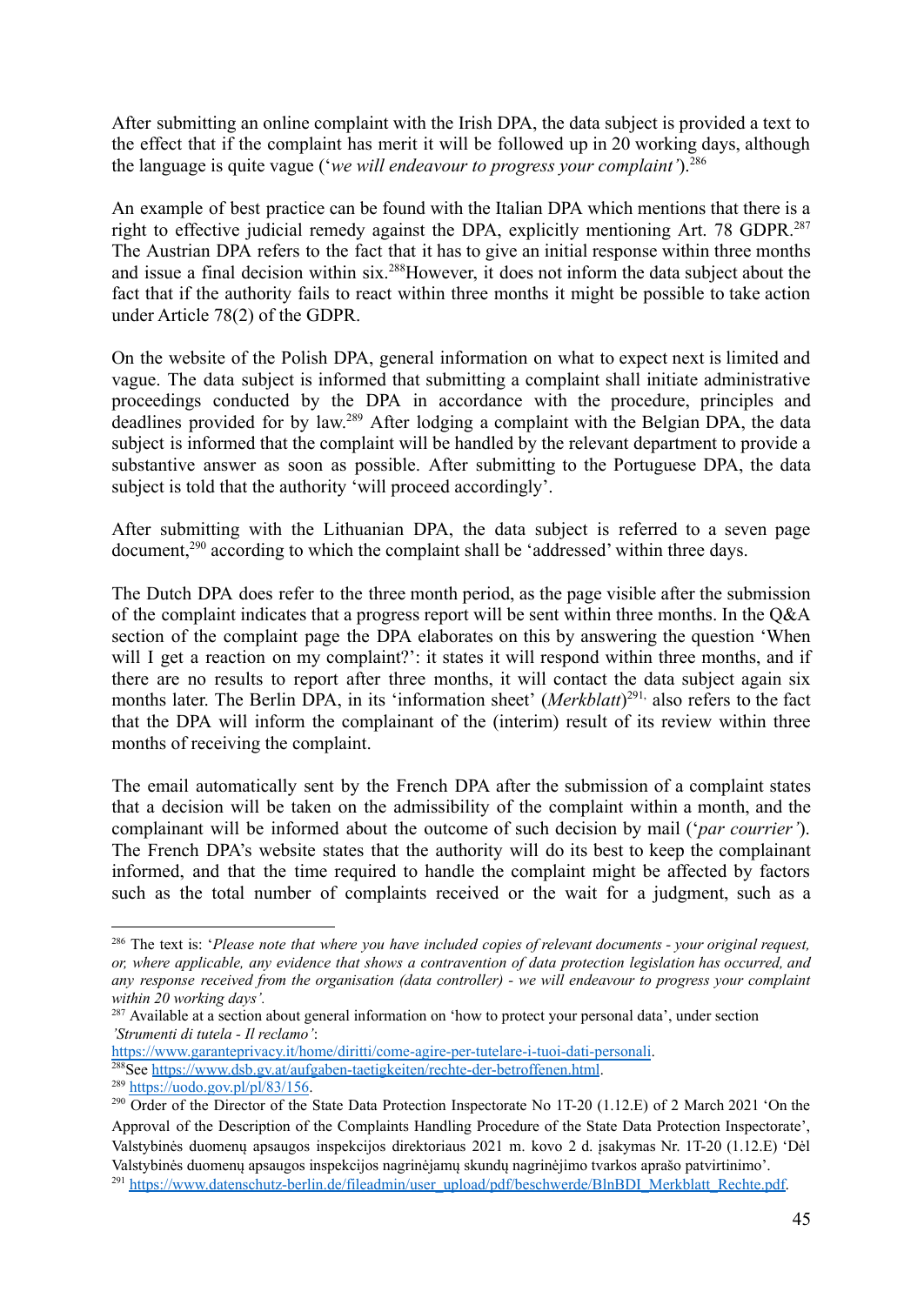After submitting an online complaint with the Irish DPA, the data subject is provided a text to the effect that if the complaint has merit it will be followed up in 20 working days, although the language is quite vague ('*we will endeavour to progress your complaint*').[286]

An example of best practice can be found with the Italian DPA which mentions that there is a right to effective judicial remedy against the DPA, explicitly mentioning Art. 78 GDPR.[287] The Austrian DPA refers to the fact that it has to give an initial response within three months and issue a final decision within six.[288]However, it does not inform the data subject about the fact that if the authority fails to react within three months it might be possible to take action under Article 78(2) of the GDPR.

On the website of the Polish DPA, general information on what to expect next is limited and vague. The data subject is informed that submitting a complaint shall initiate administrative proceedings conducted by the DPA in accordance with the procedure, principles and deadlines provided for by law.[289] After lodging a complaint with the Belgian DPA, the data subject is informed that the complaint will be handled by the relevant department to provide a substantive answer as soon as possible. After submitting to the Portuguese DPA, the data subject is told that the authority 'will proceed accordingly'.

After submitting with the Lithuanian DPA, the data subject is referred to a seven page document,[290] according to which the complaint shall be 'addressed' within three days.

The Dutch DPA does refer to the three month period, as the page visible after the submission of the complaint indicates that a progress report will be sent within three months. In the Q&A section of the complaint page the DPA elaborates on this by answering the question 'When will I get a reaction on my complaint?': it states it will respond within three months, and if there are no results to report after three months, it will contact the data subject again six months later. The Berlin DPA, in its 'information sheet' (*Merkblatt*)[291], also refers to the fact that the DPA will inform the complainant of the (interim) result of its review within three months of receiving the complaint.

The email automatically sent by the French DPA after the submission of a complaint states that a decision will be taken on the admissibility of the complaint within a month, and the complainant will be informed about the outcome of such decision by mail ('*par courrier*'). The French DPA's website states that the authority will do its best to keep the complainant informed, and that the time required to handle the complaint might be affected by factors such as the total number of complaints received or the wait for a judgment, such as a

---

[286] The text is: '*Please note that where you have included copies of relevant documents - your original request, or, where applicable, any evidence that shows a contravention of data protection legislation has occurred, and any response received from the organisation (data controller) - we will endeavour to progress your complaint within 20 working days*'.

[287] Available at a section about general information on 'how to protect your personal data', under section *'Strumenti di tutela - Il reclamo'*: https://www.garanteprivacy.it/home/diritti/come-agire-per-tutelare-i-tuoi-dati-personali.

[288] See https://www.dsb.gv.at/aufgaben-taetigkeiten/rechte-der-betroffenen.html.

[289] https://uodo.gov.pl/pl/83/156.

[290] Order of the Director of the State Data Protection Inspectorate No 1T-20 (1.12.E) of 2 March 2021 'On the Approval of the Description of the Complaints Handling Procedure of the State Data Protection Inspectorate', Valstybinės duomenų apsaugos inspekcijos direktoriaus 2021 m. kovo 2 d. įsakymas Nr. 1T-20 (1.12.E) 'Dėl Valstybinės duomenų apsaugos inspekcijos nagrinėjamų skundų nagrinėjimo tvarkos aprašo patvirtinimo'.

[291] https://www.datenschutz-berlin.de/fileadmin/user_upload/pdf/beschwerde/BlnBDI_Merkblatt_Rechte.pdf.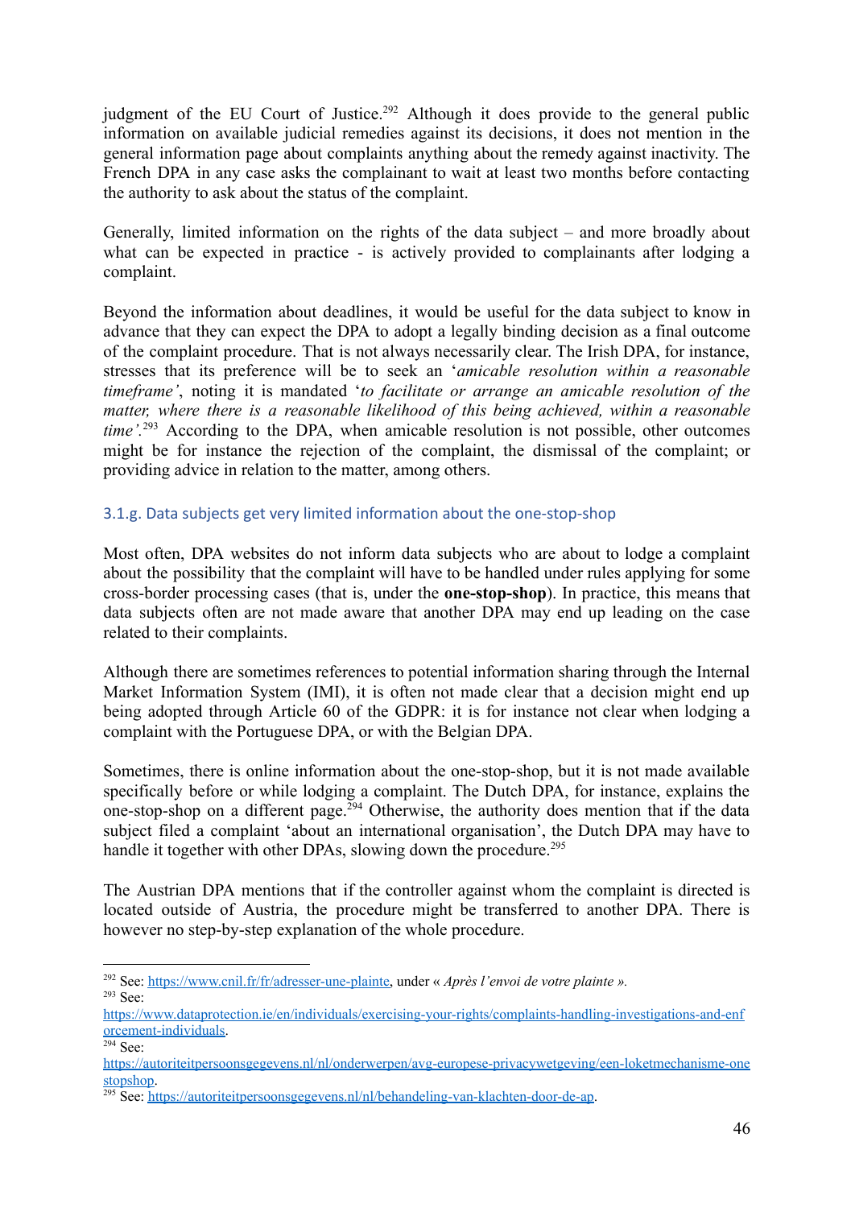judgment of the EU Court of Justice.[292] Although it does provide to the general public information on available judicial remedies against its decisions, it does not mention in the general information page about complaints anything about the remedy against inactivity. The French DPA in any case asks the complainant to wait at least two months before contacting the authority to ask about the status of the complaint.

Generally, limited information on the rights of the data subject – and more broadly about what can be expected in practice - is actively provided to complainants after lodging a complaint.

Beyond the information about deadlines, it would be useful for the data subject to know in advance that they can expect the DPA to adopt a legally binding decision as a final outcome of the complaint procedure. That is not always necessarily clear. The Irish DPA, for instance, stresses that its preference will be to seek an '*amicable resolution within a reasonable timeframe'*, noting it is mandated '*to facilitate or arrange an amicable resolution of the matter, where there is a reasonable likelihood of this being achieved, within a reasonable time'*.[293] According to the DPA, when amicable resolution is not possible, other outcomes might be for instance the rejection of the complaint, the dismissal of the complaint; or providing advice in relation to the matter, among others.

### 3.1.g. Data subjects get very limited information about the one-stop-shop

Most often, DPA websites do not inform data subjects who are about to lodge a complaint about the possibility that the complaint will have to be handled under rules applying for some cross-border processing cases (that is, under the **one-stop-shop**). In practice, this means that data subjects often are not made aware that another DPA may end up leading on the case related to their complaints.

Although there are sometimes references to potential information sharing through the Internal Market Information System (IMI), it is often not made clear that a decision might end up being adopted through Article 60 of the GDPR: it is for instance not clear when lodging a complaint with the Portuguese DPA, or with the Belgian DPA.

Sometimes, there is online information about the one-stop-shop, but it is not made available specifically before or while lodging a complaint. The Dutch DPA, for instance, explains the one-stop-shop on a different page.[294] Otherwise, the authority does mention that if the data subject filed a complaint 'about an international organisation', the Dutch DPA may have to handle it together with other DPAs, slowing down the procedure.[295]

The Austrian DPA mentions that if the controller against whom the complaint is directed is located outside of Austria, the procedure might be transferred to another DPA. There is however no step-by-step explanation of the whole procedure.

---

[292] See: https://www.cnil.fr/fr/adresser-une-plainte, under « *Après l'envoi de votre plainte ».*

[293] See: https://www.dataprotection.ie/en/individuals/exercising-your-rights/complaints-handling-investigations-and-enforcement-individuals.

[294] See: https://autoriteitpersoonsgegevens.nl/nl/onderwerpen/avg-europese-privacywetgeving/een-loketmechanisme-onestopshop.

[295] See: https://autoriteitpersoonsgegevens.nl/nl/behandeling-van-klachten-door-de-ap.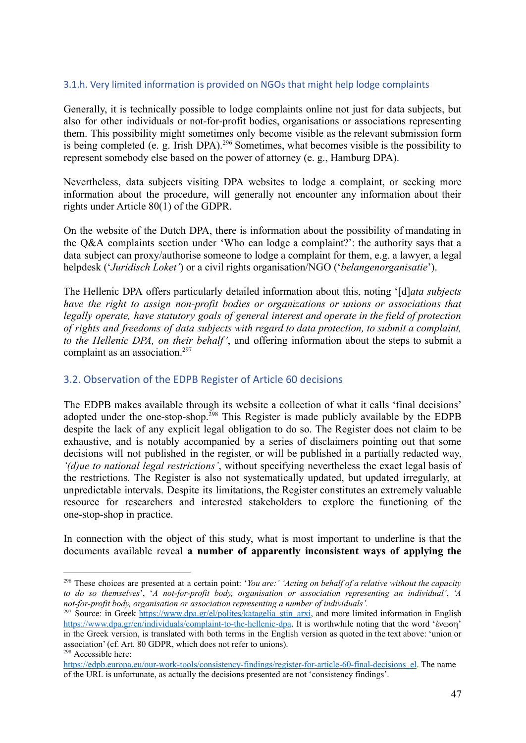### 3.1.h. Very limited information is provided on NGOs that might help lodge complaints

Generally, it is technically possible to lodge complaints online not just for data subjects, but also for other individuals or not-for-profit bodies, organisations or associations representing them. This possibility might sometimes only become visible as the relevant submission form is being completed (e. g. Irish DPA).[296] Sometimes, what becomes visible is the possibility to represent somebody else based on the power of attorney (e. g., Hamburg DPA).

Nevertheless, data subjects visiting DPA websites to lodge a complaint, or seeking more information about the procedure, will generally not encounter any information about their rights under Article 80(1) of the GDPR.

On the website of the Dutch DPA, there is information about the possibility of mandating in the Q&A complaints section under 'Who can lodge a complaint?': the authority says that a data subject can proxy/authorise someone to lodge a complaint for them, e.g. a lawyer, a legal helpdesk ('*Juridisch Loket'*) or a civil rights organisation/NGO ('*belangenorganisatie*').

The Hellenic DPA offers particularly detailed information about this, noting '[d]*ata subjects have the right to assign non-profit bodies or organizations or unions or associations that legally operate, have statutory goals of general interest and operate in the field of protection of rights and freedoms of data subjects with regard to data protection, to submit a complaint, to the Hellenic DPA, on their behalf'*, and offering information about the steps to submit a complaint as an association.[297]

## 3.2. Observation of the EDPB Register of Article 60 decisions

The EDPB makes available through its website a collection of what it calls 'final decisions' adopted under the one-stop-shop.[298] This Register is made publicly available by the EDPB despite the lack of any explicit legal obligation to do so. The Register does not claim to be exhaustive, and is notably accompanied by a series of disclaimers pointing out that some decisions will not published in the register, or will be published in a partially redacted way, *'(d)ue to national legal restrictions'*, without specifying nevertheless the exact legal basis of the restrictions. The Register is also not systematically updated, but updated irregularly, at unpredictable intervals. Despite its limitations, the Register constitutes an extremely valuable resource for researchers and interested stakeholders to explore the functioning of the one-stop-shop in practice.

In connection with the object of this study, what is most important to underline is that the documents available reveal **a number of apparently inconsistent ways of applying the**

---

[296] These choices are presented at a certain point: '*You are:' 'Acting on behalf of a relative without the capacity to do so themselves*', '*A not-for-profit body, organisation or association representing an individual'*, '*A not-for-profit body, organisation or association representing a number of individuals'.*

[297] Source: in Greek https://www.dpa.gr/el/polites/katagelia_stin_arxi, and more limited information in English https://www.dpa.gr/en/individuals/complaint-to-the-hellenic-dpa. It is worthwhile noting that the word 'ένωση' in the Greek version, is translated with both terms in the English version as quoted in the text above: 'union or association' (cf. Art. 80 GDPR, which does not refer to unions).

[298] Accessible here: https://edpb.europa.eu/our-work-tools/consistency-findings/register-for-article-60-final-decisions_el. The name of the URL is unfortunate, as actually the decisions presented are not 'consistency findings'.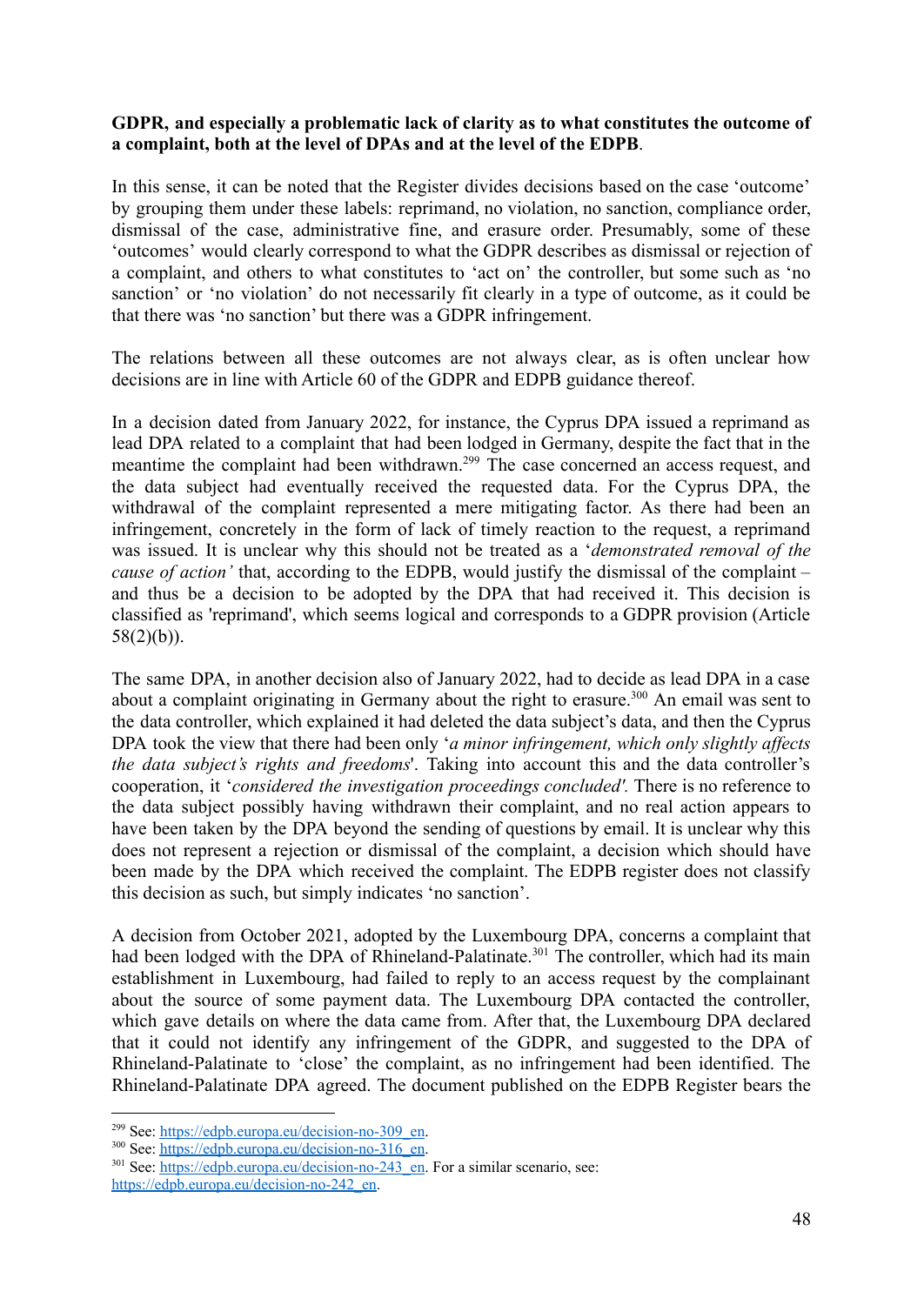**GDPR, and especially a problematic lack of clarity as to what constitutes the outcome of a complaint, both at the level of DPAs and at the level of the EDPB**.

In this sense, it can be noted that the Register divides decisions based on the case 'outcome' by grouping them under these labels: reprimand, no violation, no sanction, compliance order, dismissal of the case, administrative fine, and erasure order. Presumably, some of these 'outcomes' would clearly correspond to what the GDPR describes as dismissal or rejection of a complaint, and others to what constitutes to 'act on' the controller, but some such as 'no sanction' or 'no violation' do not necessarily fit clearly in a type of outcome, as it could be that there was 'no sanction' but there was a GDPR infringement.

The relations between all these outcomes are not always clear, as is often unclear how decisions are in line with Article 60 of the GDPR and EDPB guidance thereof.

In a decision dated from January 2022, for instance, the Cyprus DPA issued a reprimand as lead DPA related to a complaint that had been lodged in Germany, despite the fact that in the meantime the complaint had been withdrawn.[299] The case concerned an access request, and the data subject had eventually received the requested data. For the Cyprus DPA, the withdrawal of the complaint represented a mere mitigating factor. As there had been an infringement, concretely in the form of lack of timely reaction to the request, a reprimand was issued. It is unclear why this should not be treated as a '*demonstrated removal of the cause of action'* that, according to the EDPB, would justify the dismissal of the complaint – and thus be a decision to be adopted by the DPA that had received it. This decision is classified as 'reprimand', which seems logical and corresponds to a GDPR provision (Article 58(2)(b)).

The same DPA, in another decision also of January 2022, had to decide as lead DPA in a case about a complaint originating in Germany about the right to erasure.[300] An email was sent to the data controller, which explained it had deleted the data subject's data, and then the Cyprus DPA took the view that there had been only '*a minor infringement, which only slightly affects the data subject's rights and freedoms*'. Taking into account this and the data controller's cooperation, it '*considered the investigation proceedings concluded'.* There is no reference to the data subject possibly having withdrawn their complaint, and no real action appears to have been taken by the DPA beyond the sending of questions by email. It is unclear why this does not represent a rejection or dismissal of the complaint, a decision which should have been made by the DPA which received the complaint. The EDPB register does not classify this decision as such, but simply indicates 'no sanction'.

A decision from October 2021, adopted by the Luxembourg DPA, concerns a complaint that had been lodged with the DPA of Rhineland-Palatinate.[301] The controller, which had its main establishment in Luxembourg, had failed to reply to an access request by the complainant about the source of some payment data. The Luxembourg DPA contacted the controller, which gave details on where the data came from. After that, the Luxembourg DPA declared that it could not identify any infringement of the GDPR, and suggested to the DPA of Rhineland-Palatinate to 'close' the complaint, as no infringement had been identified. The Rhineland-Palatinate DPA agreed. The document published on the EDPB Register bears the

---

[299] See: https://edpb.europa.eu/decision-no-309_en.

[300] See: https://edpb.europa.eu/decision-no-316_en.

[301] See: https://edpb.europa.eu/decision-no-243_en. For a similar scenario, see: https://edpb.europa.eu/decision-no-242_en.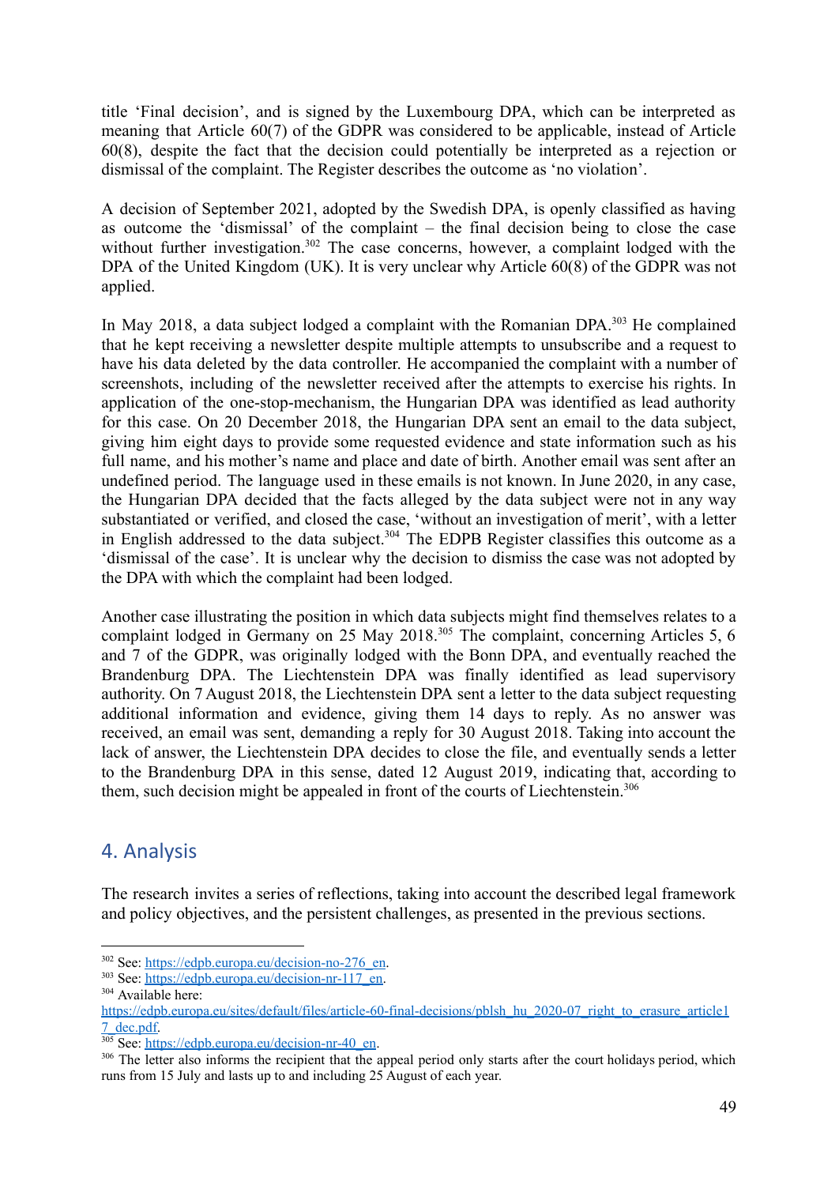title 'Final decision', and is signed by the Luxembourg DPA, which can be interpreted as meaning that Article 60(7) of the GDPR was considered to be applicable, instead of Article 60(8), despite the fact that the decision could potentially be interpreted as a rejection or dismissal of the complaint. The Register describes the outcome as 'no violation'.

A decision of September 2021, adopted by the Swedish DPA, is openly classified as having as outcome the 'dismissal' of the complaint – the final decision being to close the case without further investigation.[302] The case concerns, however, a complaint lodged with the DPA of the United Kingdom (UK). It is very unclear why Article 60(8) of the GDPR was not applied.

In May 2018, a data subject lodged a complaint with the Romanian DPA.[303] He complained that he kept receiving a newsletter despite multiple attempts to unsubscribe and a request to have his data deleted by the data controller. He accompanied the complaint with a number of screenshots, including of the newsletter received after the attempts to exercise his rights. In application of the one-stop-mechanism, the Hungarian DPA was identified as lead authority for this case. On 20 December 2018, the Hungarian DPA sent an email to the data subject, giving him eight days to provide some requested evidence and state information such as his full name, and his mother's name and place and date of birth. Another email was sent after an undefined period. The language used in these emails is not known. In June 2020, in any case, the Hungarian DPA decided that the facts alleged by the data subject were not in any way substantiated or verified, and closed the case, 'without an investigation of merit', with a letter in English addressed to the data subject.[304] The EDPB Register classifies this outcome as a 'dismissal of the case'. It is unclear why the decision to dismiss the case was not adopted by the DPA with which the complaint had been lodged.

Another case illustrating the position in which data subjects might find themselves relates to a complaint lodged in Germany on 25 May 2018.[305] The complaint, concerning Articles 5, 6 and 7 of the GDPR, was originally lodged with the Bonn DPA, and eventually reached the Brandenburg DPA. The Liechtenstein DPA was finally identified as lead supervisory authority. On 7 August 2018, the Liechtenstein DPA sent a letter to the data subject requesting additional information and evidence, giving them 14 days to reply. As no answer was received, an email was sent, demanding a reply for 30 August 2018. Taking into account the lack of answer, the Liechtenstein DPA decides to close the file, and eventually sends a letter to the Brandenburg DPA in this sense, dated 12 August 2019, indicating that, according to them, such decision might be appealed in front of the courts of Liechtenstein.[306]

## 4. Analysis

The research invites a series of reflections, taking into account the described legal framework and policy objectives, and the persistent challenges, as presented in the previous sections.

---

[302] See: https://edpb.europa.eu/decision-no-276_en.

[303] See: https://edpb.europa.eu/decision-nr-117_en.

[304] Available here: https://edpb.europa.eu/sites/default/files/article-60-final-decisions/pblsh_hu_2020-07_right_to_erasure_article17_dec.pdf.

[305] See: https://edpb.europa.eu/decision-nr-40_en.

[306] The letter also informs the recipient that the appeal period only starts after the court holidays period, which runs from 15 July and lasts up to and including 25 August of each year.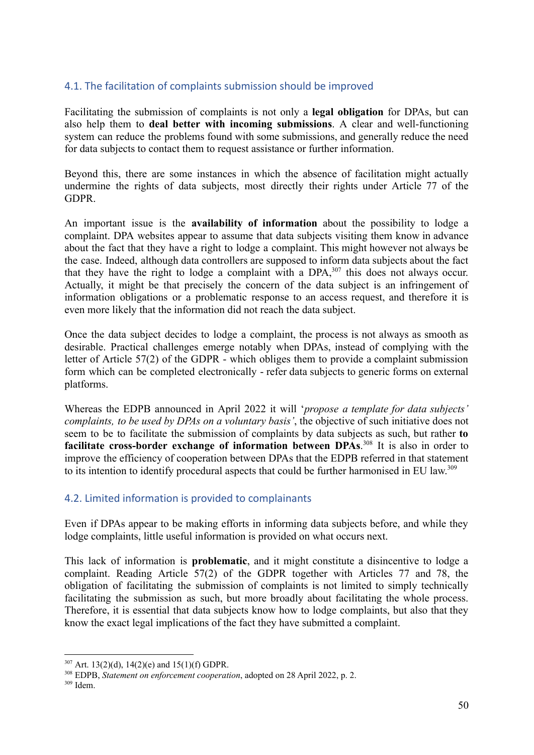## 4.1. The facilitation of complaints submission should be improved

Facilitating the submission of complaints is not only a **legal obligation** for DPAs, but can also help them to **deal better with incoming submissions**. A clear and well-functioning system can reduce the problems found with some submissions, and generally reduce the need for data subjects to contact them to request assistance or further information.

Beyond this, there are some instances in which the absence of facilitation might actually undermine the rights of data subjects, most directly their rights under Article 77 of the GDPR.

An important issue is the **availability of information** about the possibility to lodge a complaint. DPA websites appear to assume that data subjects visiting them know in advance about the fact that they have a right to lodge a complaint. This might however not always be the case. Indeed, although data controllers are supposed to inform data subjects about the fact that they have the right to lodge a complaint with a DPA,[307] this does not always occur. Actually, it might be that precisely the concern of the data subject is an infringement of information obligations or a problematic response to an access request, and therefore it is even more likely that the information did not reach the data subject.

Once the data subject decides to lodge a complaint, the process is not always as smooth as desirable. Practical challenges emerge notably when DPAs, instead of complying with the letter of Article 57(2) of the GDPR - which obliges them to provide a complaint submission form which can be completed electronically - refer data subjects to generic forms on external platforms.

Whereas the EDPB announced in April 2022 it will '*propose a template for data subjects' complaints, to be used by DPAs on a voluntary basis*', the objective of such initiative does not seem to be to facilitate the submission of complaints by data subjects as such, but rather **to facilitate cross-border exchange of information between DPAs**.[308] It is also in order to improve the efficiency of cooperation between DPAs that the EDPB referred in that statement to its intention to identify procedural aspects that could be further harmonised in EU law.[309]

## 4.2. Limited information is provided to complainants

Even if DPAs appear to be making efforts in informing data subjects before, and while they lodge complaints, little useful information is provided on what occurs next.

This lack of information is **problematic**, and it might constitute a disincentive to lodge a complaint. Reading Article 57(2) of the GDPR together with Articles 77 and 78, the obligation of facilitating the submission of complaints is not limited to simply technically facilitating the submission as such, but more broadly about facilitating the whole process. Therefore, it is essential that data subjects know how to lodge complaints, but also that they know the exact legal implications of the fact they have submitted a complaint.

---

[307] Art. 13(2)(d), 14(2)(e) and 15(1)(f) GDPR.

[308] EDPB, *Statement on enforcement cooperation*, adopted on 28 April 2022, p. 2.

[309] Idem.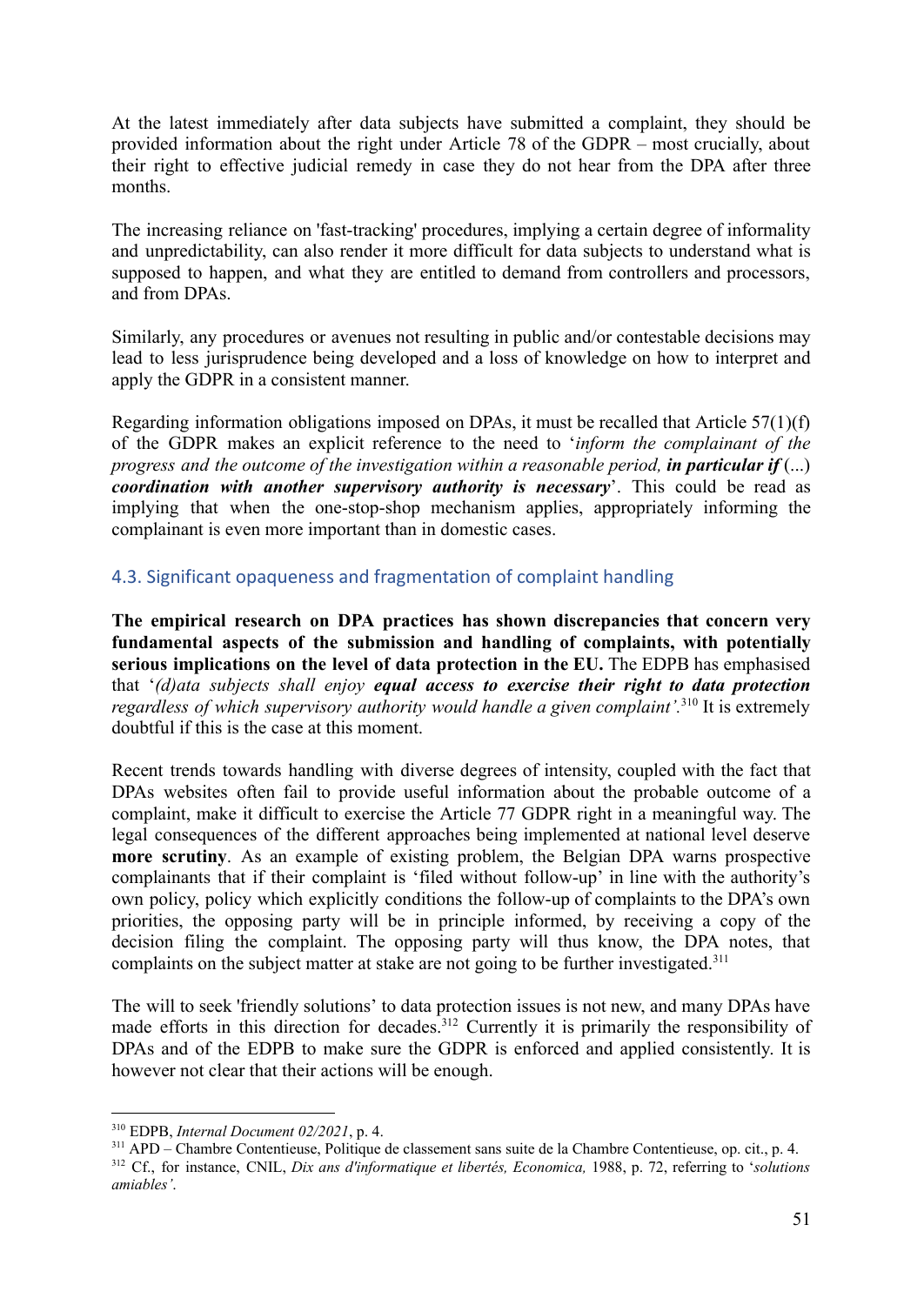At the latest immediately after data subjects have submitted a complaint, they should be provided information about the right under Article 78 of the GDPR – most crucially, about their right to effective judicial remedy in case they do not hear from the DPA after three months.

The increasing reliance on 'fast-tracking' procedures, implying a certain degree of informality and unpredictability, can also render it more difficult for data subjects to understand what is supposed to happen, and what they are entitled to demand from controllers and processors, and from DPAs.

Similarly, any procedures or avenues not resulting in public and/or contestable decisions may lead to less jurisprudence being developed and a loss of knowledge on how to interpret and apply the GDPR in a consistent manner.

Regarding information obligations imposed on DPAs, it must be recalled that Article 57(1)(f) of the GDPR makes an explicit reference to the need to '*inform the complainant of the progress and the outcome of the investigation within a reasonable period, **in particular if*** (...) ***coordination with another supervisory authority is necessary***'. This could be read as implying that when the one-stop-shop mechanism applies, appropriately informing the complainant is even more important than in domestic cases.

## 4.3. Significant opaqueness and fragmentation of complaint handling

**The empirical research on DPA practices has shown discrepancies that concern very fundamental aspects of the submission and handling of complaints, with potentially serious implications on the level of data protection in the EU.** The EDPB has emphasised that '*(d)ata subjects shall enjoy **equal access to exercise their right to data protection** regardless of which supervisory authority would handle a given complaint'.*[310] It is extremely doubtful if this is the case at this moment.

Recent trends towards handling with diverse degrees of intensity, coupled with the fact that DPAs websites often fail to provide useful information about the probable outcome of a complaint, make it difficult to exercise the Article 77 GDPR right in a meaningful way. The legal consequences of the different approaches being implemented at national level deserve **more scrutiny**. As an example of existing problem, the Belgian DPA warns prospective complainants that if their complaint is 'filed without follow-up' in line with the authority's own policy, policy which explicitly conditions the follow-up of complaints to the DPA's own priorities, the opposing party will be in principle informed, by receiving a copy of the decision filing the complaint. The opposing party will thus know, the DPA notes, that complaints on the subject matter at stake are not going to be further investigated.[311]

The will to seek 'friendly solutions' to data protection issues is not new, and many DPAs have made efforts in this direction for decades.[312] Currently it is primarily the responsibility of DPAs and of the EDPB to make sure the GDPR is enforced and applied consistently. It is however not clear that their actions will be enough.

---

[310] EDPB, *Internal Document 02/2021*, p. 4.

[311] APD – Chambre Contentieuse, Politique de classement sans suite de la Chambre Contentieuse, op. cit., p. 4.

[312] Cf., for instance, CNIL, *Dix ans d'informatique et libertés, Economica,* 1988, p. 72, referring to '*solutions amiables'*.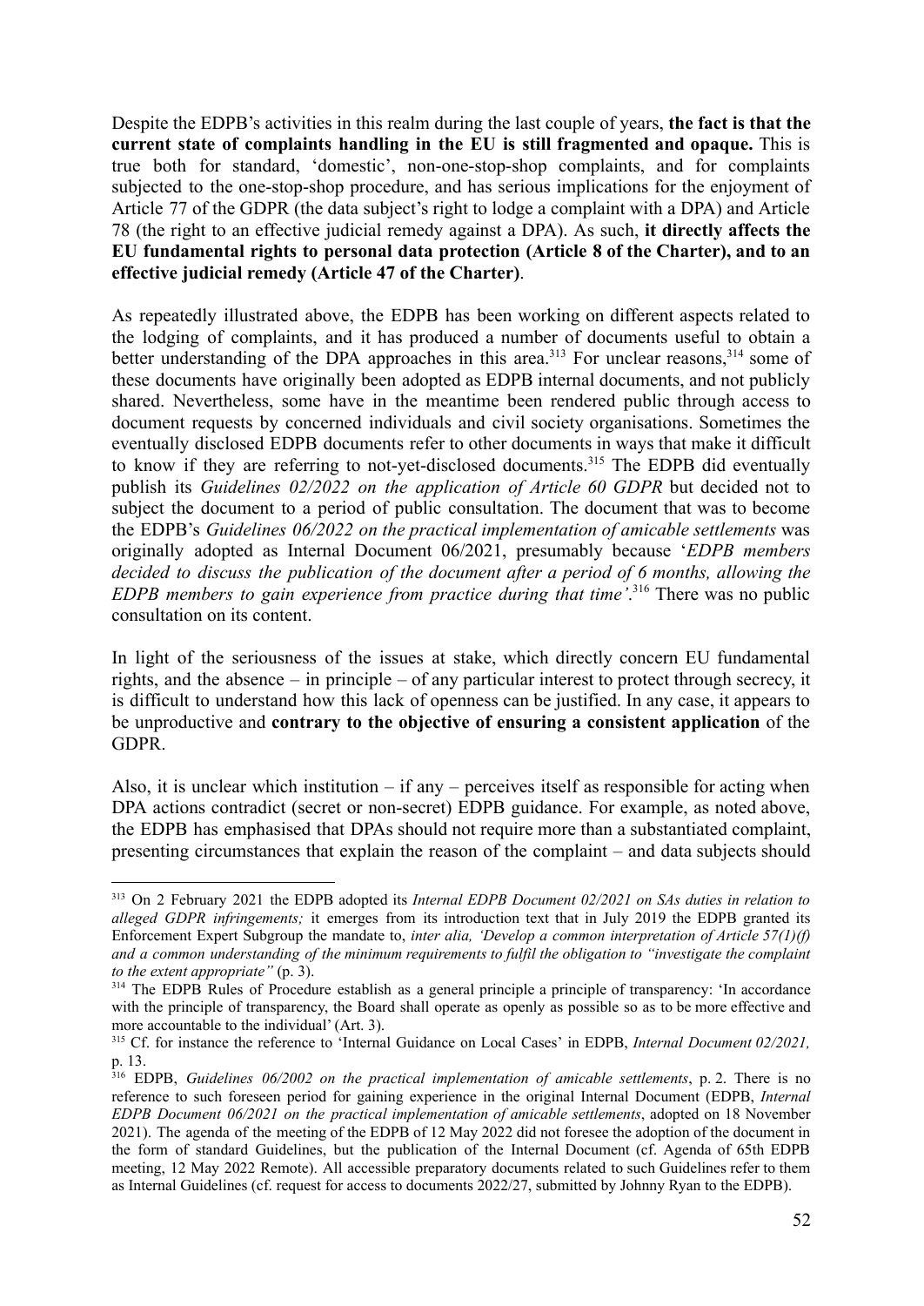Despite the EDPB's activities in this realm during the last couple of years, **the fact is that the current state of complaints handling in the EU is still fragmented and opaque.** This is true both for standard, 'domestic', non-one-stop-shop complaints, and for complaints subjected to the one-stop-shop procedure, and has serious implications for the enjoyment of Article 77 of the GDPR (the data subject's right to lodge a complaint with a DPA) and Article 78 (the right to an effective judicial remedy against a DPA). As such, **it directly affects the EU fundamental rights to personal data protection (Article 8 of the Charter), and to an effective judicial remedy (Article 47 of the Charter)**.

As repeatedly illustrated above, the EDPB has been working on different aspects related to the lodging of complaints, and it has produced a number of documents useful to obtain a better understanding of the DPA approaches in this area.[313] For unclear reasons,[314] some of these documents have originally been adopted as EDPB internal documents, and not publicly shared. Nevertheless, some have in the meantime been rendered public through access to document requests by concerned individuals and civil society organisations. Sometimes the eventually disclosed EDPB documents refer to other documents in ways that make it difficult to know if they are referring to not-yet-disclosed documents.[315] The EDPB did eventually publish its *Guidelines 02/2022 on the application of Article 60 GDPR* but decided not to subject the document to a period of public consultation. The document that was to become the EDPB's *Guidelines 06/2022 on the practical implementation of amicable settlements* was originally adopted as Internal Document 06/2021, presumably because '*EDPB members decided to discuss the publication of the document after a period of 6 months, allowing the EDPB members to gain experience from practice during that time'*.[316] There was no public consultation on its content.

In light of the seriousness of the issues at stake, which directly concern EU fundamental rights, and the absence – in principle – of any particular interest to protect through secrecy, it is difficult to understand how this lack of openness can be justified. In any case, it appears to be unproductive and **contrary to the objective of ensuring a consistent application** of the GDPR.

Also, it is unclear which institution – if any – perceives itself as responsible for acting when DPA actions contradict (secret or non-secret) EDPB guidance. For example, as noted above, the EDPB has emphasised that DPAs should not require more than a substantiated complaint, presenting circumstances that explain the reason of the complaint – and data subjects should

---

[313] On 2 February 2021 the EDPB adopted its *Internal EDPB Document 02/2021 on SAs duties in relation to alleged GDPR infringements;* it emerges from its introduction text that in July 2019 the EDPB granted its Enforcement Expert Subgroup the mandate to, *inter alia, 'Develop a common interpretation of Article 57(1)(f) and a common understanding of the minimum requirements to fulfil the obligation to "investigate the complaint to the extent appropriate"* (p. 3).

[314] The EDPB Rules of Procedure establish as a general principle a principle of transparency: 'In accordance with the principle of transparency, the Board shall operate as openly as possible so as to be more effective and more accountable to the individual' (Art. 3).

[315] Cf. for instance the reference to 'Internal Guidance on Local Cases' in EDPB, *Internal Document 02/2021,* p. 13.

[316] EDPB, *Guidelines 06/2002 on the practical implementation of amicable settlements*, p. 2. There is no reference to such foreseen period for gaining experience in the original Internal Document (EDPB, *Internal EDPB Document 06/2021 on the practical implementation of amicable settlements*, adopted on 18 November 2021). The agenda of the meeting of the EDPB of 12 May 2022 did not foresee the adoption of the document in the form of standard Guidelines, but the publication of the Internal Document (cf. Agenda of 65th EDPB meeting, 12 May 2022 Remote). All accessible preparatory documents related to such Guidelines refer to them as Internal Guidelines (cf. request for access to documents 2022/27, submitted by Johnny Ryan to the EDPB).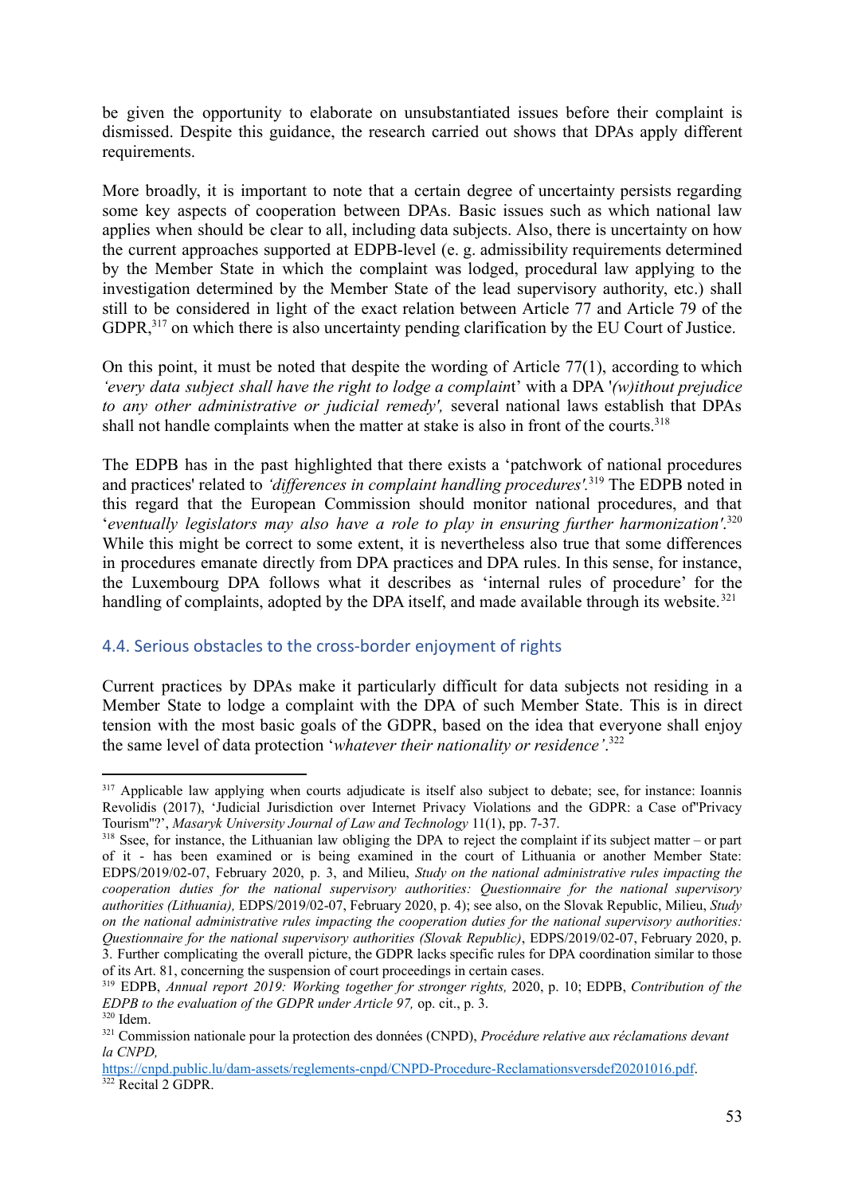be given the opportunity to elaborate on unsubstantiated issues before their complaint is dismissed. Despite this guidance, the research carried out shows that DPAs apply different requirements.

More broadly, it is important to note that a certain degree of uncertainty persists regarding some key aspects of cooperation between DPAs. Basic issues such as which national law applies when should be clear to all, including data subjects. Also, there is uncertainty on how the current approaches supported at EDPB-level (e. g. admissibility requirements determined by the Member State in which the complaint was lodged, procedural law applying to the investigation determined by the Member State of the lead supervisory authority, etc.) shall still to be considered in light of the exact relation between Article 77 and Article 79 of the GDPR,[317] on which there is also uncertainty pending clarification by the EU Court of Justice.

On this point, it must be noted that despite the wording of Article 77(1), according to which *'every data subject shall have the right to lodge a complain*t' with a DPA '*(w)ithout prejudice to any other administrative or judicial remedy',* several national laws establish that DPAs shall not handle complaints when the matter at stake is also in front of the courts.[318]

The EDPB has in the past highlighted that there exists a 'patchwork of national procedures and practices' related to *'differences in complaint handling procedures'*.[319] The EDPB noted in this regard that the European Commission should monitor national procedures, and that '*eventually legislators may also have a role to play in ensuring further harmonization'*.[320] While this might be correct to some extent, it is nevertheless also true that some differences in procedures emanate directly from DPA practices and DPA rules. In this sense, for instance, the Luxembourg DPA follows what it describes as 'internal rules of procedure' for the handling of complaints, adopted by the DPA itself, and made available through its website.[321]

### 4.4. Serious obstacles to the cross-border enjoyment of rights

Current practices by DPAs make it particularly difficult for data subjects not residing in a Member State to lodge a complaint with the DPA of such Member State. This is in direct tension with the most basic goals of the GDPR, based on the idea that everyone shall enjoy the same level of data protection '*whatever their nationality or residence'*.[322]

---

[317] Applicable law applying when courts adjudicate is itself also subject to debate; see, for instance: Ioannis Revolidis (2017), 'Judicial Jurisdiction over Internet Privacy Violations and the GDPR: a Case of"Privacy Tourism"?', *Masaryk University Journal of Law and Technology* 11(1), pp. 7-37.

[318] Ssee, for instance, the Lithuanian law obliging the DPA to reject the complaint if its subject matter – or part of it - has been examined or is being examined in the court of Lithuania or another Member State: EDPS/2019/02-07, February 2020, p. 3, and Milieu, *Study on the national administrative rules impacting the cooperation duties for the national supervisory authorities: Questionnaire for the national supervisory authorities (Lithuania),* EDPS/2019/02-07, February 2020, p. 4); see also, on the Slovak Republic, Milieu, *Study on the national administrative rules impacting the cooperation duties for the national supervisory authorities: Questionnaire for the national supervisory authorities (Slovak Republic)*, EDPS/2019/02-07, February 2020, p. 3. Further complicating the overall picture, the GDPR lacks specific rules for DPA coordination similar to those of its Art. 81, concerning the suspension of court proceedings in certain cases.

[319] EDPB, *Annual report 2019: Working together for stronger rights,* 2020, p. 10; EDPB, *Contribution of the EDPB to the evaluation of the GDPR under Article 97,* op. cit., p. 3.

[320] Idem.

[321] Commission nationale pour la protection des données (CNPD), *Procédure relative aux réclamations devant la CNPD,* https://cnpd.public.lu/dam-assets/reglements-cnpd/CNPD-Procedure-Reclamationsversdef20201016.pdf.

[322] Recital 2 GDPR.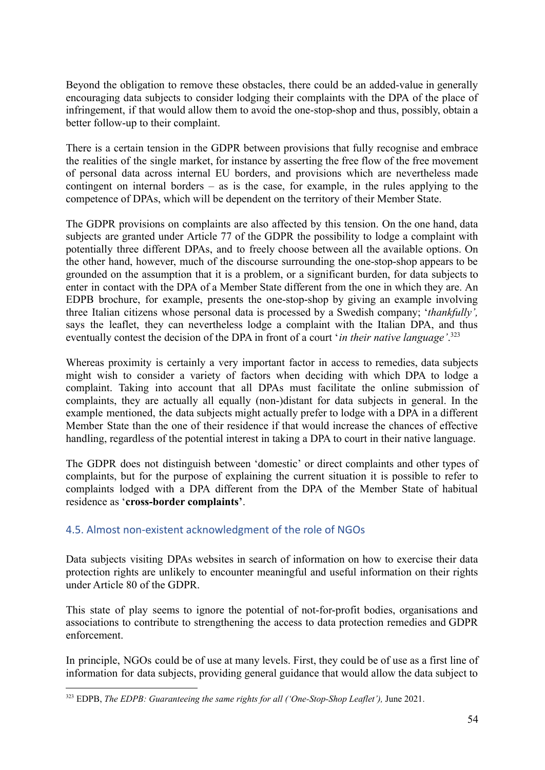Beyond the obligation to remove these obstacles, there could be an added-value in generally encouraging data subjects to consider lodging their complaints with the DPA of the place of infringement, if that would allow them to avoid the one-stop-shop and thus, possibly, obtain a better follow-up to their complaint.

There is a certain tension in the GDPR between provisions that fully recognise and embrace the realities of the single market, for instance by asserting the free flow of the free movement of personal data across internal EU borders, and provisions which are nevertheless made contingent on internal borders – as is the case, for example, in the rules applying to the competence of DPAs, which will be dependent on the territory of their Member State.

The GDPR provisions on complaints are also affected by this tension. On the one hand, data subjects are granted under Article 77 of the GDPR the possibility to lodge a complaint with potentially three different DPAs, and to freely choose between all the available options. On the other hand, however, much of the discourse surrounding the one-stop-shop appears to be grounded on the assumption that it is a problem, or a significant burden, for data subjects to enter in contact with the DPA of a Member State different from the one in which they are. An EDPB brochure, for example, presents the one-stop-shop by giving an example involving three Italian citizens whose personal data is processed by a Swedish company; '*thankfully'*, says the leaflet, they can nevertheless lodge a complaint with the Italian DPA, and thus eventually contest the decision of the DPA in front of a court '*in their native language'*.[323]

Whereas proximity is certainly a very important factor in access to remedies, data subjects might wish to consider a variety of factors when deciding with which DPA to lodge a complaint. Taking into account that all DPAs must facilitate the online submission of complaints, they are actually all equally (non-)distant for data subjects in general. In the example mentioned, the data subjects might actually prefer to lodge with a DPA in a different Member State than the one of their residence if that would increase the chances of effective handling, regardless of the potential interest in taking a DPA to court in their native language.

The GDPR does not distinguish between 'domestic' or direct complaints and other types of complaints, but for the purpose of explaining the current situation it is possible to refer to complaints lodged with a DPA different from the DPA of the Member State of habitual residence as '**cross-border complaints'**.

## 4.5. Almost non-existent acknowledgment of the role of NGOs

Data subjects visiting DPAs websites in search of information on how to exercise their data protection rights are unlikely to encounter meaningful and useful information on their rights under Article 80 of the GDPR.

This state of play seems to ignore the potential of not-for-profit bodies, organisations and associations to contribute to strengthening the access to data protection remedies and GDPR enforcement.

In principle, NGOs could be of use at many levels. First, they could be of use as a first line of information for data subjects, providing general guidance that would allow the data subject to

---

[323] EDPB, *The EDPB: Guaranteeing the same rights for all ('One-Stop-Shop Leaflet'),* June 2021.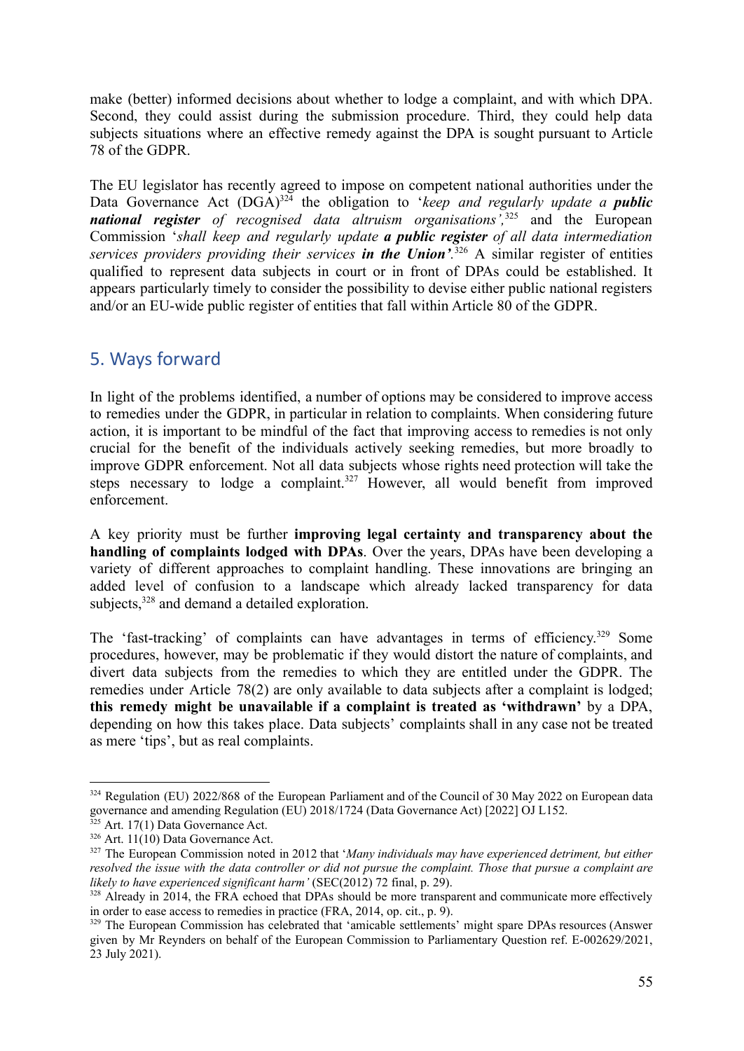make (better) informed decisions about whether to lodge a complaint, and with which DPA. Second, they could assist during the submission procedure. Third, they could help data subjects situations where an effective remedy against the DPA is sought pursuant to Article 78 of the GDPR.

The EU legislator has recently agreed to impose on competent national authorities under the Data Governance Act (DGA)[324] the obligation to '*keep and regularly update a **public national register** of recognised data altruism organisations'*,[325] and the European Commission '*shall keep and regularly update **a public register** of all data intermediation services providers providing their services **in the Union'***.[326] A similar register of entities qualified to represent data subjects in court or in front of DPAs could be established. It appears particularly timely to consider the possibility to devise either public national registers and/or an EU-wide public register of entities that fall within Article 80 of the GDPR.

## 5. Ways forward

In light of the problems identified, a number of options may be considered to improve access to remedies under the GDPR, in particular in relation to complaints. When considering future action, it is important to be mindful of the fact that improving access to remedies is not only crucial for the benefit of the individuals actively seeking remedies, but more broadly to improve GDPR enforcement. Not all data subjects whose rights need protection will take the steps necessary to lodge a complaint.[327] However, all would benefit from improved enforcement.

A key priority must be further **improving legal certainty and transparency about the handling of complaints lodged with DPAs**. Over the years, DPAs have been developing a variety of different approaches to complaint handling. These innovations are bringing an added level of confusion to a landscape which already lacked transparency for data subjects,[328] and demand a detailed exploration.

The 'fast-tracking' of complaints can have advantages in terms of efficiency.[329] Some procedures, however, may be problematic if they would distort the nature of complaints, and divert data subjects from the remedies to which they are entitled under the GDPR. The remedies under Article 78(2) are only available to data subjects after a complaint is lodged; **this remedy might be unavailable if a complaint is treated as 'withdrawn'** by a DPA, depending on how this takes place. Data subjects' complaints shall in any case not be treated as mere 'tips', but as real complaints.

---

[324] Regulation (EU) 2022/868 of the European Parliament and of the Council of 30 May 2022 on European data governance and amending Regulation (EU) 2018/1724 (Data Governance Act) [2022] OJ L152.

[325] Art. 17(1) Data Governance Act.

[326] Art. 11(10) Data Governance Act.

[327] The European Commission noted in 2012 that '*Many individuals may have experienced detriment, but either resolved the issue with the data controller or did not pursue the complaint. Those that pursue a complaint are likely to have experienced significant harm'* (SEC(2012) 72 final, p. 29).

[328] Already in 2014, the FRA echoed that DPAs should be more transparent and communicate more effectively in order to ease access to remedies in practice (FRA, 2014, op. cit., p. 9).

[329] The European Commission has celebrated that 'amicable settlements' might spare DPAs resources (Answer given by Mr Reynders on behalf of the European Commission to Parliamentary Question ref. E-002629/2021, 23 July 2021).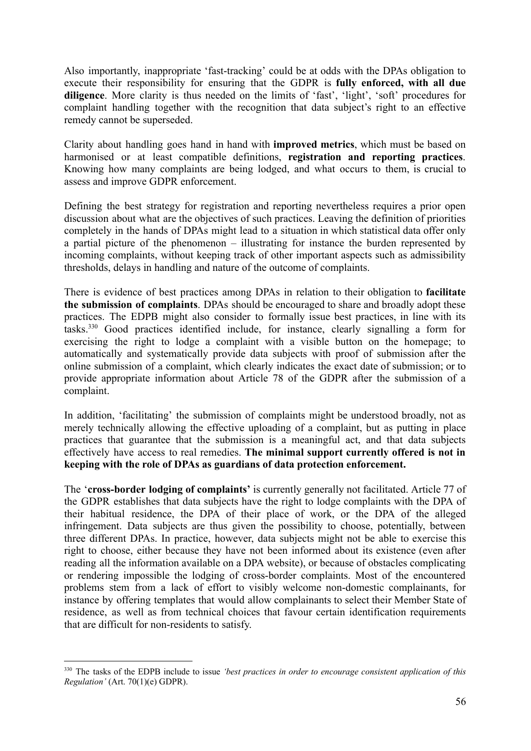Also importantly, inappropriate 'fast-tracking' could be at odds with the DPAs obligation to execute their responsibility for ensuring that the GDPR is **fully enforced, with all due diligence**. More clarity is thus needed on the limits of 'fast', 'light', 'soft' procedures for complaint handling together with the recognition that data subject's right to an effective remedy cannot be superseded.

Clarity about handling goes hand in hand with **improved metrics**, which must be based on harmonised or at least compatible definitions, **registration and reporting practices**. Knowing how many complaints are being lodged, and what occurs to them, is crucial to assess and improve GDPR enforcement.

Defining the best strategy for registration and reporting nevertheless requires a prior open discussion about what are the objectives of such practices. Leaving the definition of priorities completely in the hands of DPAs might lead to a situation in which statistical data offer only a partial picture of the phenomenon – illustrating for instance the burden represented by incoming complaints, without keeping track of other important aspects such as admissibility thresholds, delays in handling and nature of the outcome of complaints.

There is evidence of best practices among DPAs in relation to their obligation to **facilitate the submission of complaints**. DPAs should be encouraged to share and broadly adopt these practices. The EDPB might also consider to formally issue best practices, in line with its tasks.[330] Good practices identified include, for instance, clearly signalling a form for exercising the right to lodge a complaint with a visible button on the homepage; to automatically and systematically provide data subjects with proof of submission after the online submission of a complaint, which clearly indicates the exact date of submission; or to provide appropriate information about Article 78 of the GDPR after the submission of a complaint.

In addition, 'facilitating' the submission of complaints might be understood broadly, not as merely technically allowing the effective uploading of a complaint, but as putting in place practices that guarantee that the submission is a meaningful act, and that data subjects effectively have access to real remedies. **The minimal support currently offered is not in keeping with the role of DPAs as guardians of data protection enforcement.**

The '**cross-border lodging of complaints'** is currently generally not facilitated. Article 77 of the GDPR establishes that data subjects have the right to lodge complaints with the DPA of their habitual residence, the DPA of their place of work, or the DPA of the alleged infringement. Data subjects are thus given the possibility to choose, potentially, between three different DPAs. In practice, however, data subjects might not be able to exercise this right to choose, either because they have not been informed about its existence (even after reading all the information available on a DPA website), or because of obstacles complicating or rendering impossible the lodging of cross-border complaints. Most of the encountered problems stem from a lack of effort to visibly welcome non-domestic complainants, for instance by offering templates that would allow complainants to select their Member State of residence, as well as from technical choices that favour certain identification requirements that are difficult for non-residents to satisfy.

---

[330] The tasks of the EDPB include to issue *'best practices in order to encourage consistent application of this Regulation'* (Art. 70(1)(e) GDPR).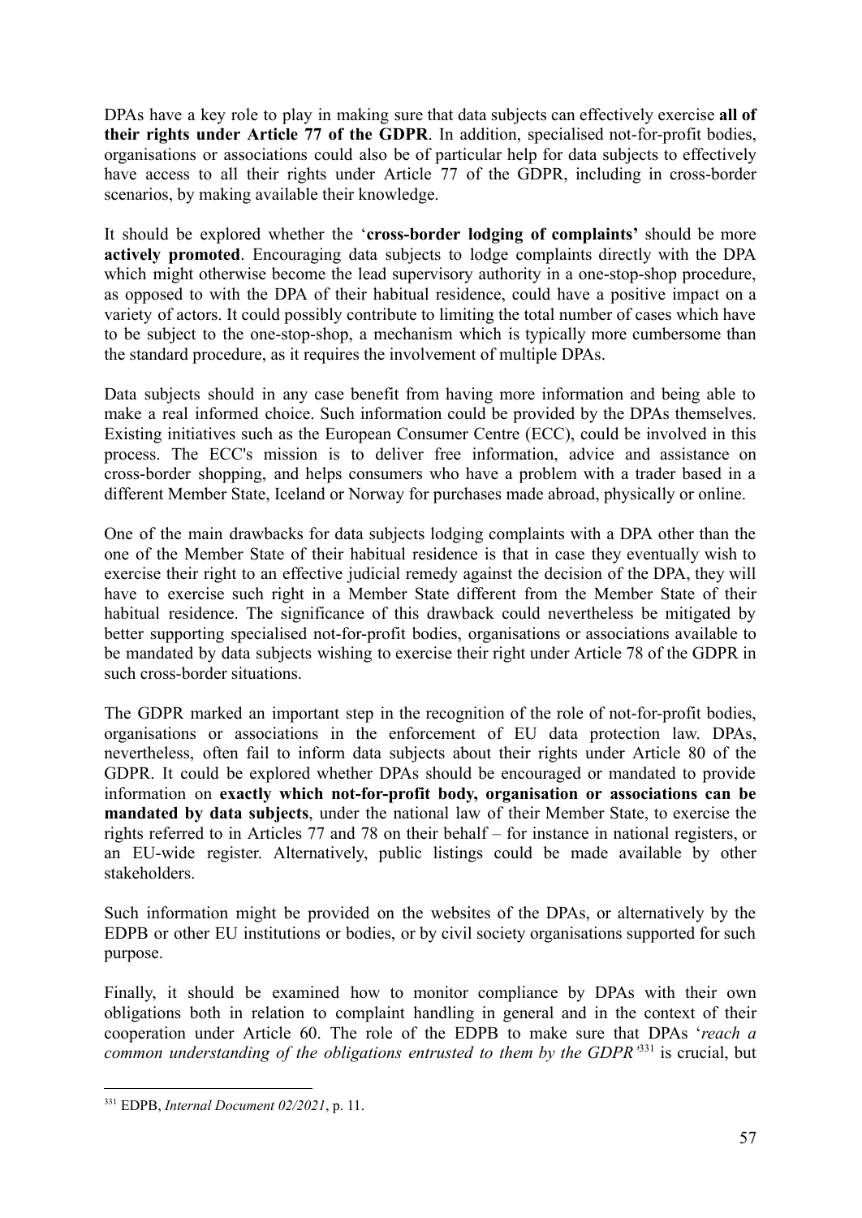DPAs have a key role to play in making sure that data subjects can effectively exercise **all of their rights under Article 77 of the GDPR**. In addition, specialised not-for-profit bodies, organisations or associations could also be of particular help for data subjects to effectively have access to all their rights under Article 77 of the GDPR, including in cross-border scenarios, by making available their knowledge.

It should be explored whether the '**cross-border lodging of complaints'** should be more **actively promoted**. Encouraging data subjects to lodge complaints directly with the DPA which might otherwise become the lead supervisory authority in a one-stop-shop procedure, as opposed to with the DPA of their habitual residence, could have a positive impact on a variety of actors. It could possibly contribute to limiting the total number of cases which have to be subject to the one-stop-shop, a mechanism which is typically more cumbersome than the standard procedure, as it requires the involvement of multiple DPAs.

Data subjects should in any case benefit from having more information and being able to make a real informed choice. Such information could be provided by the DPAs themselves. Existing initiatives such as the European Consumer Centre (ECC), could be involved in this process. The ECC's mission is to deliver free information, advice and assistance on cross-border shopping, and helps consumers who have a problem with a trader based in a different Member State, Iceland or Norway for purchases made abroad, physically or online.

One of the main drawbacks for data subjects lodging complaints with a DPA other than the one of the Member State of their habitual residence is that in case they eventually wish to exercise their right to an effective judicial remedy against the decision of the DPA, they will have to exercise such right in a Member State different from the Member State of their habitual residence. The significance of this drawback could nevertheless be mitigated by better supporting specialised not-for-profit bodies, organisations or associations available to be mandated by data subjects wishing to exercise their right under Article 78 of the GDPR in such cross-border situations.

The GDPR marked an important step in the recognition of the role of not-for-profit bodies, organisations or associations in the enforcement of EU data protection law. DPAs, nevertheless, often fail to inform data subjects about their rights under Article 80 of the GDPR. It could be explored whether DPAs should be encouraged or mandated to provide information on **exactly which not-for-profit body, organisation or associations can be mandated by data subjects**, under the national law of their Member State, to exercise the rights referred to in Articles 77 and 78 on their behalf – for instance in national registers, or an EU-wide register. Alternatively, public listings could be made available by other stakeholders.

Such information might be provided on the websites of the DPAs, or alternatively by the EDPB or other EU institutions or bodies, or by civil society organisations supported for such purpose.

Finally, it should be examined how to monitor compliance by DPAs with their own obligations both in relation to complaint handling in general and in the context of their cooperation under Article 60. The role of the EDPB to make sure that DPAs '*reach a common understanding of the obligations entrusted to them by the GDPR*'[331] is crucial, but

---

[331] EDPB, *Internal Document 02/2021*, p. 11.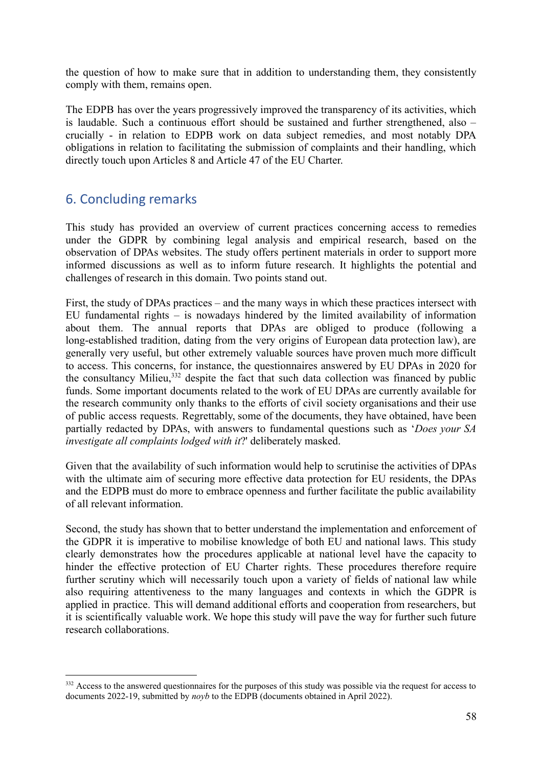the question of how to make sure that in addition to understanding them, they consistently comply with them, remains open.

The EDPB has over the years progressively improved the transparency of its activities, which is laudable. Such a continuous effort should be sustained and further strengthened, also – crucially - in relation to EDPB work on data subject remedies, and most notably DPA obligations in relation to facilitating the submission of complaints and their handling, which directly touch upon Articles 8 and Article 47 of the EU Charter.

## 6. Concluding remarks

This study has provided an overview of current practices concerning access to remedies under the GDPR by combining legal analysis and empirical research, based on the observation of DPAs websites. The study offers pertinent materials in order to support more informed discussions as well as to inform future research. It highlights the potential and challenges of research in this domain. Two points stand out.

First, the study of DPAs practices – and the many ways in which these practices intersect with EU fundamental rights – is nowadays hindered by the limited availability of information about them. The annual reports that DPAs are obliged to produce (following a long-established tradition, dating from the very origins of European data protection law), are generally very useful, but other extremely valuable sources have proven much more difficult to access. This concerns, for instance, the questionnaires answered by EU DPAs in 2020 for the consultancy Milieu,[332] despite the fact that such data collection was financed by public funds. Some important documents related to the work of EU DPAs are currently available for the research community only thanks to the efforts of civil society organisations and their use of public access requests. Regrettably, some of the documents, they have obtained, have been partially redacted by DPAs, with answers to fundamental questions such as '*Does your SA investigate all complaints lodged with it*?' deliberately masked.

Given that the availability of such information would help to scrutinise the activities of DPAs with the ultimate aim of securing more effective data protection for EU residents, the DPAs and the EDPB must do more to embrace openness and further facilitate the public availability of all relevant information.

Second, the study has shown that to better understand the implementation and enforcement of the GDPR it is imperative to mobilise knowledge of both EU and national laws. This study clearly demonstrates how the procedures applicable at national level have the capacity to hinder the effective protection of EU Charter rights. These procedures therefore require further scrutiny which will necessarily touch upon a variety of fields of national law while also requiring attentiveness to the many languages and contexts in which the GDPR is applied in practice. This will demand additional efforts and cooperation from researchers, but it is scientifically valuable work. We hope this study will pave the way for further such future research collaborations.

---

[332] Access to the answered questionnaires for the purposes of this study was possible via the request for access to documents 2022-19, submitted by *noyb* to the EDPB (documents obtained in April 2022).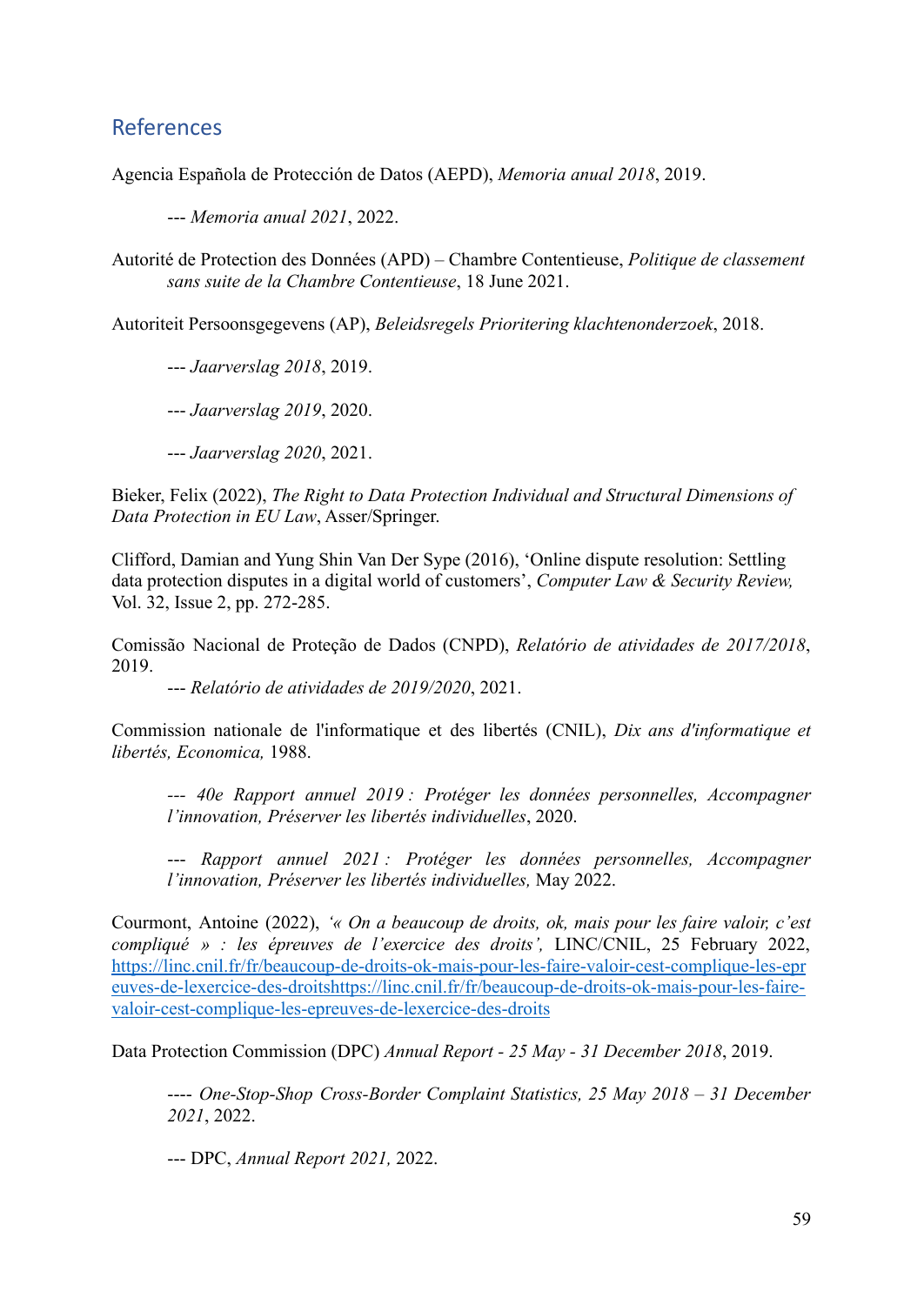## References

Agencia Española de Protección de Datos (AEPD), *Memoria anual 2018*, 2019.

--- *Memoria anual 2021*, 2022.

Autorité de Protection des Données (APD) – Chambre Contentieuse, *Politique de classement sans suite de la Chambre Contentieuse*, 18 June 2021.

Autoriteit Persoonsgegevens (AP), *Beleidsregels Prioritering klachtenonderzoek*, 2018.

--- *Jaarverslag 2018*, 2019.

--- *Jaarverslag 2019*, 2020.

--- *Jaarverslag 2020*, 2021.

Bieker, Felix (2022), *The Right to Data Protection Individual and Structural Dimensions of Data Protection in EU Law*, Asser/Springer.

Clifford, Damian and Yung Shin Van Der Sype (2016), 'Online dispute resolution: Settling data protection disputes in a digital world of customers', *Computer Law & Security Review,* Vol. 32, Issue 2, pp. 272-285.

Comissão Nacional de Proteção de Dados (CNPD), *Relatório de atividades de 2017/2018*, 2019.

--- *Relatório de atividades de 2019/2020*, 2021.

Commission nationale de l'informatique et des libertés (CNIL), *Dix ans d'informatique et libertés, Economica,* 1988.

--- *40e Rapport annuel 2019 : Protéger les données personnelles, Accompagner l'innovation, Préserver les libertés individuelles*, 2020.

--- *Rapport annuel 2021 : Protéger les données personnelles, Accompagner l'innovation, Préserver les libertés individuelles,* May 2022.

Courmont, Antoine (2022), *'« On a beaucoup de droits, ok, mais pour les faire valoir, c'est compliqué » : les épreuves de l'exercice des droits',* LINC/CNIL, 25 February 2022, https://linc.cnil.fr/fr/beaucoup-de-droits-ok-mais-pour-les-faire-valoir-cest-complique-les-epreuves-de-lexercice-des-droitshttps://linc.cnil.fr/fr/beaucoup-de-droits-ok-mais-pour-les-faire-valoir-cest-complique-les-epreuves-de-lexercice-des-droits

Data Protection Commission (DPC) *Annual Report - 25 May - 31 December 2018*, 2019.

---- *One-Stop-Shop Cross-Border Complaint Statistics, 25 May 2018 – 31 December 2021*, 2022.

--- DPC, *Annual Report 2021,* 2022.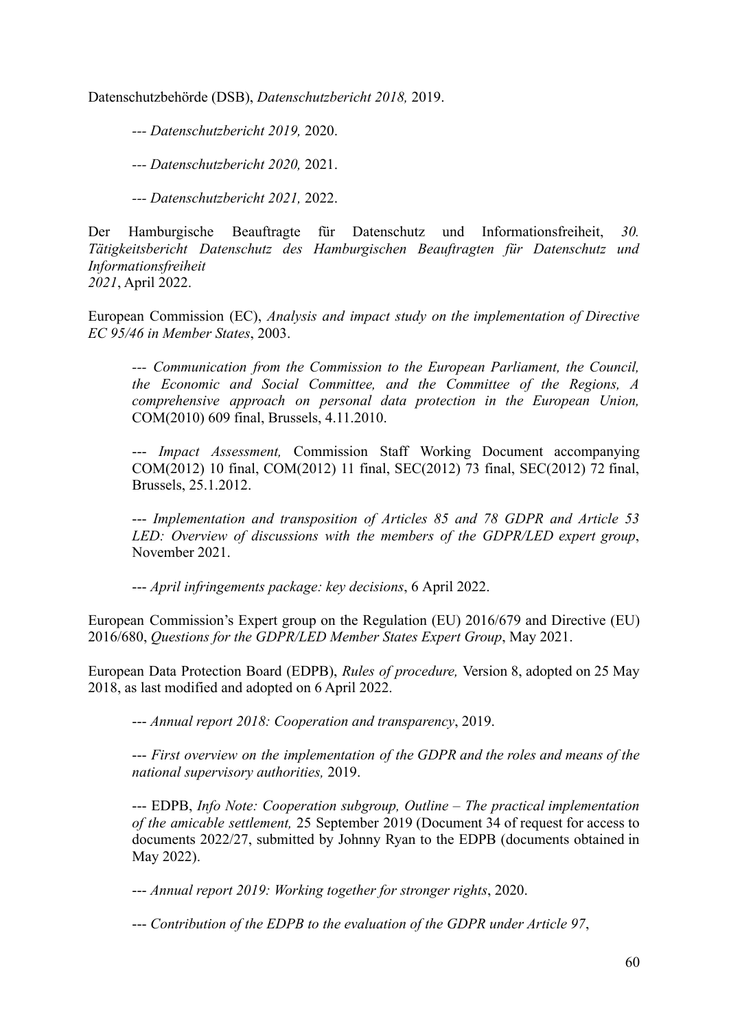Datenschutzbehörde (DSB), *Datenschutzbericht 2018,* 2019.

> --- *Datenschutzbericht 2019,* 2020.
>
> --- *Datenschutzbericht 2020,* 2021.
>
> --- *Datenschutzbericht 2021,* 2022.

Der Hamburgische Beauftragte für Datenschutz und Informationsfreiheit, *30. Tätigkeitsbericht Datenschutz des Hamburgischen Beauftragten für Datenschutz und Informationsfreiheit 2021*, April 2022.

European Commission (EC), *Analysis and impact study on the implementation of Directive EC 95/46 in Member States*, 2003.

> --- *Communication from the Commission to the European Parliament, the Council, the Economic and Social Committee, and the Committee of the Regions, A comprehensive approach on personal data protection in the European Union,* COM(2010) 609 final, Brussels, 4.11.2010.
>
> --- *Impact Assessment,* Commission Staff Working Document accompanying COM(2012) 10 final, COM(2012) 11 final, SEC(2012) 73 final, SEC(2012) 72 final, Brussels, 25.1.2012.
>
> --- *Implementation and transposition of Articles 85 and 78 GDPR and Article 53 LED: Overview of discussions with the members of the GDPR/LED expert group*, November 2021.
>
> --- *April infringements package: key decisions*, 6 April 2022.

European Commission's Expert group on the Regulation (EU) 2016/679 and Directive (EU) 2016/680, *Questions for the GDPR/LED Member States Expert Group*, May 2021.

European Data Protection Board (EDPB), *Rules of procedure,* Version 8, adopted on 25 May 2018, as last modified and adopted on 6 April 2022.

> --- *Annual report 2018: Cooperation and transparency*, 2019.
>
> --- *First overview on the implementation of the GDPR and the roles and means of the national supervisory authorities,* 2019.
>
> --- EDPB, *Info Note: Cooperation subgroup, Outline – The practical implementation of the amicable settlement,* 25 September 2019 (Document 34 of request for access to documents 2022/27, submitted by Johnny Ryan to the EDPB (documents obtained in May 2022).
>
> --- *Annual report 2019: Working together for stronger rights*, 2020.
>
> --- *Contribution of the EDPB to the evaluation of the GDPR under Article 97*,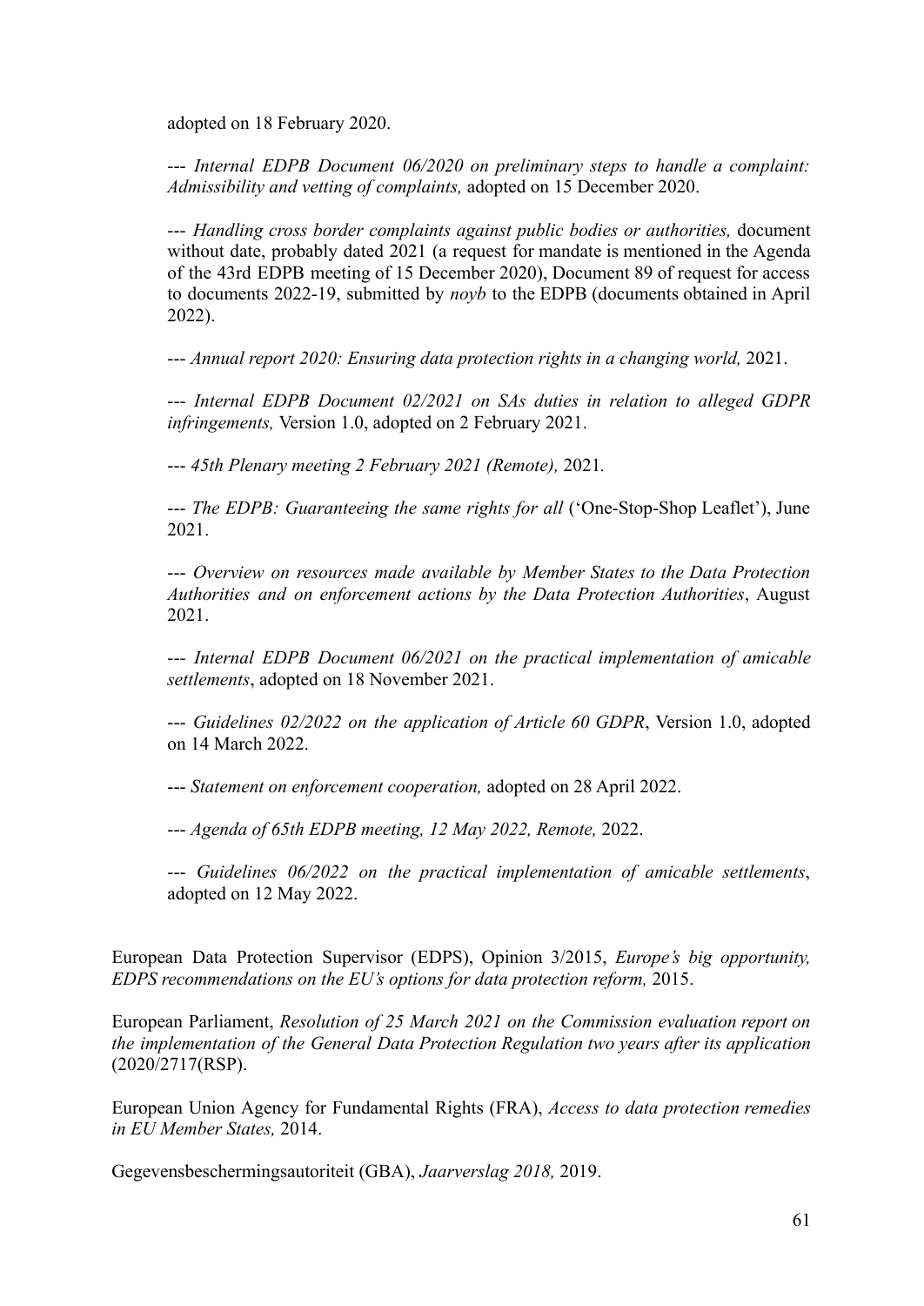adopted on 18 February 2020.

--- *Internal EDPB Document 06/2020 on preliminary steps to handle a complaint: Admissibility and vetting of complaints,* adopted on 15 December 2020.

--- *Handling cross border complaints against public bodies or authorities,* document without date, probably dated 2021 (a request for mandate is mentioned in the Agenda of the 43rd EDPB meeting of 15 December 2020), Document 89 of request for access to documents 2022-19, submitted by *noyb* to the EDPB (documents obtained in April 2022).

--- *Annual report 2020: Ensuring data protection rights in a changing world,* 2021.

--- *Internal EDPB Document 02/2021 on SAs duties in relation to alleged GDPR infringements,* Version 1.0, adopted on 2 February 2021.

--- *45th Plenary meeting 2 February 2021 (Remote),* 2021.

--- *The EDPB: Guaranteeing the same rights for all* ('One-Stop-Shop Leaflet'), June 2021.

--- *Overview on resources made available by Member States to the Data Protection Authorities and on enforcement actions by the Data Protection Authorities*, August 2021.

--- *Internal EDPB Document 06/2021 on the practical implementation of amicable settlements*, adopted on 18 November 2021.

--- *Guidelines 02/2022 on the application of Article 60 GDPR*, Version 1.0, adopted on 14 March 2022.

--- *Statement on enforcement cooperation,* adopted on 28 April 2022.

--- *Agenda of 65th EDPB meeting, 12 May 2022, Remote,* 2022.

--- *Guidelines 06/2022 on the practical implementation of amicable settlements*, adopted on 12 May 2022.

European Data Protection Supervisor (EDPS), Opinion 3/2015, *Europe's big opportunity, EDPS recommendations on the EU's options for data protection reform,* 2015.

European Parliament, *Resolution of 25 March 2021 on the Commission evaluation report on the implementation of the General Data Protection Regulation two years after its application* (2020/2717(RSP).

European Union Agency for Fundamental Rights (FRA), *Access to data protection remedies in EU Member States,* 2014.

Gegevensbeschermingsautoriteit (GBA), *Jaarverslag 2018,* 2019.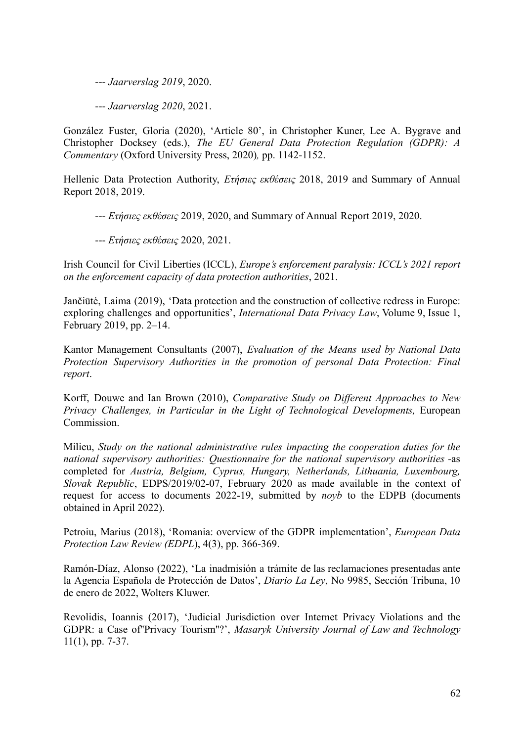--- *Jaarverslag 2019*, 2020.

--- *Jaarverslag 2020*, 2021.

González Fuster, Gloria (2020), 'Article 80', in Christopher Kuner, Lee A. Bygrave and Christopher Docksey (eds.), *The EU General Data Protection Regulation (GDPR): A Commentary* (Oxford University Press, 2020), pp. 1142-1152.

Hellenic Data Protection Authority, *Ετήσιες εκθέσεις* 2018, 2019 and Summary of Annual Report 2018, 2019.

--- *Ετήσιες εκθέσεις* 2019, 2020, and Summary of Annual Report 2019, 2020.

--- *Ετήσιες εκθέσεις* 2020, 2021.

Irish Council for Civil Liberties (ICCL), *Europe's enforcement paralysis: ICCL's 2021 report on the enforcement capacity of data protection authorities*, 2021.

Jančiūtė, Laima (2019), 'Data protection and the construction of collective redress in Europe: exploring challenges and opportunities', *International Data Privacy Law*, Volume 9, Issue 1, February 2019, pp. 2–14.

Kantor Management Consultants (2007), *Evaluation of the Means used by National Data Protection Supervisory Authorities in the promotion of personal Data Protection: Final report*.

Korff, Douwe and Ian Brown (2010), *Comparative Study on Different Approaches to New Privacy Challenges, in Particular in the Light of Technological Developments,* European Commission.

Milieu, *Study on the national administrative rules impacting the cooperation duties for the national supervisory authorities: Questionnaire for the national supervisory authorities* -as completed for *Austria, Belgium, Cyprus, Hungary, Netherlands, Lithuania, Luxembourg, Slovak Republic*, EDPS/2019/02-07, February 2020 as made available in the context of request for access to documents 2022-19, submitted by *noyb* to the EDPB (documents obtained in April 2022).

Petroiu, Marius (2018), 'Romania: overview of the GDPR implementation', *European Data Protection Law Review (EDPL*), 4(3), pp. 366-369.

Ramón-Díaz, Alonso (2022), 'La inadmisión a trámite de las reclamaciones presentadas ante la Agencia Española de Protección de Datos', *Diario La Ley*, No 9985, Sección Tribuna, 10 de enero de 2022, Wolters Kluwer.

Revolidis, Ioannis (2017), 'Judicial Jurisdiction over Internet Privacy Violations and the GDPR: a Case of"Privacy Tourism"?', *Masaryk University Journal of Law and Technology* 11(1), pp. 7-37.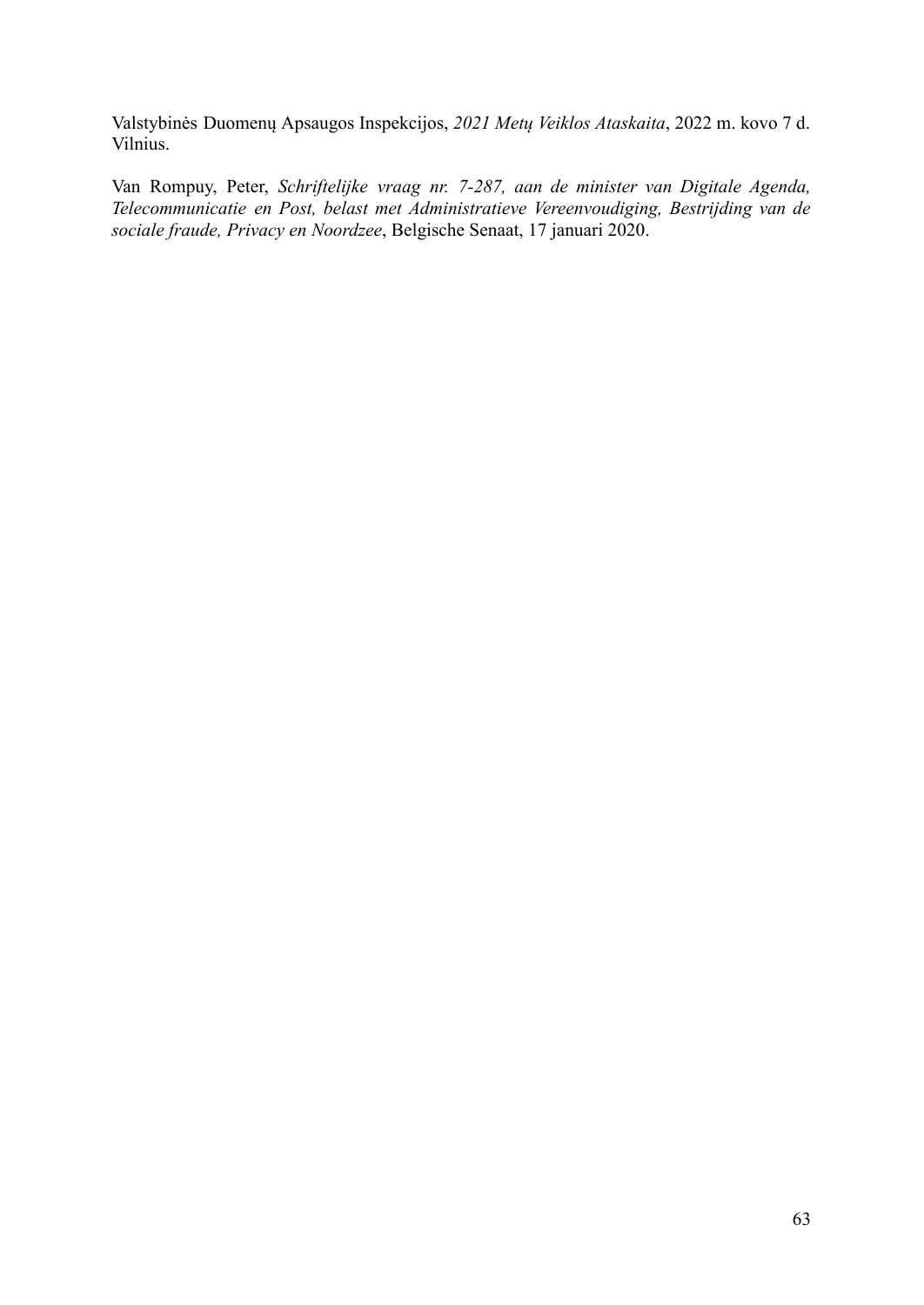Valstybinės Duomenų Apsaugos Inspekcijos, *2021 Metų Veiklos Ataskaita*, 2022 m. kovo 7 d. Vilnius.

Van Rompuy, Peter, *Schriftelijke vraag nr. 7-287, aan de minister van Digitale Agenda, Telecommunicatie en Post, belast met Administratieve Vereenvoudiging, Bestrijding van de sociale fraude, Privacy en Noordzee*, Belgische Senaat, 17 januari 2020.